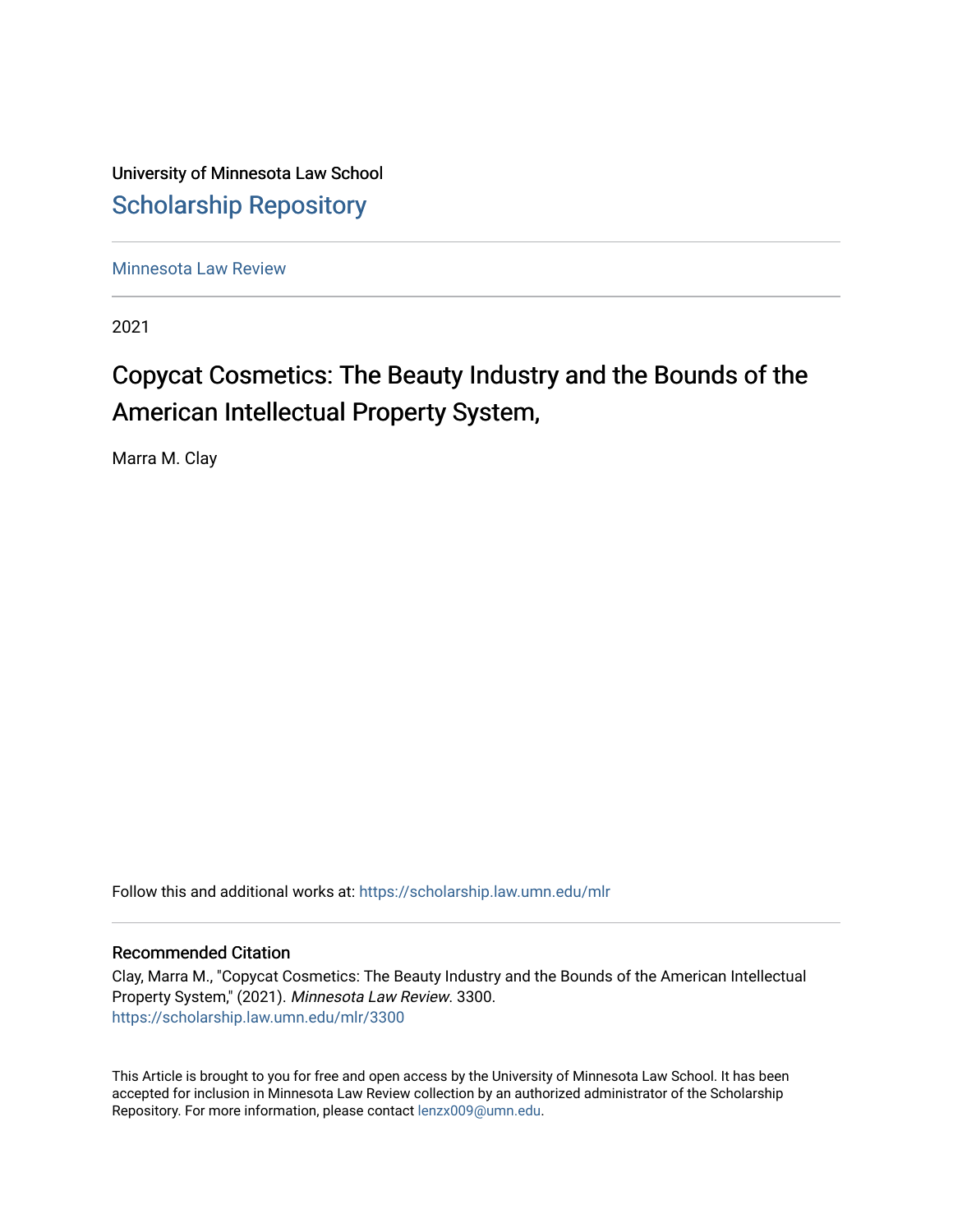University of Minnesota Law School

## Scholarship Repository

Minnesota Law Review

2021

# Copycat Cosmetics: The Beauty Industry and the Bounds of the American Intellectual Property System,

Marra M. Clay

Follow this and additional works at: https://scholarship.law.umn.edu/mlr

### Recommended Citation

Clay, Marra M., "Copycat Cosmetics: The Beauty Industry and the Bounds of the American Intellectual Property System," (2021). *Minnesota Law Review.* 3300.
https://scholarship.law.umn.edu/mlr/3300

This Article is brought to you for free and open access by the University of Minnesota Law School. It has been accepted for inclusion in Minnesota Law Review collection by an authorized administrator of the Scholarship Repository. For more information, please contact lenzx009@umn.edu.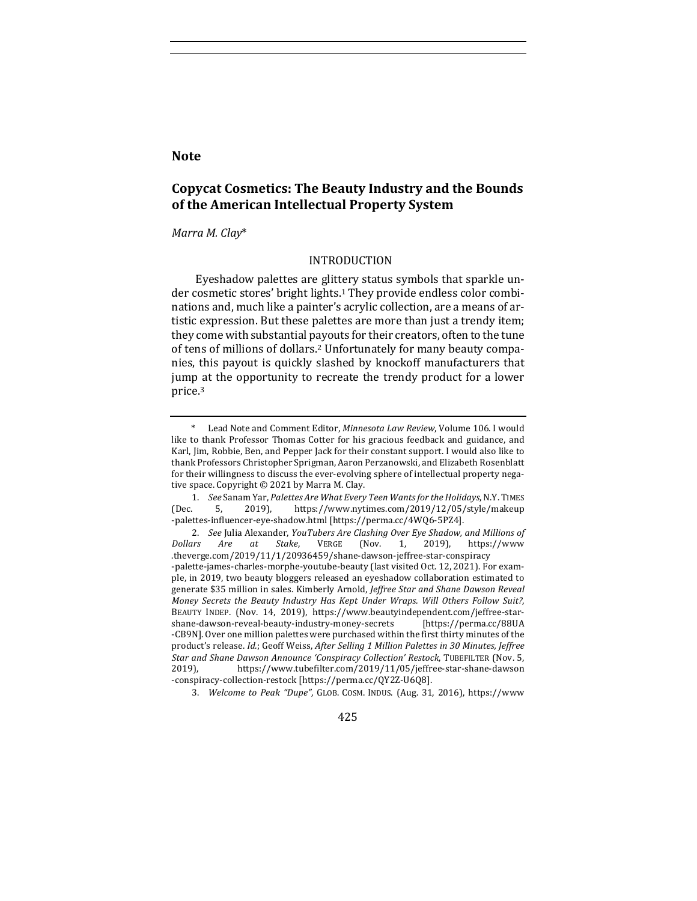**Note**

# Copycat Cosmetics: The Beauty Industry and the Bounds of the American Intellectual Property System

*Marra M. Clay**

## INTRODUCTION

Eyeshadow palettes are glittery status symbols that sparkle under cosmetic stores' bright lights.[1] They provide endless color combinations and, much like a painter's acrylic collection, are a means of artistic expression. But these palettes are more than just a trendy item; they come with substantial payouts for their creators, often to the tune of tens of millions of dollars.[2] Unfortunately for many beauty companies, this payout is quickly slashed by knockoff manufacturers that jump at the opportunity to recreate the trendy product for a lower price.[3]

---

\* Lead Note and Comment Editor, *Minnesota Law Review*, Volume 106. I would like to thank Professor Thomas Cotter for his gracious feedback and guidance, and Karl, Jim, Robbie, Ben, and Pepper Jack for their constant support. I would also like to thank Professors Christopher Sprigman, Aaron Perzanowski, and Elizabeth Rosenblatt for their willingness to discuss the ever-evolving sphere of intellectual property negative space. Copyright © 2021 by Marra M. Clay.

1. *See* Sanam Yar, *Palettes Are What Every Teen Wants for the Holidays*, N.Y. TIMES (Dec. 5, 2019), https://www.nytimes.com/2019/12/05/style/makeup-palettes-influencer-eye-shadow.html [https://perma.cc/4WQ6-5PZ4].

2. *See* Julia Alexander, *YouTubers Are Clashing Over Eye Shadow, and Millions of Dollars Are at Stake*, VERGE (Nov. 1, 2019), https://www.theverge.com/2019/11/1/20936459/shane-dawson-jeffree-star-conspiracy-palette-james-charles-morphe-youtube-beauty (last visited Oct. 12, 2021). For example, in 2019, two beauty bloggers released an eyeshadow collaboration estimated to generate $35 million in sales. Kimberly Arnold, *Jeffree Star and Shane Dawson Reveal Money Secrets the Beauty Industry Has Kept Under Wraps. Will Others Follow Suit?*, BEAUTY INDEP. (Nov. 14, 2019), https://www.beautyindependent.com/jeffree-star-shane-dawson-reveal-beauty-industry-money-secrets [https://perma.cc/88UA-CB9N]. Over one million palettes were purchased within the first thirty minutes of the product's release. *Id.*; Geoff Weiss, *After Selling 1 Million Palettes in 30 Minutes, Jeffree Star and Shane Dawson Announce 'Conspiracy Collection' Restock*, TUBEFILTER (Nov. 5, 2019), https://www.tubefilter.com/2019/11/05/jeffree-star-shane-dawson-conspiracy-collection-restock [https://perma.cc/QY2Z-U6Q8].

3. *Welcome to Peak "Dupe"*, GLOB. COSM. INDUS. (Aug. 31, 2016), https://www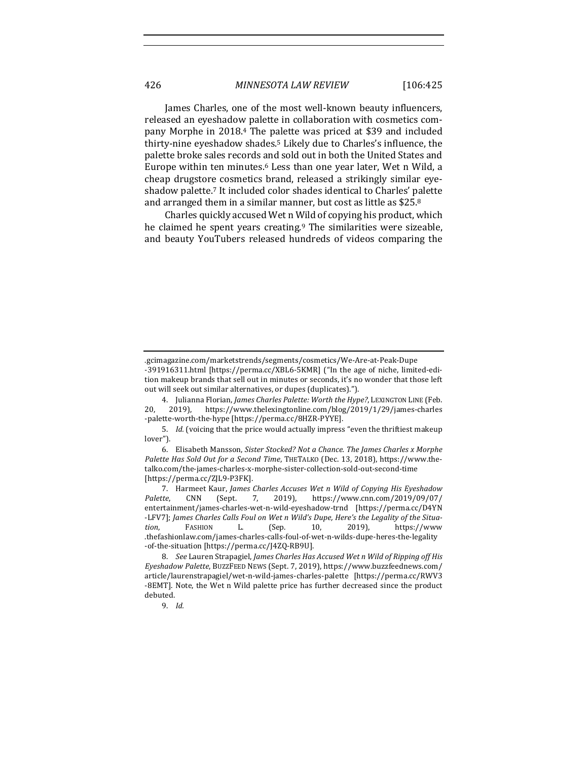James Charles, one of the most well-known beauty influencers, released an eyeshadow palette in collaboration with cosmetics company Morphe in 2018.[4] The palette was priced at $39 and included thirty-nine eyeshadow shades.[5] Likely due to Charles's influence, the palette broke sales records and sold out in both the United States and Europe within ten minutes.[6] Less than one year later, Wet n Wild, a cheap drugstore cosmetics brand, released a strikingly similar eyeshadow palette.[7] It included color shades identical to Charles' palette and arranged them in a similar manner, but cost as little as $25.[8]

Charles quickly accused Wet n Wild of copying his product, which he claimed he spent years creating.[9] The similarities were sizeable, and beauty YouTubers released hundreds of videos comparing the

---

.gcimagazine.com/marketstrends/segments/cosmetics/We-Are-at-Peak-Dupe-391916311.html [https://perma.cc/XBL6-5KMR] ("In the age of niche, limited-edition makeup brands that sell out in minutes or seconds, it's no wonder that those left out will seek out similar alternatives, or dupes (duplicates).").

4. Julianna Florian, *James Charles Palette: Worth the Hype?*, LEXINGTON LINE (Feb. 20, 2019), https://www.thelexingtonline.com/blog/2019/1/29/james-charles-palette-worth-the-hype [https://perma.cc/8HZR-PYYE].

5. *Id.* (voicing that the price would actually impress "even the thriftiest makeup lover").

6. Elisabeth Mansson, *Sister Stocked? Not a Chance. The James Charles x Morphe Palette Has Sold Out for a Second Time*, THETALKO (Dec. 13, 2018), https://www.thetalko.com/the-james-charles-x-morphe-sister-collection-sold-out-second-time [https://perma.cc/ZJL9-P3FK].

7. Harmeet Kaur, *James Charles Accuses Wet n Wild of Copying His Eyeshadow Palette*, CNN (Sept. 7, 2019), https://www.cnn.com/2019/09/07/entertainment/james-charles-wet-n-wild-eyeshadow-trnd [https://perma.cc/D4YN-LFV7]; *James Charles Calls Foul on Wet n Wild's Dupe, Here's the Legality of the Situation*, FASHION L. (Sep. 10, 2019), https://www.thefashionlaw.com/james-charles-calls-foul-of-wet-n-wilds-dupe-heres-the-legality-of-the-situation [https://perma.cc/J4ZQ-RB9U].

8. *See* Lauren Strapagiel, *James Charles Has Accused Wet n Wild of Ripping off His Eyeshadow Palette*, BUZZFEED NEWS (Sept. 7, 2019), https://www.buzzfeednews.com/article/laurenstrapagiel/wet-n-wild-james-charles-palette [https://perma.cc/RWV3-8EMT]. Note, the Wet n Wild palette price has further decreased since the product debuted.

9. *Id.*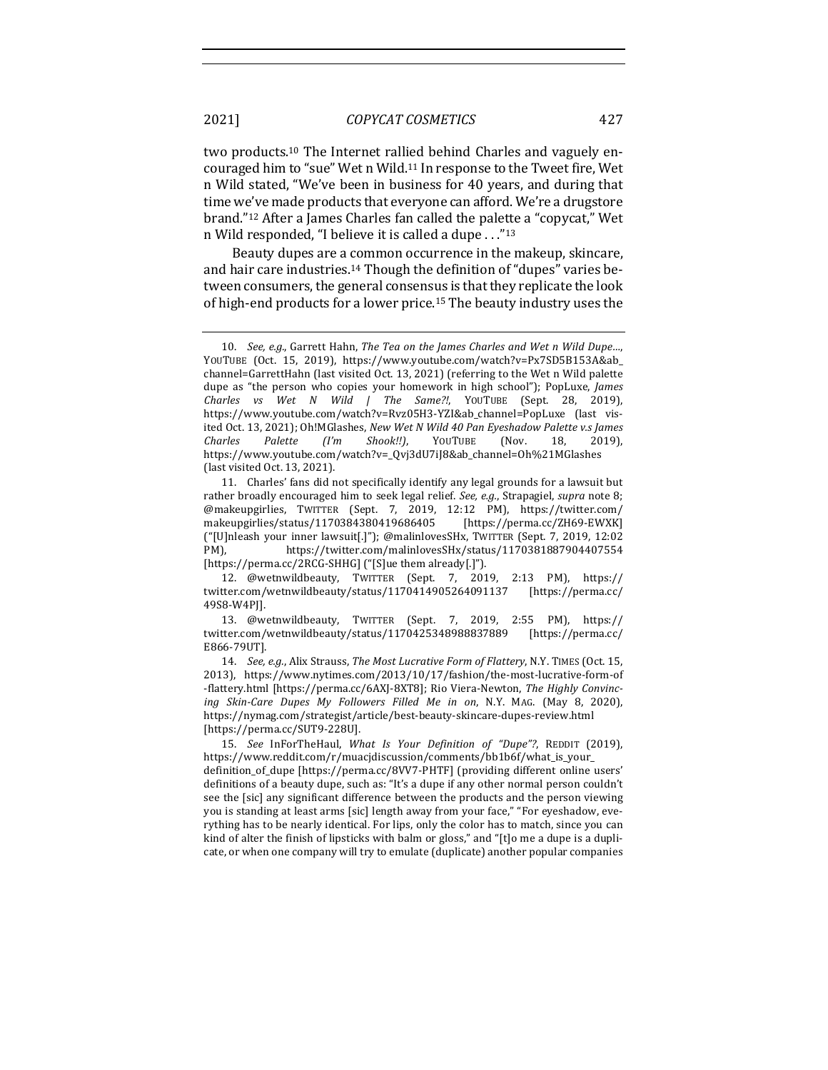two products.[10] The Internet rallied behind Charles and vaguely encouraged him to "sue" Wet n Wild.[11] In response to the Tweet fire, Wet n Wild stated, "We've been in business for 40 years, and during that time we've made products that everyone can afford. We're a drugstore brand."[12] After a James Charles fan called the palette a "copycat," Wet n Wild responded, "I believe it is called a dupe . . ."[13]

Beauty dupes are a common occurrence in the makeup, skincare, and hair care industries.[14] Though the definition of "dupes" varies between consumers, the general consensus is that they replicate the look of high-end products for a lower price.[15] The beauty industry uses the

---

10. *See, e.g.*, Garrett Hahn, *The Tea on the James Charles and Wet n Wild Dupe...*, YOUTUBE (Oct. 15, 2019), https://www.youtube.com/watch?v=Px7SD5B153A&ab_channel=GarrettHahn (last visited Oct. 13, 2021) (referring to the Wet n Wild palette dupe as "the person who copies your homework in high school"); PopLuxe, *James Charles vs Wet N Wild | The Same?!*, YOUTUBE (Sept. 28, 2019), https://www.youtube.com/watch?v=Rvz05H3-YZI&ab_channel=PopLuxe (last visited Oct. 13, 2021); Oh!MGlashes, *New Wet N Wild 40 Pan Eyeshadow Palette v.s James Charles Palette (I'm Shook!!)*, YOUTUBE (Nov. 18, 2019), https://www.youtube.com/watch?v=_Qvj3dU7iJ8&ab_channel=Oh%21MGlashes (last visited Oct. 13, 2021).

11. Charles' fans did not specifically identify any legal grounds for a lawsuit but rather broadly encouraged him to seek legal relief. *See, e.g.*, Strapagiel, *supra* note 8; @makeupgirlies, TWITTER (Sept. 7, 2019, 12:12 PM), https://twitter.com/makeupgirlies/status/1170384380419686405 [https://perma.cc/ZH69-EWXK] ("[U]nleash your inner lawsuit[.]"); @malinlovesSHx, TWITTER (Sept. 7, 2019, 12:02 PM), https://twitter.com/malinlovesSHx/status/1170381887904407554 [https://perma.cc/2RCG-SHHG] ("[S]ue them already[.]").

12. @wetnwildbeauty, TWITTER (Sept. 7, 2019, 2:13 PM), https://twitter.com/wetnwildbeauty/status/1170414905264091137 [https://perma.cc/49S8-W4PJ].

13. @wetnwildbeauty, TWITTER (Sept. 7, 2019, 2:55 PM), https://twitter.com/wetnwildbeauty/status/1170425348988837889 [https://perma.cc/E866-79UT].

14. *See, e.g.*, Alix Strauss, *The Most Lucrative Form of Flattery*, N.Y. TIMES (Oct. 15, 2013), https://www.nytimes.com/2013/10/17/fashion/the-most-lucrative-form-of-flattery.html [https://perma.cc/6AXJ-8XT8]; Rio Viera-Newton, *The Highly Convincing Skin-Care Dupes My Followers Filled Me in on*, N.Y. MAG. (May 8, 2020), https://nymag.com/strategist/article/best-beauty-skincare-dupes-review.html [https://perma.cc/SUT9-228U].

15. *See* InForTheHaul, *What Is Your Definition of "Dupe"?*, REDDIT (2019), https://www.reddit.com/r/muacjdiscussion/comments/bb1b6f/what_is_your_definition_of_dupe [https://perma.cc/8VV7-PHTF] (providing different online users' definitions of a beauty dupe, such as: "It's a dupe if any other normal person couldn't see the [sic] any significant difference between the products and the person viewing you is standing at least arms [sic] length away from your face," "For eyeshadow, everything has to be nearly identical. For lips, only the color has to match, since you can kind of alter the finish of lipsticks with balm or gloss," and "[t]o me a dupe is a duplicate, or when one company will try to emulate (duplicate) another popular companies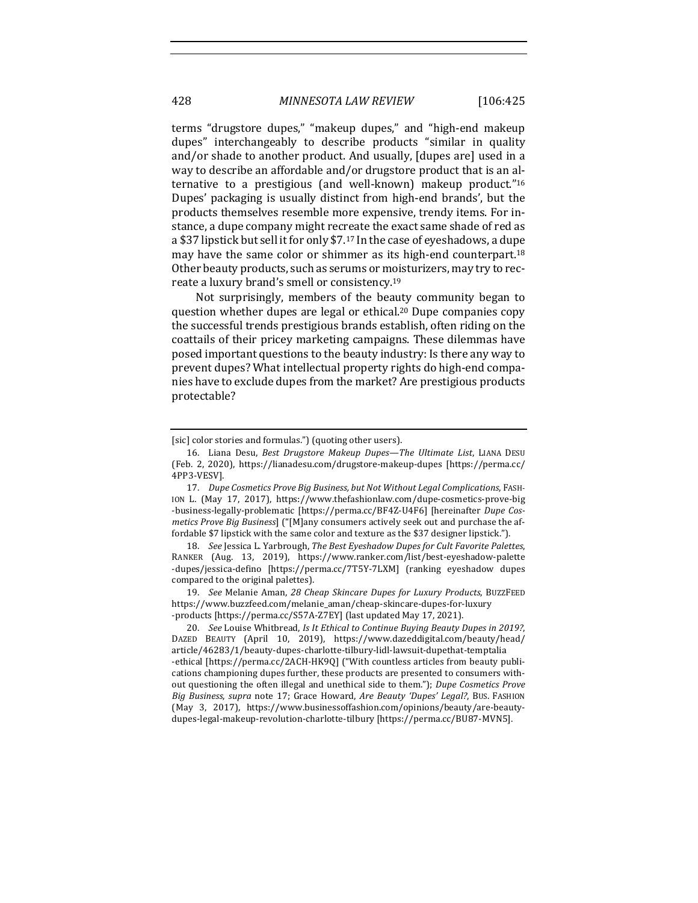terms "drugstore dupes," "makeup dupes," and "high-end makeup dupes" interchangeably to describe products "similar in quality and/or shade to another product. And usually, [dupes are] used in a way to describe an affordable and/or drugstore product that is an alternative to a prestigious (and well-known) makeup product."[16] Dupes' packaging is usually distinct from high-end brands', but the products themselves resemble more expensive, trendy items. For instance, a dupe company might recreate the exact same shade of red as a $37 lipstick but sell it for only $7.[17] In the case of eyeshadows, a dupe may have the same color or shimmer as its high-end counterpart.[18] Other beauty products, such as serums or moisturizers, may try to recreate a luxury brand's smell or consistency.[19]

Not surprisingly, members of the beauty community began to question whether dupes are legal or ethical.[20] Dupe companies copy the successful trends prestigious brands establish, often riding on the coattails of their pricey marketing campaigns. These dilemmas have posed important questions to the beauty industry: Is there any way to prevent dupes? What intellectual property rights do high-end companies have to exclude dupes from the market? Are prestigious products protectable?

---

[sic] color stories and formulas.") (quoting other users).

16. Liana Desu, *Best Drugstore Makeup Dupes—The Ultimate List*, LIANA DESU (Feb. 2, 2020), https://lianadesu.com/drugstore-makeup-dupes [https://perma.cc/4PP3-VESV].

17. *Dupe Cosmetics Prove Big Business, but Not Without Legal Complications*, FASHION L. (May 17, 2017), https://www.thefashionlaw.com/dupe-cosmetics-prove-big-business-legally-problematic [https://perma.cc/BF4Z-U4F6] [hereinafter *Dupe Cosmetics Prove Big Business*] ("[M]any consumers actively seek out and purchase the affordable $7 lipstick with the same color and texture as the $37 designer lipstick.").

18. *See* Jessica L. Yarbrough, *The Best Eyeshadow Dupes for Cult Favorite Palettes*, RANKER (Aug. 13, 2019), https://www.ranker.com/list/best-eyeshadow-palette-dupes/jessica-defino [https://perma.cc/7T5Y-7LXM] (ranking eyeshadow dupes compared to the original palettes).

19. *See* Melanie Aman, *28 Cheap Skincare Dupes for Luxury Products*, BUZZFEED https://www.buzzfeed.com/melanie_aman/cheap-skincare-dupes-for-luxury-products [https://perma.cc/S57A-Z7EY] (last updated May 17, 2021).

20. *See* Louise Whitbread, *Is It Ethical to Continue Buying Beauty Dupes in 2019?*, DAZED BEAUTY (April 10, 2019), https://www.dazeddigital.com/beauty/head/article/46283/1/beauty-dupes-charlotte-tilbury-lidl-lawsuit-dupethat-temptalia-ethical [https://perma.cc/2ACH-HK9Q] ("With countless articles from beauty publications championing dupes further, these products are presented to consumers without questioning the often illegal and unethical side to them."); *Dupe Cosmetics Prove Big Business*, *supra* note 17; Grace Howard, *Are Beauty 'Dupes' Legal?*, BUS. FASHION (May 3, 2017), https://www.businessoffashion.com/opinions/beauty/are-beauty-dupes-legal-makeup-revolution-charlotte-tilbury [https://perma.cc/BU87-MVN5].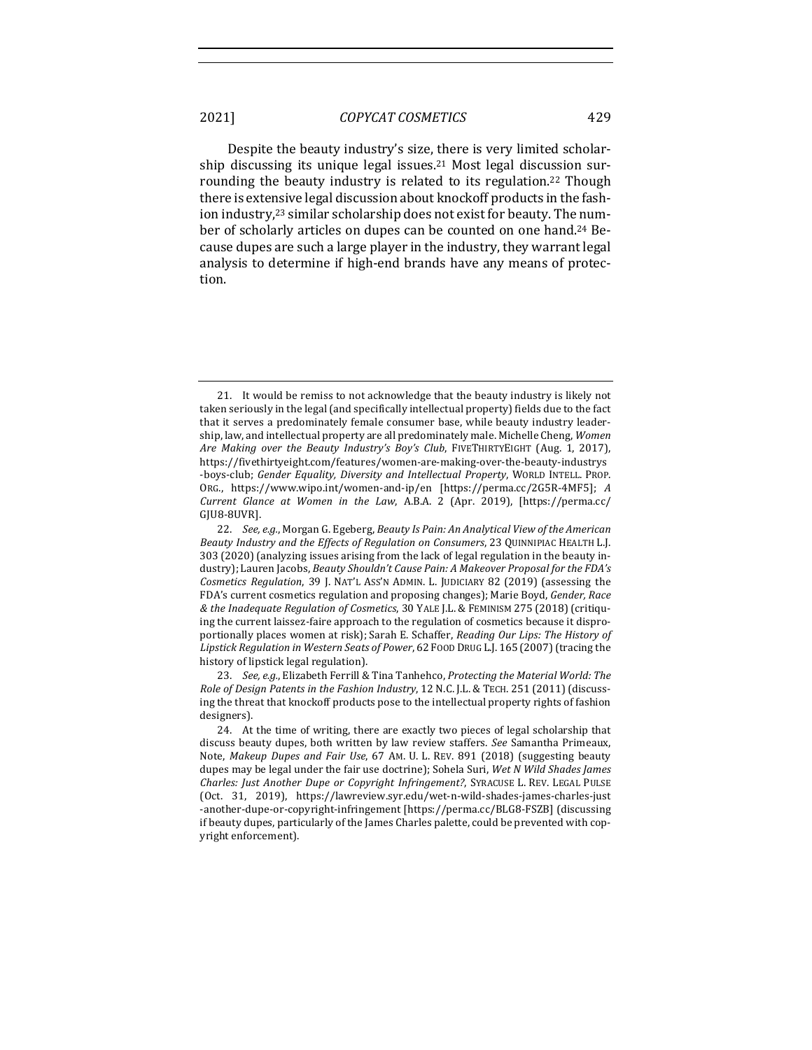Despite the beauty industry's size, there is very limited scholarship discussing its unique legal issues.[21] Most legal discussion surrounding the beauty industry is related to its regulation.[22] Though there is extensive legal discussion about knockoff products in the fashion industry,[23] similar scholarship does not exist for beauty. The number of scholarly articles on dupes can be counted on one hand.[24] Because dupes are such a large player in the industry, they warrant legal analysis to determine if high-end brands have any means of protection.

---

21. It would be remiss to not acknowledge that the beauty industry is likely not taken seriously in the legal (and specifically intellectual property) fields due to the fact that it serves a predominately female consumer base, while beauty industry leadership, law, and intellectual property are all predominately male. Michelle Cheng, *Women Are Making over the Beauty Industry's Boy's Club*, FIVETHIRTYEIGHT (Aug. 1, 2017), https://fivethirtyeight.com/features/women-are-making-over-the-beauty-industrys-boys-club; *Gender Equality, Diversity and Intellectual Property*, WORLD INTELL. PROP. ORG., https://www.wipo.int/women-and-ip/en [https://perma.cc/2G5R-4MF5]; *A Current Glance at Women in the Law*, A.B.A. 2 (Apr. 2019), [https://perma.cc/GJU8-8UVR].

22. *See, e.g.*, Morgan G. Egeberg, *Beauty Is Pain: An Analytical View of the American Beauty Industry and the Effects of Regulation on Consumers*, 23 QUINNIPIAC HEALTH L.J. 303 (2020) (analyzing issues arising from the lack of legal regulation in the beauty industry); Lauren Jacobs, *Beauty Shouldn't Cause Pain: A Makeover Proposal for the FDA's Cosmetics Regulation*, 39 J. NAT'L ASS'N ADMIN. L. JUDICIARY 82 (2019) (assessing the FDA's current cosmetics regulation and proposing changes); Marie Boyd, *Gender, Race & the Inadequate Regulation of Cosmetics*, 30 YALE J.L. & FEMINISM 275 (2018) (critiquing the current laissez-faire approach to the regulation of cosmetics because it disproportionally places women at risk); Sarah E. Schaffer, *Reading Our Lips: The History of Lipstick Regulation in Western Seats of Power*, 62 FOOD DRUG L.J. 165 (2007) (tracing the history of lipstick legal regulation).

23. *See, e.g.*, Elizabeth Ferrill & Tina Tanhehco, *Protecting the Material World: The Role of Design Patents in the Fashion Industry*, 12 N.C. J.L. & TECH. 251 (2011) (discussing the threat that knockoff products pose to the intellectual property rights of fashion designers).

24. At the time of writing, there are exactly two pieces of legal scholarship that discuss beauty dupes, both written by law review staffers. *See* Samantha Primeaux, Note, *Makeup Dupes and Fair Use*, 67 AM. U. L. REV. 891 (2018) (suggesting beauty dupes may be legal under the fair use doctrine); Sohela Suri, *Wet N Wild Shades James Charles: Just Another Dupe or Copyright Infringement?*, SYRACUSE L. REV. LEGAL PULSE (Oct. 31, 2019), https://lawreview.syr.edu/wet-n-wild-shades-james-charles-just-another-dupe-or-copyright-infringement [https://perma.cc/BLG8-FSZB] (discussing if beauty dupes, particularly of the James Charles palette, could be prevented with copyright enforcement).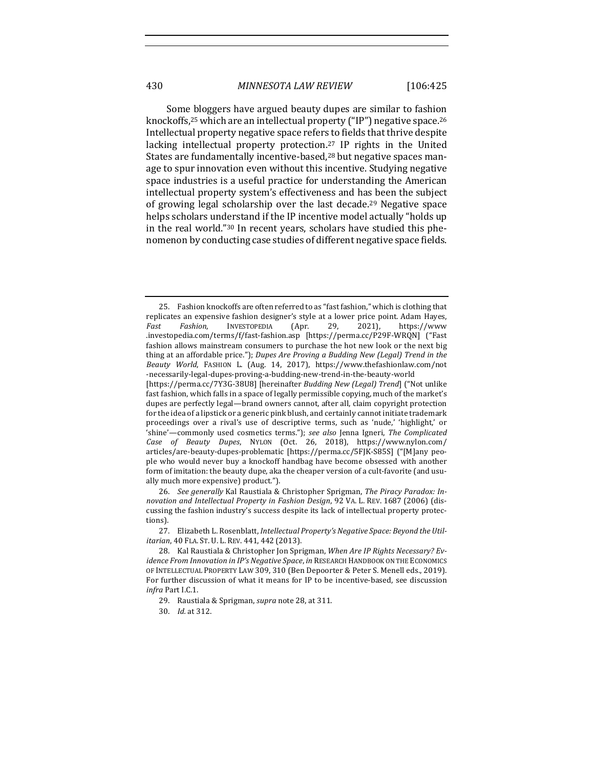Some bloggers have argued beauty dupes are similar to fashion knockoffs,[25] which are an intellectual property ("IP") negative space.[26] Intellectual property negative space refers to fields that thrive despite lacking intellectual property protection.[27] IP rights in the United States are fundamentally incentive-based,[28] but negative spaces manage to spur innovation even without this incentive. Studying negative space industries is a useful practice for understanding the American intellectual property system's effectiveness and has been the subject of growing legal scholarship over the last decade.[29] Negative space helps scholars understand if the IP incentive model actually "holds up in the real world."[30] In recent years, scholars have studied this phenomenon by conducting case studies of different negative space fields.

---

25. Fashion knockoffs are often referred to as "fast fashion," which is clothing that replicates an expensive fashion designer's style at a lower price point. Adam Hayes, *Fast Fashion*, INVESTOPEDIA (Apr. 29, 2021), https://www.investopedia.com/terms/f/fast-fashion.asp [https://perma.cc/P29F-WRQN] ("Fast fashion allows mainstream consumers to purchase the hot new look or the next big thing at an affordable price."); *Dupes Are Proving a Budding New (Legal) Trend in the Beauty World*, FASHION L. (Aug. 14, 2017), https://www.thefashionlaw.com/not-necessarily-legal-dupes-proving-a-budding-new-trend-in-the-beauty-world [https://perma.cc/7Y3G-38U8] [hereinafter *Budding New (Legal) Trend*] ("Not unlike fast fashion, which falls in a space of legally permissible copying, much of the market's dupes are perfectly legal—brand owners cannot, after all, claim copyright protection for the idea of a lipstick or a generic pink blush, and certainly cannot initiate trademark proceedings over a rival's use of descriptive terms, such as 'nude,' 'highlight,' or 'shine'—commonly used cosmetics terms."); *see also* Jenna Igneri, *The Complicated Case of Beauty Dupes*, NYLON (Oct. 26, 2018), https://www.nylon.com/articles/are-beauty-dupes-problematic [https://perma.cc/5FJK-S85S] ("[M]any people who would never buy a knockoff handbag have become obsessed with another form of imitation: the beauty dupe, aka the cheaper version of a cult-favorite (and usually much more expensive) product.").

26. *See generally* Kal Raustiala & Christopher Sprigman, *The Piracy Paradox: Innovation and Intellectual Property in Fashion Design*, 92 VA. L. REV. 1687 (2006) (discussing the fashion industry's success despite its lack of intellectual property protections).

27. Elizabeth L. Rosenblatt, *Intellectual Property's Negative Space: Beyond the Utilitarian*, 40 FLA. ST. U. L. REV. 441, 442 (2013).

28. Kal Raustiala & Christopher Jon Sprigman, *When Are IP Rights Necessary? Evidence From Innovation in IP's Negative Space*, *in* RESEARCH HANDBOOK ON THE ECONOMICS OF INTELLECTUAL PROPERTY LAW 309, 310 (Ben Depoorter & Peter S. Menell eds., 2019). For further discussion of what it means for IP to be incentive-based, see discussion *infra* Part I.C.1.

29. Raustiala & Sprigman, *supra* note 28, at 311.

30. *Id.* at 312.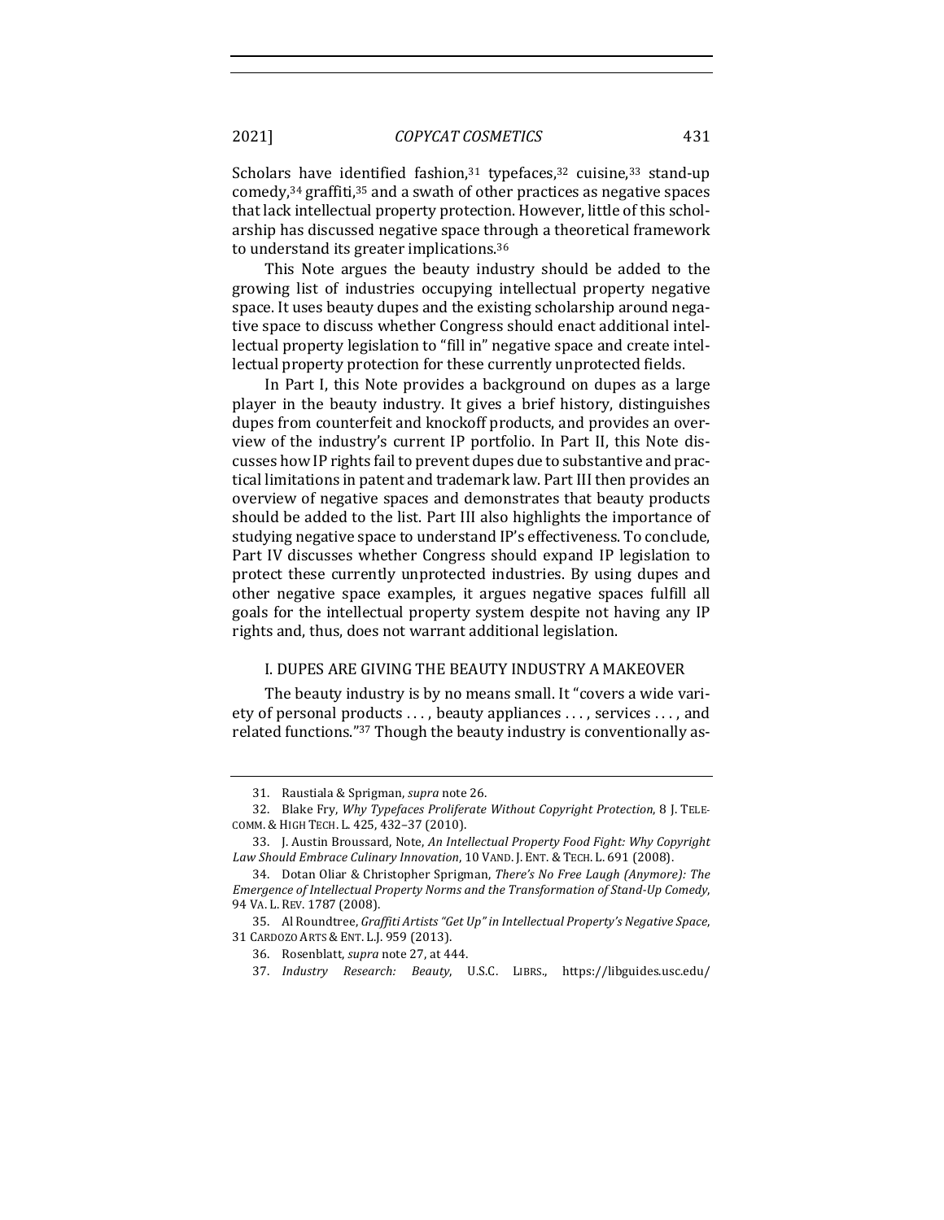Scholars have identified fashion,[31] typefaces,[32] cuisine,[33] stand-up comedy,[34] graffiti,[35] and a swath of other practices as negative spaces that lack intellectual property protection. However, little of this scholarship has discussed negative space through a theoretical framework to understand its greater implications.[36]

This Note argues the beauty industry should be added to the growing list of industries occupying intellectual property negative space. It uses beauty dupes and the existing scholarship around negative space to discuss whether Congress should enact additional intellectual property legislation to "fill in" negative space and create intellectual property protection for these currently unprotected fields.

In Part I, this Note provides a background on dupes as a large player in the beauty industry. It gives a brief history, distinguishes dupes from counterfeit and knockoff products, and provides an overview of the industry's current IP portfolio. In Part II, this Note discusses how IP rights fail to prevent dupes due to substantive and practical limitations in patent and trademark law. Part III then provides an overview of negative spaces and demonstrates that beauty products should be added to the list. Part III also highlights the importance of studying negative space to understand IP's effectiveness. To conclude, Part IV discusses whether Congress should expand IP legislation to protect these currently unprotected industries. By using dupes and other negative space examples, it argues negative spaces fulfill all goals for the intellectual property system despite not having any IP rights and, thus, does not warrant additional legislation.

## I. DUPES ARE GIVING THE BEAUTY INDUSTRY A MAKEOVER

The beauty industry is by no means small. It "covers a wide variety of personal products . . . , beauty appliances . . . , services . . . , and related functions."[37] Though the beauty industry is conventionally as-

---

31. Raustiala & Sprigman, *supra* note 26.

32. Blake Fry, *Why Typefaces Proliferate Without Copyright Protection*, 8 J. TELECOMM. & HIGH TECH. L. 425, 432–37 (2010).

33. J. Austin Broussard, Note, *An Intellectual Property Food Fight: Why Copyright Law Should Embrace Culinary Innovation*, 10 VAND. J. ENT. & TECH. L. 691 (2008).

34. Dotan Oliar & Christopher Sprigman, *There's No Free Laugh (Anymore): The Emergence of Intellectual Property Norms and the Transformation of Stand-Up Comedy*, 94 VA. L. REV. 1787 (2008).

35. Al Roundtree, *Graffiti Artists "Get Up" in Intellectual Property's Negative Space*, 31 CARDOZO ARTS & ENT. L.J. 959 (2013).

36. Rosenblatt, *supra* note 27, at 444.

37. *Industry Research: Beauty*, U.S.C. LIBRS., https://libguides.usc.edu/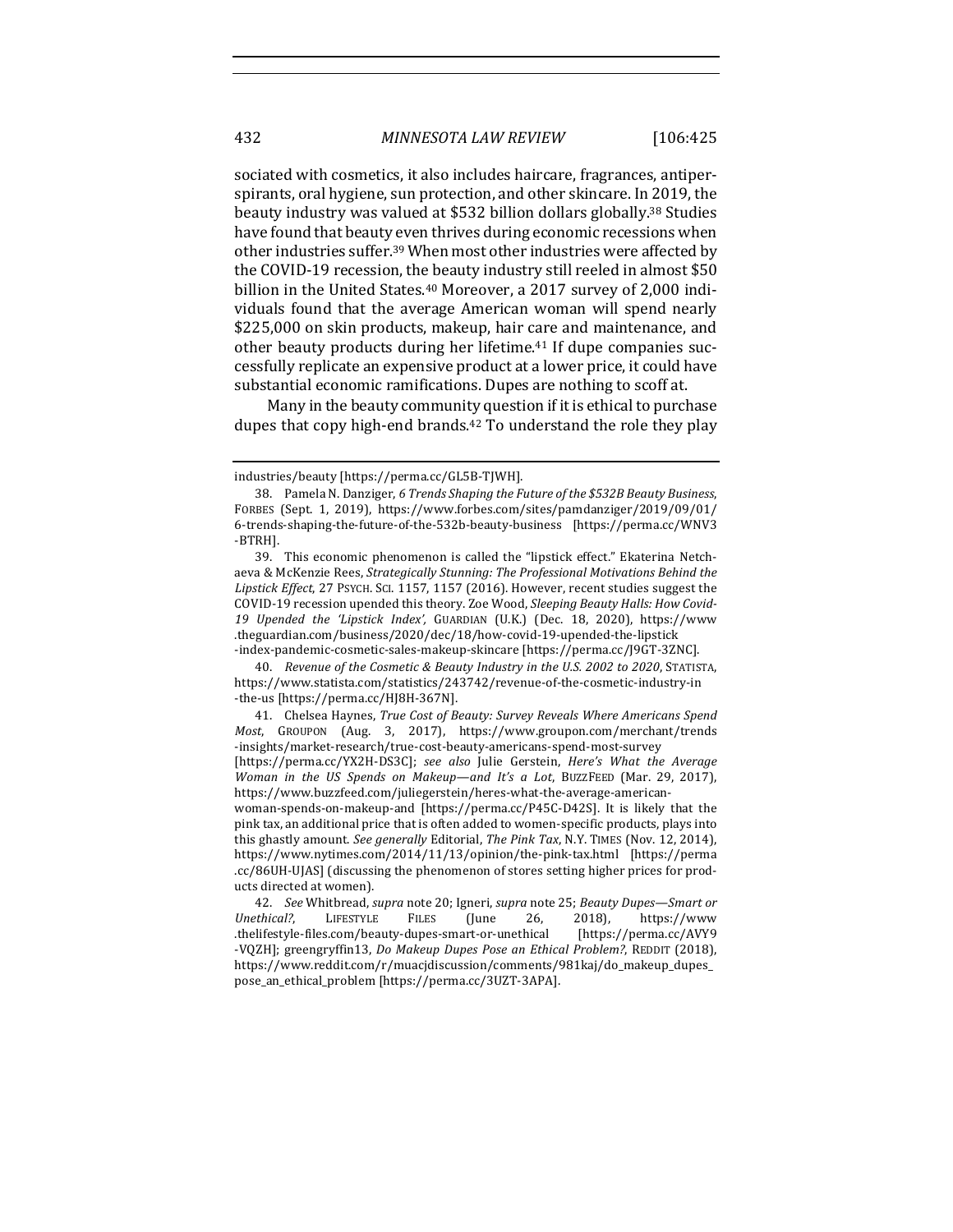sociated with cosmetics, it also includes haircare, fragrances, antiperspirants, oral hygiene, sun protection, and other skincare. In 2019, the beauty industry was valued at $532 billion dollars globally.[38] Studies have found that beauty even thrives during economic recessions when other industries suffer.[39] When most other industries were affected by the COVID-19 recession, the beauty industry still reeled in almost $50 billion in the United States.[40] Moreover, a 2017 survey of 2,000 individuals found that the average American woman will spend nearly $225,000 on skin products, makeup, hair care and maintenance, and other beauty products during her lifetime.[41] If dupe companies successfully replicate an expensive product at a lower price, it could have substantial economic ramifications. Dupes are nothing to scoff at.

Many in the beauty community question if it is ethical to purchase dupes that copy high-end brands.[42] To understand the role they play

---

industries/beauty [https://perma.cc/GL5B-TJWH].

38. Pamela N. Danziger, *6 Trends Shaping the Future of the $532B Beauty Business*, FORBES (Sept. 1, 2019), https://www.forbes.com/sites/pamdanziger/2019/09/01/6-trends-shaping-the-future-of-the-532b-beauty-business [https://perma.cc/WNV3-BTRH].

39. This economic phenomenon is called the "lipstick effect." Ekaterina Netchaeva & McKenzie Rees, *Strategically Stunning: The Professional Motivations Behind the Lipstick Effect*, 27 PSYCH. SCI. 1157, 1157 (2016). However, recent studies suggest the COVID-19 recession upended this theory. Zoe Wood, *Sleeping Beauty Halls: How Covid-19 Upended the 'Lipstick Index'*, GUARDIAN (U.K.) (Dec. 18, 2020), https://www.theguardian.com/business/2020/dec/18/how-covid-19-upended-the-lipstick-index-pandemic-cosmetic-sales-makeup-skincare [https://perma.cc/J9GT-3ZNC].

40. *Revenue of the Cosmetic & Beauty Industry in the U.S. 2002 to 2020*, STATISTA, https://www.statista.com/statistics/243742/revenue-of-the-cosmetic-industry-in-the-us [https://perma.cc/HJ8H-367N].

41. Chelsea Haynes, *True Cost of Beauty: Survey Reveals Where Americans Spend Most*, GROUPON (Aug. 3, 2017), https://www.groupon.com/merchant/trends-insights/market-research/true-cost-beauty-americans-spend-most-survey [https://perma.cc/YX2H-DS3C]; *see also* Julie Gerstein, *Here's What the Average Woman in the US Spends on Makeup—and It's a Lot*, BUZZFEED (Mar. 29, 2017), https://www.buzzfeed.com/juliegerstein/heres-what-the-average-american-woman-spends-on-makeup-and [https://perma.cc/P45C-D42S]. It is likely that the pink tax, an additional price that is often added to women-specific products, plays into this ghastly amount. *See generally* Editorial, *The Pink Tax*, N.Y. TIMES (Nov. 12, 2014), https://www.nytimes.com/2014/11/13/opinion/the-pink-tax.html [https://perma.cc/86UH-UJAS] (discussing the phenomenon of stores setting higher prices for products directed at women).

42. *See* Whitbread, *supra* note 20; Igneri, *supra* note 25; *Beauty Dupes—Smart or Unethical?*, LIFESTYLE FILES (June 26, 2018), https://www.thelifestyle-files.com/beauty-dupes-smart-or-unethical [https://perma.cc/AVY9-VQZH]; greengryffin13, *Do Makeup Dupes Pose an Ethical Problem?*, REDDIT (2018), https://www.reddit.com/r/muacjdiscussion/comments/981kaj/do_makeup_dupes_pose_an_ethical_problem [https://perma.cc/3UZT-3APA].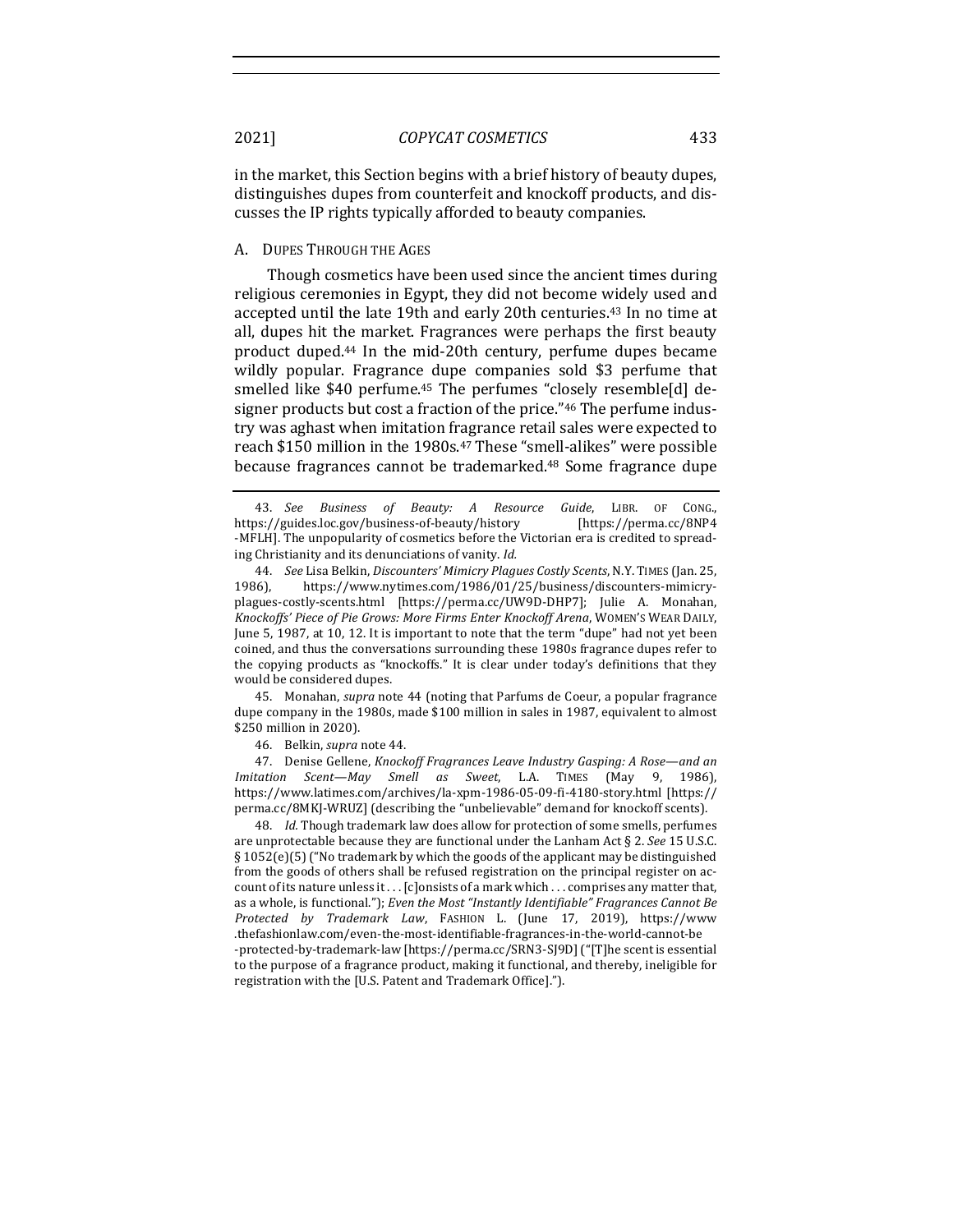in the market, this Section begins with a brief history of beauty dupes, distinguishes dupes from counterfeit and knockoff products, and discusses the IP rights typically afforded to beauty companies.

### A. DUPES THROUGH THE AGES

Though cosmetics have been used since the ancient times during religious ceremonies in Egypt, they did not become widely used and accepted until the late 19th and early 20th centuries.[43] In no time at all, dupes hit the market. Fragrances were perhaps the first beauty product duped.[44] In the mid-20th century, perfume dupes became wildly popular. Fragrance dupe companies sold $3 perfume that smelled like $40 perfume.[45] The perfumes "closely resemble[d] designer products but cost a fraction of the price."[46] The perfume industry was aghast when imitation fragrance retail sales were expected to reach $150 million in the 1980s.[47] These "smell-alikes" were possible because fragrances cannot be trademarked.[48] Some fragrance dupe

---

43. *See Business of Beauty: A Resource Guide*, LIBR. OF CONG., https://guides.loc.gov/business-of-beauty/history [https://perma.cc/8NP4-MFLH]. The unpopularity of cosmetics before the Victorian era is credited to spreading Christianity and its denunciations of vanity. *Id.*

44. *See* Lisa Belkin, *Discounters' Mimicry Plagues Costly Scents*, N.Y. TIMES (Jan. 25, 1986), https://www.nytimes.com/1986/01/25/business/discounters-mimicry-plagues-costly-scents.html [https://perma.cc/UW9D-DHP7]; Julie A. Monahan, *Knockoffs' Piece of Pie Grows: More Firms Enter Knockoff Arena*, WOMEN'S WEAR DAILY, June 5, 1987, at 10, 12. It is important to note that the term "dupe" had not yet been coined, and thus the conversations surrounding these 1980s fragrance dupes refer to the copying products as "knockoffs." It is clear under today's definitions that they would be considered dupes.

45. Monahan, *supra* note 44 (noting that Parfums de Coeur, a popular fragrance dupe company in the 1980s, made $100 million in sales in 1987, equivalent to almost $250 million in 2020).

46. Belkin, *supra* note 44.

47. Denise Gellene, *Knockoff Fragrances Leave Industry Gasping: A Rose—and an Imitation Scent—May Smell as Sweet*, L.A. TIMES (May 9, 1986), https://www.latimes.com/archives/la-xpm-1986-05-09-fi-4180-story.html [https://perma.cc/8MKJ-WRUZ] (describing the "unbelievable" demand for knockoff scents).

48. *Id.* Though trademark law does allow for protection of some smells, perfumes are unprotectable because they are functional under the Lanham Act § 2. *See* 15 U.S.C. § 1052(e)(5) ("No trademark by which the goods of the applicant may be distinguished from the goods of others shall be refused registration on the principal register on account of its nature unless it . . . [c]onsists of a mark which . . . comprises any matter that, as a whole, is functional."); *Even the Most "Instantly Identifiable" Fragrances Cannot Be Protected by Trademark Law*, FASHION L. (June 17, 2019), https://www.thefashionlaw.com/even-the-most-identifiable-fragrances-in-the-world-cannot-be-protected-by-trademark-law [https://perma.cc/SRN3-SJ9D] ("[T]he scent is essential to the purpose of a fragrance product, making it functional, and thereby, ineligible for registration with the [U.S. Patent and Trademark Office].").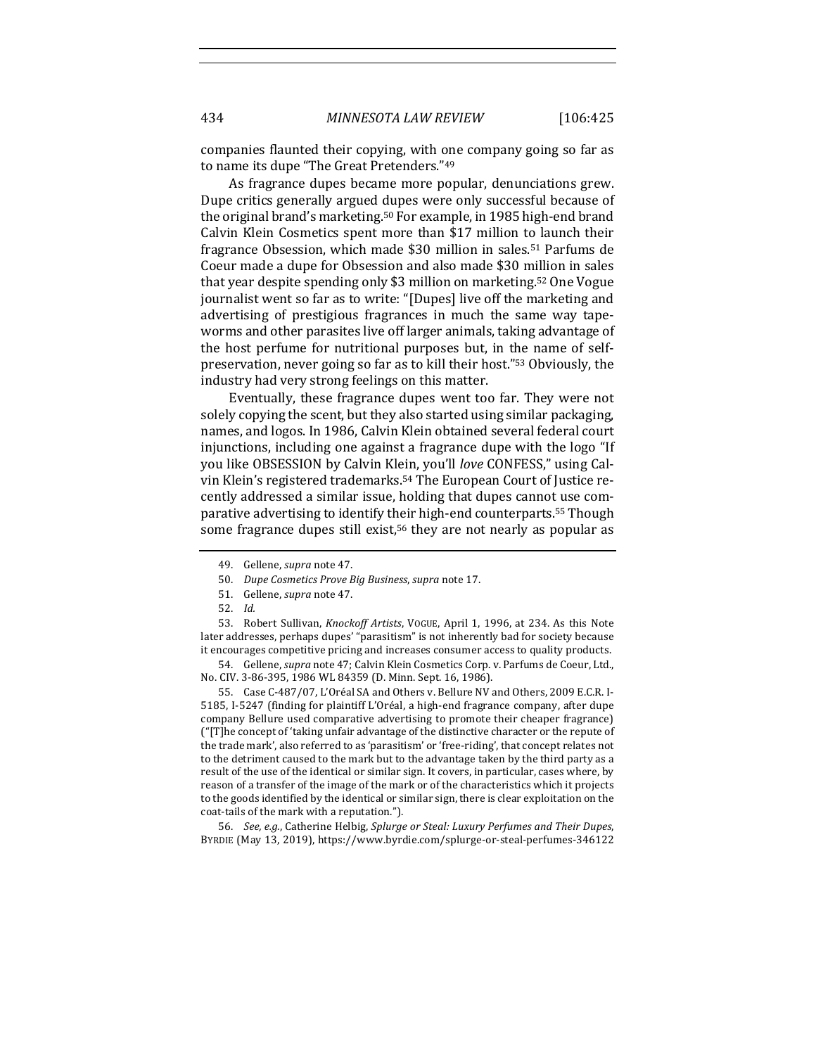companies flaunted their copying, with one company going so far as to name its dupe "The Great Pretenders."[49]

As fragrance dupes became more popular, denunciations grew. Dupe critics generally argued dupes were only successful because of the original brand's marketing.[50] For example, in 1985 high-end brand Calvin Klein Cosmetics spent more than $17 million to launch their fragrance Obsession, which made $30 million in sales.[51] Parfums de Coeur made a dupe for Obsession and also made $30 million in sales that year despite spending only $3 million on marketing.[52] One Vogue journalist went so far as to write: "[Dupes] live off the marketing and advertising of prestigious fragrances in much the same way tapeworms and other parasites live off larger animals, taking advantage of the host perfume for nutritional purposes but, in the name of self-preservation, never going so far as to kill their host."[53] Obviously, the industry had very strong feelings on this matter.

Eventually, these fragrance dupes went too far. They were not solely copying the scent, but they also started using similar packaging, names, and logos. In 1986, Calvin Klein obtained several federal court injunctions, including one against a fragrance dupe with the logo "If you like OBSESSION by Calvin Klein, you'll *love* CONFESS," using Calvin Klein's registered trademarks.[54] The European Court of Justice recently addressed a similar issue, holding that dupes cannot use comparative advertising to identify their high-end counterparts.[55] Though some fragrance dupes still exist,[56] they are not nearly as popular as

---

49. Gellene, *supra* note 47.

50. *Dupe Cosmetics Prove Big Business*, *supra* note 17.

51. Gellene, *supra* note 47.

52. *Id.*

53. Robert Sullivan, *Knockoff Artists*, VOGUE, April 1, 1996, at 234. As this Note later addresses, perhaps dupes' "parasitism" is not inherently bad for society because it encourages competitive pricing and increases consumer access to quality products.

54. Gellene, *supra* note 47; Calvin Klein Cosmetics Corp. v. Parfums de Coeur, Ltd., No. CIV. 3-86-395, 1986 WL 84359 (D. Minn. Sept. 16, 1986).

55. Case C-487/07, L'Oréal SA and Others v. Bellure NV and Others, 2009 E.C.R. I-5185, I-5247 (finding for plaintiff L'Oréal, a high-end fragrance company, after dupe company Bellure used comparative advertising to promote their cheaper fragrance) ("[T]he concept of 'taking unfair advantage of the distinctive character or the repute of the trade mark', also referred to as 'parasitism' or 'free-riding', that concept relates not to the detriment caused to the mark but to the advantage taken by the third party as a result of the use of the identical or similar sign. It covers, in particular, cases where, by reason of a transfer of the image of the mark or of the characteristics which it projects to the goods identified by the identical or similar sign, there is clear exploitation on the coat-tails of the mark with a reputation.").

56. *See, e.g.*, Catherine Helbig, *Splurge or Steal: Luxury Perfumes and Their Dupes*, BYRDIE (May 13, 2019), https://www.byrdie.com/splurge-or-steal-perfumes-346122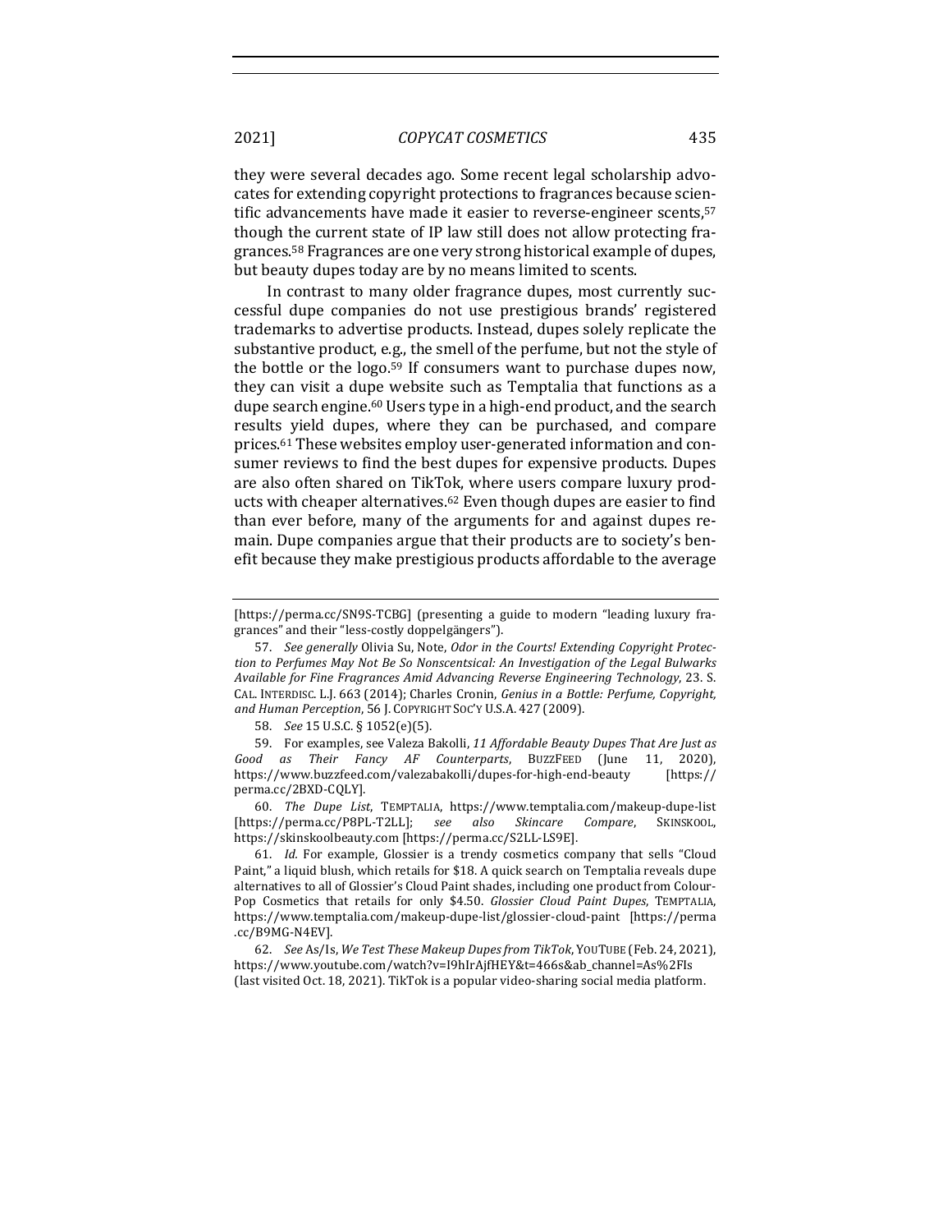they were several decades ago. Some recent legal scholarship advocates for extending copyright protections to fragrances because scientific advancements have made it easier to reverse-engineer scents,[57] though the current state of IP law still does not allow protecting fragrances.[58] Fragrances are one very strong historical example of dupes, but beauty dupes today are by no means limited to scents.

In contrast to many older fragrance dupes, most currently successful dupe companies do not use prestigious brands' registered trademarks to advertise products. Instead, dupes solely replicate the substantive product, e.g., the smell of the perfume, but not the style of the bottle or the logo.[59] If consumers want to purchase dupes now, they can visit a dupe website such as Temptalia that functions as a dupe search engine.[60] Users type in a high-end product, and the search results yield dupes, where they can be purchased, and compare prices.[61] These websites employ user-generated information and consumer reviews to find the best dupes for expensive products. Dupes are also often shared on TikTok, where users compare luxury products with cheaper alternatives.[62] Even though dupes are easier to find than ever before, many of the arguments for and against dupes remain. Dupe companies argue that their products are to society's benefit because they make prestigious products affordable to the average

---

[https://perma.cc/SN9S-TCBG] (presenting a guide to modern "leading luxury fragrances" and their "less-costly doppelgängers").

57. *See generally* Olivia Su, Note, *Odor in the Courts! Extending Copyright Protection to Perfumes May Not Be So Nonscentsical: An Investigation of the Legal Bulwarks Available for Fine Fragrances Amid Advancing Reverse Engineering Technology*, 23. S. CAL. INTERDISC. L.J. 663 (2014); Charles Cronin, *Genius in a Bottle: Perfume, Copyright, and Human Perception*, 56 J. COPYRIGHT SOC'Y U.S.A. 427 (2009).

58. *See* 15 U.S.C. § 1052(e)(5).

59. For examples, see Valeza Bakolli, *11 Affordable Beauty Dupes That Are Just as Good as Their Fancy AF Counterparts*, BUZZFEED (June 11, 2020), https://www.buzzfeed.com/valezabakolli/dupes-for-high-end-beauty [https://perma.cc/2BXD-CQLY].

60. *The Dupe List*, TEMPTALIA, https://www.temptalia.com/makeup-dupe-list [https://perma.cc/P8PL-T2LL]; *see also Skincare Compare*, SKINSKOOL, https://skinskoolbeauty.com [https://perma.cc/S2LL-LS9E].

61. *Id.* For example, Glossier is a trendy cosmetics company that sells "Cloud Paint," a liquid blush, which retails for $18. A quick search on Temptalia reveals dupe alternatives to all of Glossier's Cloud Paint shades, including one product from Colour-Pop Cosmetics that retails for only $4.50. *Glossier Cloud Paint Dupes*, TEMPTALIA, https://www.temptalia.com/makeup-dupe-list/glossier-cloud-paint [https://perma.cc/B9MG-N4EV].

62. *See* As/Is, *We Test These Makeup Dupes from TikTok*, YOUTUBE (Feb. 24, 2021), https://www.youtube.com/watch?v=I9hIrAjfHEY&t=466s&ab_channel=As%2FIs (last visited Oct. 18, 2021). TikTok is a popular video-sharing social media platform.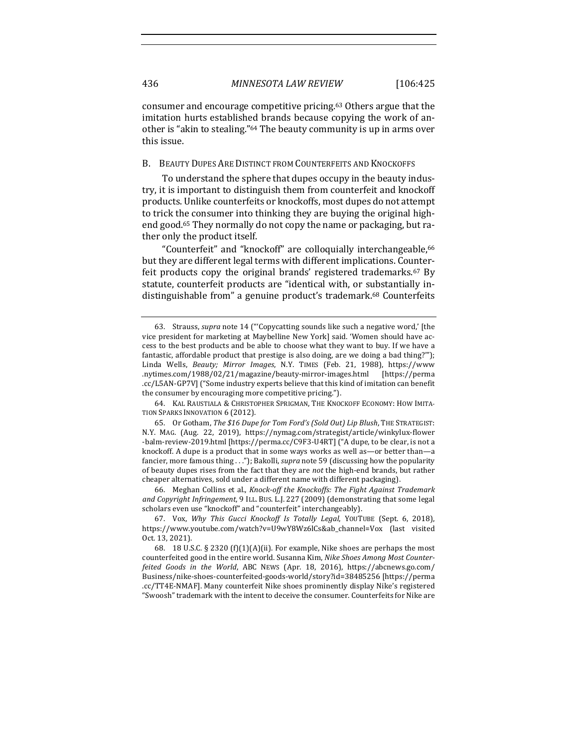consumer and encourage competitive pricing.[63] Others argue that the imitation hurts established brands because copying the work of another is "akin to stealing."[64] The beauty community is up in arms over this issue.

## B. Beauty Dupes Are Distinct from Counterfeits and Knockoffs

To understand the sphere that dupes occupy in the beauty industry, it is important to distinguish them from counterfeit and knockoff products. Unlike counterfeits or knockoffs, most dupes do not attempt to trick the consumer into thinking they are buying the original high-end good.[65] They normally do not copy the name or packaging, but rather only the product itself.

"Counterfeit" and "knockoff" are colloquially interchangeable,[66] but they are different legal terms with different implications. Counterfeit products copy the original brands' registered trademarks.[67] By statute, counterfeit products are "identical with, or substantially indistinguishable from" a genuine product's trademark.[68] Counterfeits

---

63. Strauss, *supra* note 14 ("'Copycatting sounds like such a negative word,' [the vice president for marketing at Maybelline New York] said. 'Women should have access to the best products and be able to choose what they want to buy. If we have a fantastic, affordable product that prestige is also doing, are we doing a bad thing?'"); Linda Wells, *Beauty; Mirror Images*, N.Y. TIMES (Feb. 21, 1988), https://www.nytimes.com/1988/02/21/magazine/beauty-mirror-images.html [https://perma.cc/L5AN-GP7V] ("Some industry experts believe that this kind of imitation can benefit the consumer by encouraging more competitive pricing.").

64. KAL RAUSTIALA & CHRISTOPHER SPRIGMAN, THE KNOCKOFF ECONOMY: HOW IMITATION SPARKS INNOVATION 6 (2012).

65. Or Gotham, *The $16 Dupe for Tom Ford's (Sold Out) Lip Blush*, THE STRATEGIST: N.Y. MAG. (Aug. 22, 2019), https://nymag.com/strategist/article/winkylux-flower-balm-review-2019.html [https://perma.cc/C9F3-U4RT] ("A dupe, to be clear, is not a knockoff. A dupe is a product that in some ways works as well as—or better than—a fancier, more famous thing . . ."); Bakolli, *supra* note 59 (discussing how the popularity of beauty dupes rises from the fact that they are *not* the high-end brands, but rather cheaper alternatives, sold under a different name with different packaging).

66. Meghan Collins et al., *Knock-off the Knockoffs: The Fight Against Trademark and Copyright Infringement*, 9 ILL. BUS. L.J. 227 (2009) (demonstrating that some legal scholars even use "knockoff" and "counterfeit" interchangeably).

67. Vox, *Why This Gucci Knockoff Is Totally Legal*, YOUTUBE (Sept. 6, 2018), https://www.youtube.com/watch?v=U9wY8Wz6lCs&ab_channel=Vox (last visited Oct. 13, 2021).

68. 18 U.S.C. § 2320 (f)(1)(A)(ii). For example, Nike shoes are perhaps the most counterfeited good in the entire world. Susanna Kim, *Nike Shoes Among Most Counterfeited Goods in the World*, ABC NEWS (Apr. 18, 2016), https://abcnews.go.com/Business/nike-shoes-counterfeited-goods-world/story?id=38485256 [https://perma.cc/TT4E-NMAF]. Many counterfeit Nike shoes prominently display Nike's registered "Swoosh" trademark with the intent to deceive the consumer. Counterfeits for Nike are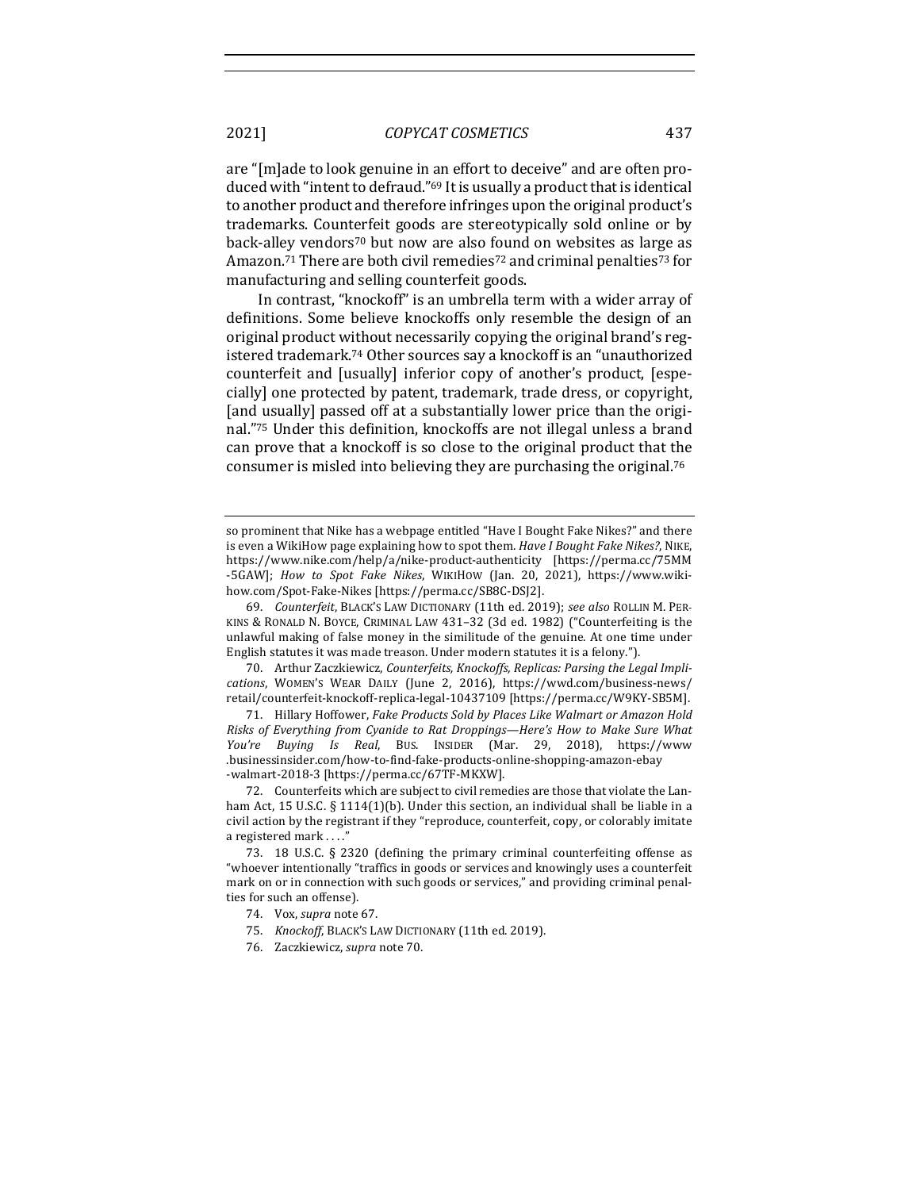are "[m]ade to look genuine in an effort to deceive" and are often produced with "intent to defraud."[69] It is usually a product that is identical to another product and therefore infringes upon the original product's trademarks. Counterfeit goods are stereotypically sold online or by back-alley vendors[70] but now are also found on websites as large as Amazon.[71] There are both civil remedies[72] and criminal penalties[73] for manufacturing and selling counterfeit goods.

In contrast, "knockoff" is an umbrella term with a wider array of definitions. Some believe knockoffs only resemble the design of an original product without necessarily copying the original brand's registered trademark.[74] Other sources say a knockoff is an "unauthorized counterfeit and [usually] inferior copy of another's product, [especially] one protected by patent, trademark, trade dress, or copyright, [and usually] passed off at a substantially lower price than the original."[75] Under this definition, knockoffs are not illegal unless a brand can prove that a knockoff is so close to the original product that the consumer is misled into believing they are purchasing the original.[76]

---

so prominent that Nike has a webpage entitled "Have I Bought Fake Nikes?" and there is even a WikiHow page explaining how to spot them. *Have I Bought Fake Nikes?*, NIKE, https://www.nike.com/help/a/nike-product-authenticity [https://perma.cc/75MM-5GAW]; *How to Spot Fake Nikes*, WIKIHOW (Jan. 20, 2021), https://www.wikihow.com/Spot-Fake-Nikes [https://perma.cc/SB8C-DSJ2].

69. *Counterfeit*, BLACK'S LAW DICTIONARY (11th ed. 2019); *see also* ROLLIN M. PERKINS & RONALD N. BOYCE, CRIMINAL LAW 431–32 (3d ed. 1982) ("Counterfeiting is the unlawful making of false money in the similitude of the genuine. At one time under English statutes it was made treason. Under modern statutes it is a felony.").

70. Arthur Zaczkiewicz, *Counterfeits, Knockoffs, Replicas: Parsing the Legal Implications*, WOMEN'S WEAR DAILY (June 2, 2016), https://wwd.com/business-news/retail/counterfeit-knockoff-replica-legal-10437109 [https://perma.cc/W9KY-SB5M].

71. Hillary Hoffower, *Fake Products Sold by Places Like Walmart or Amazon Hold Risks of Everything from Cyanide to Rat Droppings—Here's How to Make Sure What You're Buying Is Real*, BUS. INSIDER (Mar. 29, 2018), https://www.businessinsider.com/how-to-find-fake-products-online-shopping-amazon-ebay-walmart-2018-3 [https://perma.cc/67TF-MKXW].

72. Counterfeits which are subject to civil remedies are those that violate the Lanham Act, 15 U.S.C. § 1114(1)(b). Under this section, an individual shall be liable in a civil action by the registrant if they "reproduce, counterfeit, copy, or colorably imitate a registered mark . . . ."

73. 18 U.S.C. § 2320 (defining the primary criminal counterfeiting offense as "whoever intentionally "traffics in goods or services and knowingly uses a counterfeit mark on or in connection with such goods or services," and providing criminal penalties for such an offense).

74. Vox, *supra* note 67.

75. *Knockoff*, BLACK'S LAW DICTIONARY (11th ed. 2019).

76. Zaczkiewicz, *supra* note 70.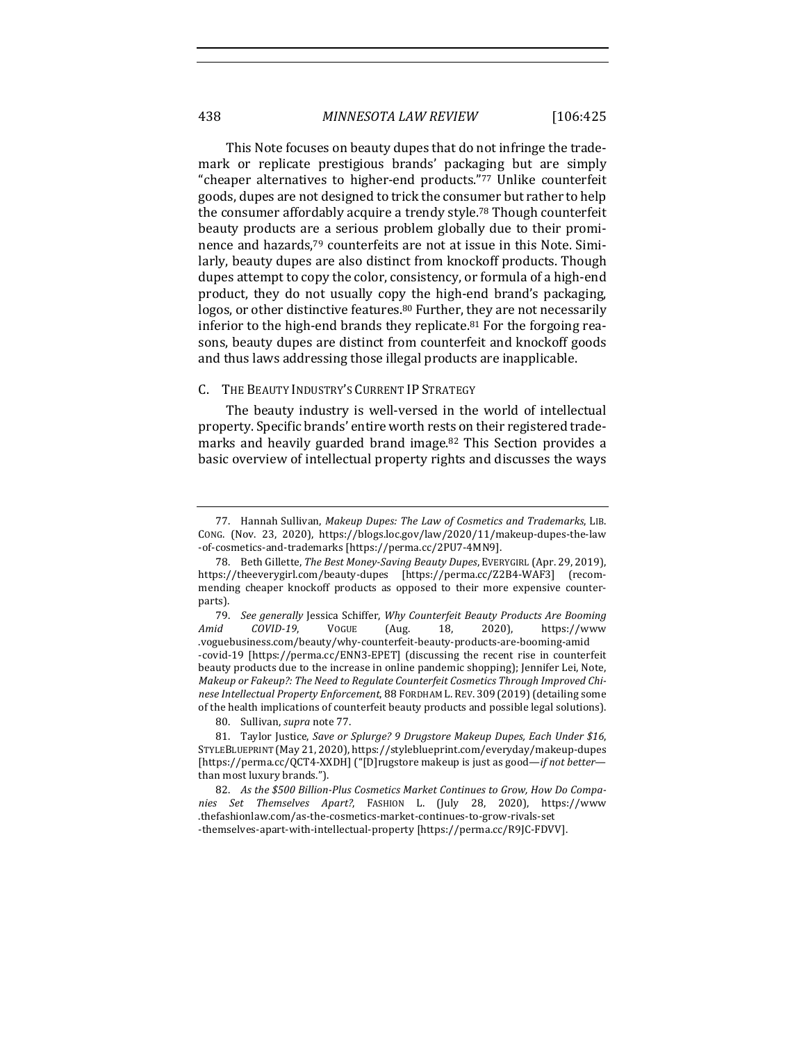This Note focuses on beauty dupes that do not infringe the trademark or replicate prestigious brands' packaging but are simply "cheaper alternatives to higher-end products."[77] Unlike counterfeit goods, dupes are not designed to trick the consumer but rather to help the consumer affordably acquire a trendy style.[78] Though counterfeit beauty products are a serious problem globally due to their prominence and hazards,[79] counterfeits are not at issue in this Note. Similarly, beauty dupes are also distinct from knockoff products. Though dupes attempt to copy the color, consistency, or formula of a high-end product, they do not usually copy the high-end brand's packaging, logos, or other distinctive features.[80] Further, they are not necessarily inferior to the high-end brands they replicate.[81] For the forgoing reasons, beauty dupes are distinct from counterfeit and knockoff goods and thus laws addressing those illegal products are inapplicable.

### C. The Beauty Industry's Current IP Strategy

The beauty industry is well-versed in the world of intellectual property. Specific brands' entire worth rests on their registered trademarks and heavily guarded brand image.[82] This Section provides a basic overview of intellectual property rights and discusses the ways

---

77. Hannah Sullivan, *Makeup Dupes: The Law of Cosmetics and Trademarks*, LIB. CONG. (Nov. 23, 2020), https://blogs.loc.gov/law/2020/11/makeup-dupes-the-law-of-cosmetics-and-trademarks [https://perma.cc/2PU7-4MN9].

78. Beth Gillette, *The Best Money-Saving Beauty Dupes*, EVERYGIRL (Apr. 29, 2019), https://theeverygirl.com/beauty-dupes [https://perma.cc/Z2B4-WAF3] (recommending cheaper knockoff products as opposed to their more expensive counterparts).

79. *See generally* Jessica Schiffer, *Why Counterfeit Beauty Products Are Booming Amid COVID-19*, VOGUE (Aug. 18, 2020), https://www.voguebusiness.com/beauty/why-counterfeit-beauty-products-are-booming-amid-covid-19 [https://perma.cc/ENN3-EPET] (discussing the recent rise in counterfeit beauty products due to the increase in online pandemic shopping); Jennifer Lei, Note, *Makeup or Fakeup?: The Need to Regulate Counterfeit Cosmetics Through Improved Chinese Intellectual Property Enforcement*, 88 FORDHAM L. REV. 309 (2019) (detailing some of the health implications of counterfeit beauty products and possible legal solutions).

80. Sullivan, *supra* note 77.

81. Taylor Justice, *Save or Splurge? 9 Drugstore Makeup Dupes, Each Under $16*, STYLEBLUEPRINT (May 21, 2020), https://styleblueprint.com/everyday/makeup-dupes [https://perma.cc/QCT4-XXDH] ("[D]rugstore makeup is just as good—*if not better*—than most luxury brands.").

82. *As the $500 Billion-Plus Cosmetics Market Continues to Grow, How Do Companies Set Themselves Apart?*, FASHION L. (July 28, 2020), https://www.thefashionlaw.com/as-the-cosmetics-market-continues-to-grow-rivals-set-themselves-apart-with-intellectual-property [https://perma.cc/R9JC-FDVV].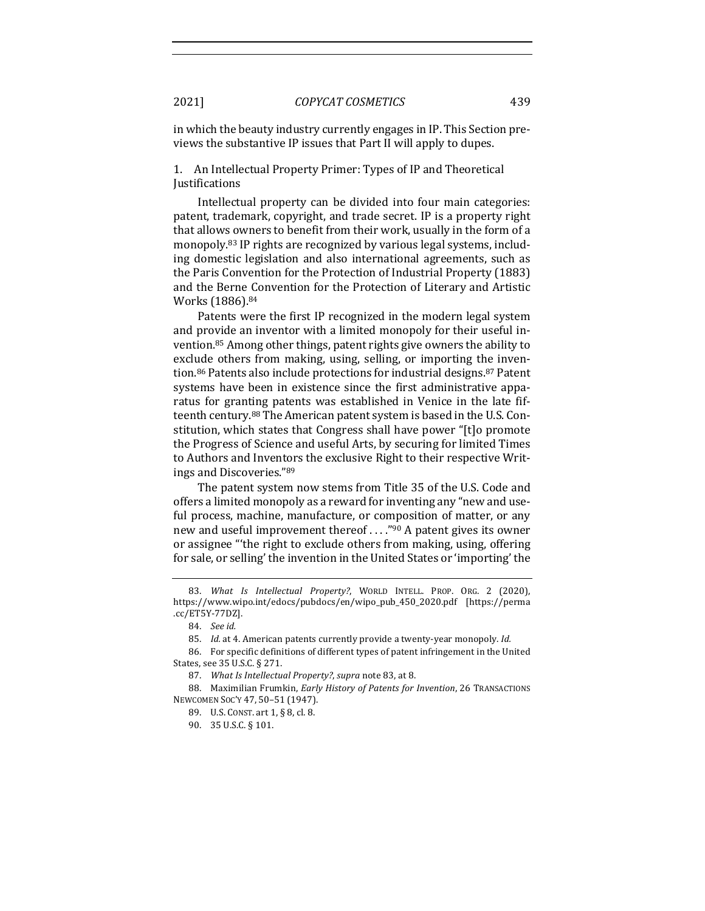in which the beauty industry currently engages in IP. This Section previews the substantive IP issues that Part II will apply to dupes.

### 1. An Intellectual Property Primer: Types of IP and Theoretical Justifications

Intellectual property can be divided into four main categories: patent, trademark, copyright, and trade secret. IP is a property right that allows owners to benefit from their work, usually in the form of a monopoly.[83] IP rights are recognized by various legal systems, including domestic legislation and also international agreements, such as the Paris Convention for the Protection of Industrial Property (1883) and the Berne Convention for the Protection of Literary and Artistic Works (1886).[84]

Patents were the first IP recognized in the modern legal system and provide an inventor with a limited monopoly for their useful invention.[85] Among other things, patent rights give owners the ability to exclude others from making, using, selling, or importing the invention.[86] Patents also include protections for industrial designs.[87] Patent systems have been in existence since the first administrative apparatus for granting patents was established in Venice in the late fifteenth century.[88] The American patent system is based in the U.S. Constitution, which states that Congress shall have power "[t]o promote the Progress of Science and useful Arts, by securing for limited Times to Authors and Inventors the exclusive Right to their respective Writings and Discoveries."[89]

The patent system now stems from Title 35 of the U.S. Code and offers a limited monopoly as a reward for inventing any "new and useful process, machine, manufacture, or composition of matter, or any new and useful improvement thereof . . . ."[90] A patent gives its owner or assignee "'the right to exclude others from making, using, offering for sale, or selling' the invention in the United States or 'importing' the

---

83. *What Is Intellectual Property?*, WORLD INTELL. PROP. ORG. 2 (2020), https://www.wipo.int/edocs/pubdocs/en/wipo_pub_450_2020.pdf [https://perma.cc/ET5Y-77DZ].

84. *See id.*

85. *Id.* at 4. American patents currently provide a twenty-year monopoly. *Id.*

86. For specific definitions of different types of patent infringement in the United States, see 35 U.S.C. § 271.

87. *What Is Intellectual Property?*, *supra* note 83, at 8.

88. Maximilian Frumkin, *Early History of Patents for Invention*, 26 TRANSACTIONS NEWCOMEN SOC'Y 47, 50–51 (1947).

89. U.S. CONST. art 1, § 8, cl. 8.

90. 35 U.S.C. § 101.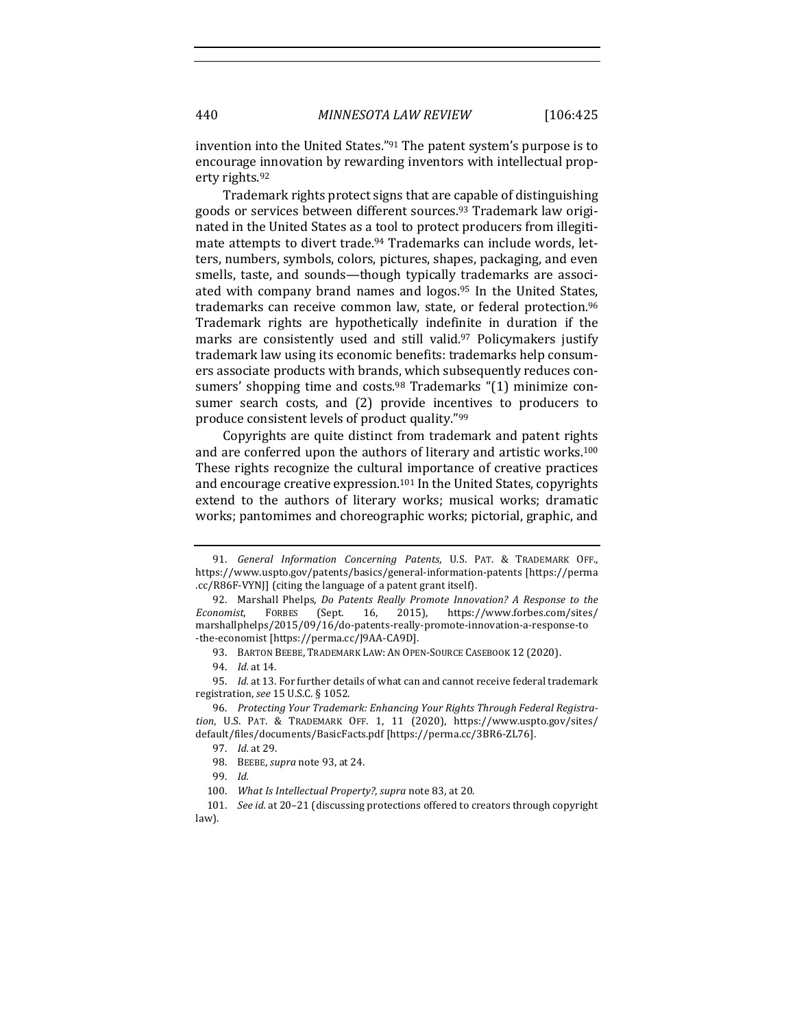invention into the United States."[91] The patent system's purpose is to encourage innovation by rewarding inventors with intellectual property rights.[92]

Trademark rights protect signs that are capable of distinguishing goods or services between different sources.[93] Trademark law originated in the United States as a tool to protect producers from illegitimate attempts to divert trade.[94] Trademarks can include words, letters, numbers, symbols, colors, pictures, shapes, packaging, and even smells, taste, and sounds—though typically trademarks are associated with company brand names and logos.[95] In the United States, trademarks can receive common law, state, or federal protection.[96] Trademark rights are hypothetically indefinite in duration if the marks are consistently used and still valid.[97] Policymakers justify trademark law using its economic benefits: trademarks help consumers associate products with brands, which subsequently reduces consumers' shopping time and costs.[98] Trademarks "(1) minimize consumer search costs, and (2) provide incentives to producers to produce consistent levels of product quality."[99]

Copyrights are quite distinct from trademark and patent rights and are conferred upon the authors of literary and artistic works.[100] These rights recognize the cultural importance of creative practices and encourage creative expression.[101] In the United States, copyrights extend to the authors of literary works; musical works; dramatic works; pantomimes and choreographic works; pictorial, graphic, and

---

91. *General Information Concerning Patents*, U.S. PAT. & TRADEMARK OFF., https://www.uspto.gov/patents/basics/general-information-patents [https://perma.cc/R86F-VYNJ] (citing the language of a patent grant itself).

92. Marshall Phelps, *Do Patents Really Promote Innovation? A Response to the Economist*, FORBES (Sept. 16, 2015), https://www.forbes.com/sites/marshallphelps/2015/09/16/do-patents-really-promote-innovation-a-response-to-the-economist [https://perma.cc/J9AA-CA9D].

93. BARTON BEEBE, TRADEMARK LAW: AN OPEN-SOURCE CASEBOOK 12 (2020).

94. *Id.* at 14.

95. *Id.* at 13. For further details of what can and cannot receive federal trademark registration, *see* 15 U.S.C. § 1052.

96. *Protecting Your Trademark: Enhancing Your Rights Through Federal Registration*, U.S. PAT. & TRADEMARK OFF. 1, 11 (2020), https://www.uspto.gov/sites/default/files/documents/BasicFacts.pdf [https://perma.cc/3BR6-ZL76].

97. *Id.* at 29.

98. BEEBE, *supra* note 93, at 24.

99. *Id.*

100. *What Is Intellectual Property?*, *supra* note 83, at 20.

101. *See id.* at 20–21 (discussing protections offered to creators through copyright law).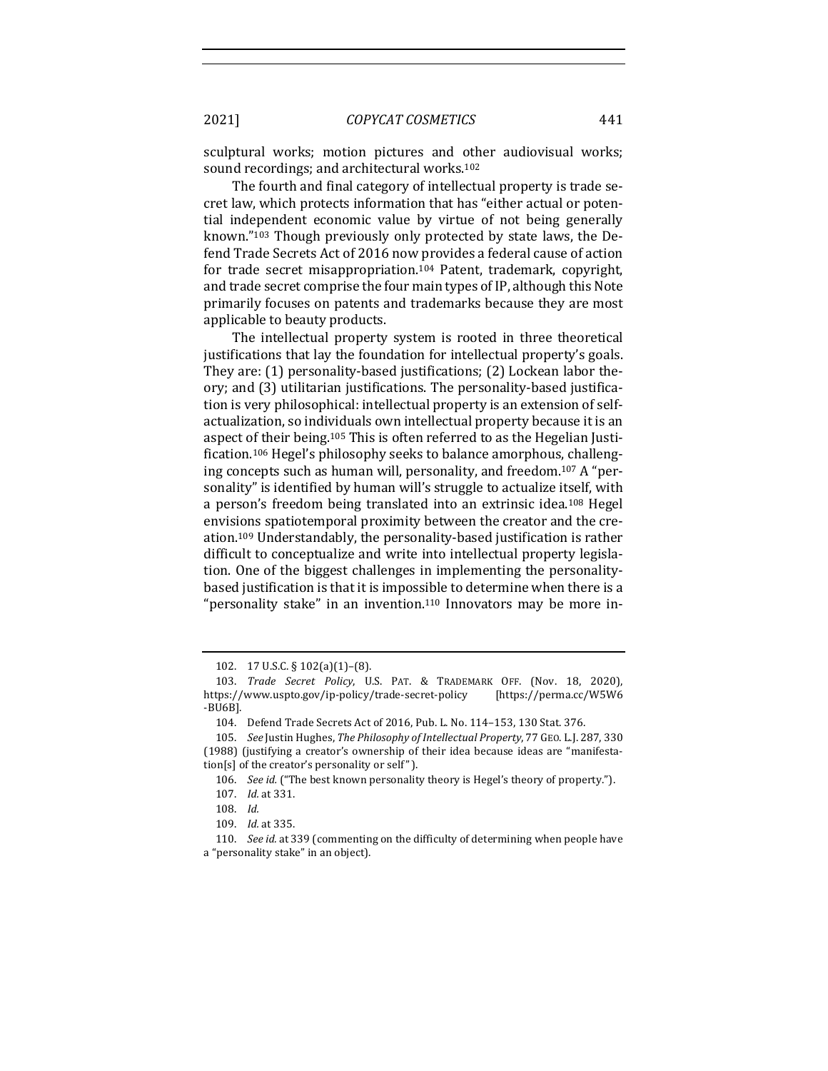sculptural works; motion pictures and other audiovisual works; sound recordings; and architectural works.[102]

The fourth and final category of intellectual property is trade secret law, which protects information that has "either actual or potential independent economic value by virtue of not being generally known."[103] Though previously only protected by state laws, the Defend Trade Secrets Act of 2016 now provides a federal cause of action for trade secret misappropriation.[104] Patent, trademark, copyright, and trade secret comprise the four main types of IP, although this Note primarily focuses on patents and trademarks because they are most applicable to beauty products.

The intellectual property system is rooted in three theoretical justifications that lay the foundation for intellectual property's goals. They are: (1) personality-based justifications; (2) Lockean labor theory; and (3) utilitarian justifications. The personality-based justification is very philosophical: intellectual property is an extension of self-actualization, so individuals own intellectual property because it is an aspect of their being.[105] This is often referred to as the Hegelian Justification.[106] Hegel's philosophy seeks to balance amorphous, challenging concepts such as human will, personality, and freedom.[107] A "personality" is identified by human will's struggle to actualize itself, with a person's freedom being translated into an extrinsic idea.[108] Hegel envisions spatiotemporal proximity between the creator and the creation.[109] Understandably, the personality-based justification is rather difficult to conceptualize and write into intellectual property legislation. One of the biggest challenges in implementing the personality-based justification is that it is impossible to determine when there is a "personality stake" in an invention.[110] Innovators may be more in-

---

102. 17 U.S.C. § 102(a)(1)–(8).

103. *Trade Secret Policy*, U.S. PAT. & TRADEMARK OFF. (Nov. 18, 2020), https://www.uspto.gov/ip-policy/trade-secret-policy [https://perma.cc/W5W6-BU6B].

104. Defend Trade Secrets Act of 2016, Pub. L. No. 114–153, 130 Stat. 376.

105. *See* Justin Hughes, *The Philosophy of Intellectual Property*, 77 GEO. L.J. 287, 330 (1988) (justifying a creator's ownership of their idea because ideas are "manifestation[s] of the creator's personality or self").

106. *See id.* ("The best known personality theory is Hegel's theory of property.").

107. *Id.* at 331.

108. *Id.*

109. *Id.* at 335.

110. *See id.* at 339 (commenting on the difficulty of determining when people have a "personality stake" in an object).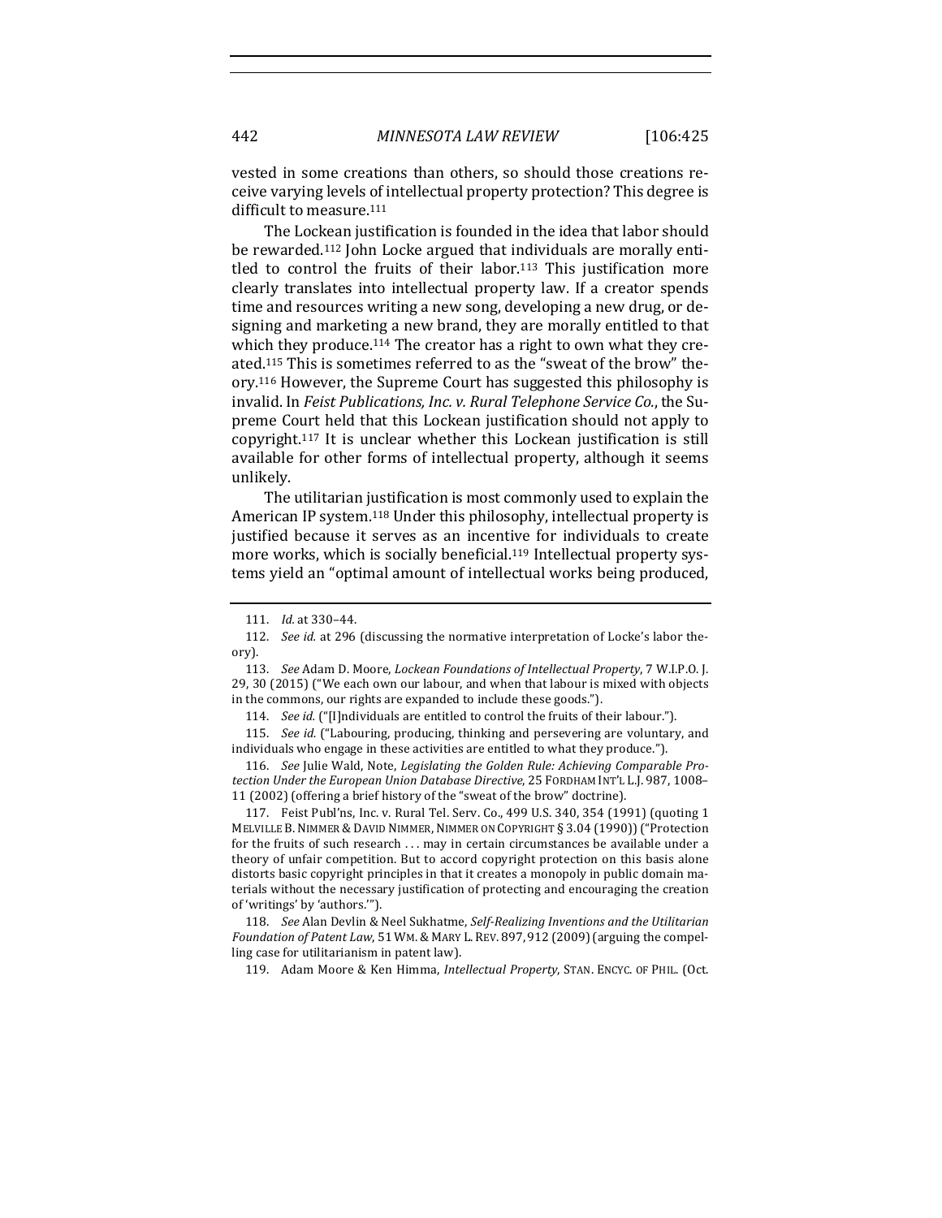vested in some creations than others, so should those creations receive varying levels of intellectual property protection? This degree is difficult to measure.[111]

The Lockean justification is founded in the idea that labor should be rewarded.[112] John Locke argued that individuals are morally entitled to control the fruits of their labor.[113] This justification more clearly translates into intellectual property law. If a creator spends time and resources writing a new song, developing a new drug, or designing and marketing a new brand, they are morally entitled to that which they produce.[114] The creator has a right to own what they created.[115] This is sometimes referred to as the "sweat of the brow" theory.[116] However, the Supreme Court has suggested this philosophy is invalid. In *Feist Publications, Inc. v. Rural Telephone Service Co.*, the Supreme Court held that this Lockean justification should not apply to copyright.[117] It is unclear whether this Lockean justification is still available for other forms of intellectual property, although it seems unlikely.

The utilitarian justification is most commonly used to explain the American IP system.[118] Under this philosophy, intellectual property is justified because it serves as an incentive for individuals to create more works, which is socially beneficial.[119] Intellectual property systems yield an "optimal amount of intellectual works being produced,

---

111. *Id.* at 330–44.

112. *See id.* at 296 (discussing the normative interpretation of Locke's labor theory).

113. *See* Adam D. Moore, *Lockean Foundations of Intellectual Property*, 7 W.I.P.O. J. 29, 30 (2015) ("We each own our labour, and when that labour is mixed with objects in the commons, our rights are expanded to include these goods.").

114. *See id.* ("[I]ndividuals are entitled to control the fruits of their labour.").

115. *See id.* ("Labouring, producing, thinking and persevering are voluntary, and individuals who engage in these activities are entitled to what they produce.").

116. *See* Julie Wald, Note, *Legislating the Golden Rule: Achieving Comparable Protection Under the European Union Database Directive*, 25 FORDHAM INT'L L.J. 987, 1008–11 (2002) (offering a brief history of the "sweat of the brow" doctrine).

117. Feist Publ'ns, Inc. v. Rural Tel. Serv. Co., 499 U.S. 340, 354 (1991) (quoting 1 MELVILLE B. NIMMER & DAVID NIMMER, NIMMER ON COPYRIGHT § 3.04 (1990)) ("Protection for the fruits of such research . . . may in certain circumstances be available under a theory of unfair competition. But to accord copyright protection on this basis alone distorts basic copyright principles in that it creates a monopoly in public domain materials without the necessary justification of protecting and encouraging the creation of 'writings' by 'authors.'").

118. *See* Alan Devlin & Neel Sukhatme, *Self-Realizing Inventions and the Utilitarian Foundation of Patent Law*, 51 WM. & MARY L. REV. 897, 912 (2009) (arguing the compelling case for utilitarianism in patent law).

119. Adam Moore & Ken Himma, *Intellectual Property*, STAN. ENCYC. OF PHIL. (Oct.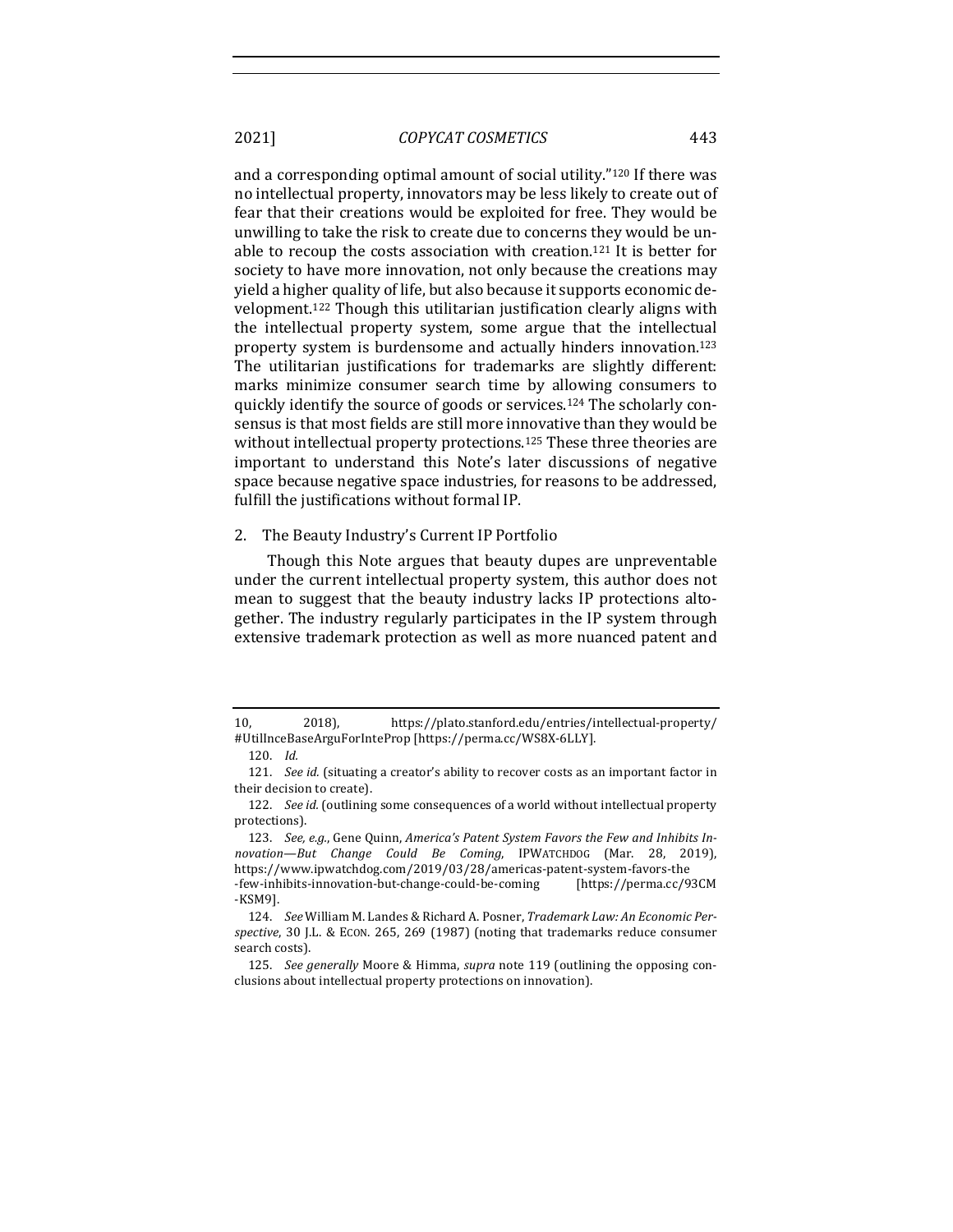and a corresponding optimal amount of social utility."[120] If there was no intellectual property, innovators may be less likely to create out of fear that their creations would be exploited for free. They would be unwilling to take the risk to create due to concerns they would be unable to recoup the costs association with creation.[121] It is better for society to have more innovation, not only because the creations may yield a higher quality of life, but also because it supports economic development.[122] Though this utilitarian justification clearly aligns with the intellectual property system, some argue that the intellectual property system is burdensome and actually hinders innovation.[123] The utilitarian justifications for trademarks are slightly different: marks minimize consumer search time by allowing consumers to quickly identify the source of goods or services.[124] The scholarly consensus is that most fields are still more innovative than they would be without intellectual property protections.[125] These three theories are important to understand this Note's later discussions of negative space because negative space industries, for reasons to be addressed, fulfill the justifications without formal IP.

2. The Beauty Industry's Current IP Portfolio

Though this Note argues that beauty dupes are unpreventable under the current intellectual property system, this author does not mean to suggest that the beauty industry lacks IP protections altogether. The industry regularly participates in the IP system through extensive trademark protection as well as more nuanced patent and

---

10, 2018), https://plato.stanford.edu/entries/intellectual-property/#UtilInceBaseArguForInteProp [https://perma.cc/WS8X-6LLY].

120. *Id.*

121. *See id.* (situating a creator's ability to recover costs as an important factor in their decision to create).

122. *See id.* (outlining some consequences of a world without intellectual property protections).

123. *See, e.g.*, Gene Quinn, *America's Patent System Favors the Few and Inhibits Innovation—But Change Could Be Coming*, IPWATCHDOG (Mar. 28, 2019), https://www.ipwatchdog.com/2019/03/28/americas-patent-system-favors-the-few-inhibits-innovation-but-change-could-be-coming [https://perma.cc/93CM-KSM9].

124. *See* William M. Landes & Richard A. Posner, *Trademark Law: An Economic Perspective*, 30 J.L. & ECON. 265, 269 (1987) (noting that trademarks reduce consumer search costs).

125. *See generally* Moore & Himma, *supra* note 119 (outlining the opposing conclusions about intellectual property protections on innovation).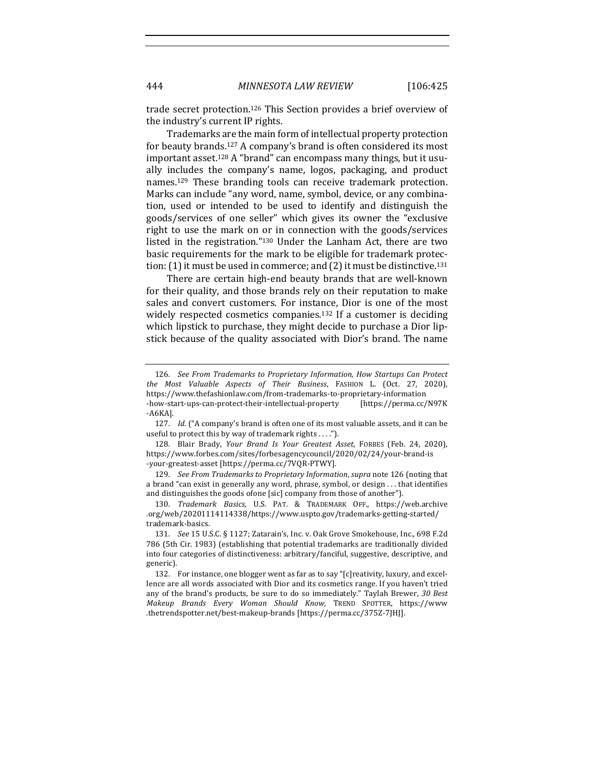trade secret protection.[126] This Section provides a brief overview of the industry's current IP rights.

Trademarks are the main form of intellectual property protection for beauty brands.[127] A company's brand is often considered its most important asset.[128] A "brand" can encompass many things, but it usually includes the company's name, logos, packaging, and product names.[129] These branding tools can receive trademark protection. Marks can include "any word, name, symbol, device, or any combination, used or intended to be used to identify and distinguish the goods/services of one seller" which gives its owner the "exclusive right to use the mark on or in connection with the goods/services listed in the registration."[130] Under the Lanham Act, there are two basic requirements for the mark to be eligible for trademark protection: (1) it must be used in commerce; and (2) it must be distinctive.[131]

There are certain high-end beauty brands that are well-known for their quality, and those brands rely on their reputation to make sales and convert customers. For instance, Dior is one of the most widely respected cosmetics companies.[132] If a customer is deciding which lipstick to purchase, they might decide to purchase a Dior lipstick because of the quality associated with Dior's brand. The name

---

126. *See From Trademarks to Proprietary Information, How Startups Can Protect the Most Valuable Aspects of Their Business*, FASHION L. (Oct. 27, 2020), https://www.thefashionlaw.com/from-trademarks-to-proprietary-information-how-start-ups-can-protect-their-intellectual-property [https://perma.cc/N97K-A6KA].

127. *Id.* ("A company's brand is often one of its most valuable assets, and it can be useful to protect this by way of trademark rights . . . .").

128. Blair Brady, *Your Brand Is Your Greatest Asset*, FORBES (Feb. 24, 2020), https://www.forbes.com/sites/forbesagencycouncil/2020/02/24/your-brand-is-your-greatest-asset [https://perma.cc/7VQR-PTWY].

129. *See From Trademarks to Proprietary Information*, *supra* note 126 (noting that a brand "can exist in generally any word, phrase, symbol, or design . . . that identifies and distinguishes the goods ofone [sic] company from those of another").

130. *Trademark Basics*, U.S. PAT. & TRADEMARK OFF., https://web.archive.org/web/20201114114338/https://www.uspto.gov/trademarks-getting-started/trademark-basics.

131. *See* 15 U.S.C. § 1127; Zatarain's, Inc. v. Oak Grove Smokehouse, Inc., 698 F.2d 786 (5th Cir. 1983) (establishing that potential trademarks are traditionally divided into four categories of distinctiveness: arbitrary/fanciful, suggestive, descriptive, and generic).

132. For instance, one blogger went as far as to say "[c]reativity, luxury, and excellence are all words associated with Dior and its cosmetics range. If you haven't tried any of the brand's products, be sure to do so immediately." Taylah Brewer, *30 Best Makeup Brands Every Woman Should Know*, TREND SPOTTER, https://www.thetrendspotter.net/best-makeup-brands [https://perma.cc/375Z-7JHJ].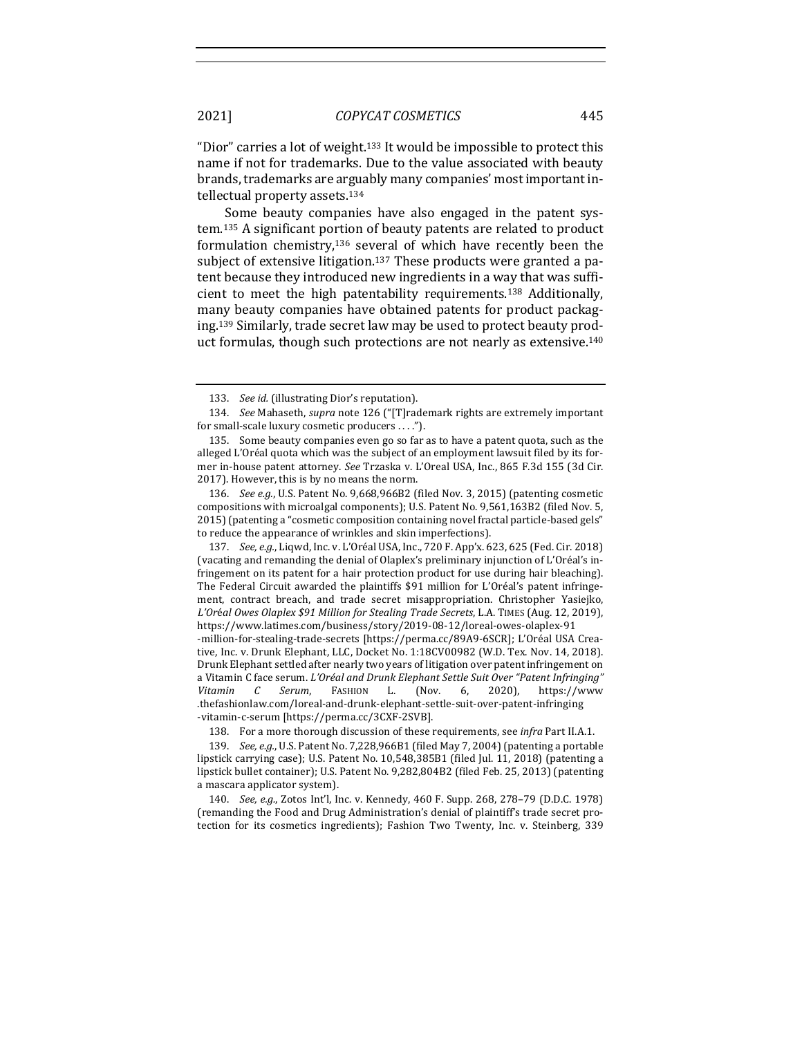"Dior" carries a lot of weight.[133] It would be impossible to protect this name if not for trademarks. Due to the value associated with beauty brands, trademarks are arguably many companies' most important intellectual property assets.[134]

Some beauty companies have also engaged in the patent system.[135] A significant portion of beauty patents are related to product formulation chemistry,[136] several of which have recently been the subject of extensive litigation.[137] These products were granted a patent because they introduced new ingredients in a way that was sufficient to meet the high patentability requirements.[138] Additionally, many beauty companies have obtained patents for product packaging.[139] Similarly, trade secret law may be used to protect beauty product formulas, though such protections are not nearly as extensive.[140]

---

133. *See id.* (illustrating Dior's reputation).

134. *See* Mahaseth, *supra* note 126 ("[T]rademark rights are extremely important for small-scale luxury cosmetic producers . . . .").

135. Some beauty companies even go so far as to have a patent quota, such as the alleged L'Oréal quota which was the subject of an employment lawsuit filed by its former in-house patent attorney. *See* Trzaska v. L'Oreal USA, Inc., 865 F.3d 155 (3d Cir. 2017). However, this is by no means the norm.

136. *See e.g.*, U.S. Patent No. 9,668,966B2 (filed Nov. 3, 2015) (patenting cosmetic compositions with microalgal components); U.S. Patent No. 9,561,163B2 (filed Nov. 5, 2015) (patenting a "cosmetic composition containing novel fractal particle-based gels" to reduce the appearance of wrinkles and skin imperfections).

137. *See, e.g.*, Liqwd, Inc. v. L'Oréal USA, Inc., 720 F. App'x. 623, 625 (Fed. Cir. 2018) (vacating and remanding the denial of Olaplex's preliminary injunction of L'Oréal's infringement on its patent for a hair protection product for use during hair bleaching). The Federal Circuit awarded the plaintiffs $91 million for L'Oréal's patent infringement, contract breach, and trade secret misappropriation. Christopher Yasiejko, *L'Oréal Owes Olaplex $91 Million for Stealing Trade Secrets*, L.A. TIMES (Aug. 12, 2019), https://www.latimes.com/business/story/2019-08-12/loreal-owes-olaplex-91-million-for-stealing-trade-secrets [https://perma.cc/89A9-6SCR]; L'Oréal USA Creative, Inc. v. Drunk Elephant, LLC, Docket No. 1:18CV00982 (W.D. Tex. Nov. 14, 2018). Drunk Elephant settled after nearly two years of litigation over patent infringement on a Vitamin C face serum. *L'Oréal and Drunk Elephant Settle Suit Over "Patent Infringing" Vitamin C Serum*, FASHION L. (Nov. 6, 2020), https://www.thefashionlaw.com/loreal-and-drunk-elephant-settle-suit-over-patent-infringing-vitamin-c-serum [https://perma.cc/3CXF-2SVB].

138. For a more thorough discussion of these requirements, see *infra* Part II.A.1.

139. *See, e.g.*, U.S. Patent No. 7,228,966B1 (filed May 7, 2004) (patenting a portable lipstick carrying case); U.S. Patent No. 10,548,385B1 (filed Jul. 11, 2018) (patenting a lipstick bullet container); U.S. Patent No. 9,282,804B2 (filed Feb. 25, 2013) (patenting a mascara applicator system).

140. *See, e.g.*, Zotos Int'l, Inc. v. Kennedy, 460 F. Supp. 268, 278–79 (D.D.C. 1978) (remanding the Food and Drug Administration's denial of plaintiff's trade secret protection for its cosmetics ingredients); Fashion Two Twenty, Inc. v. Steinberg, 339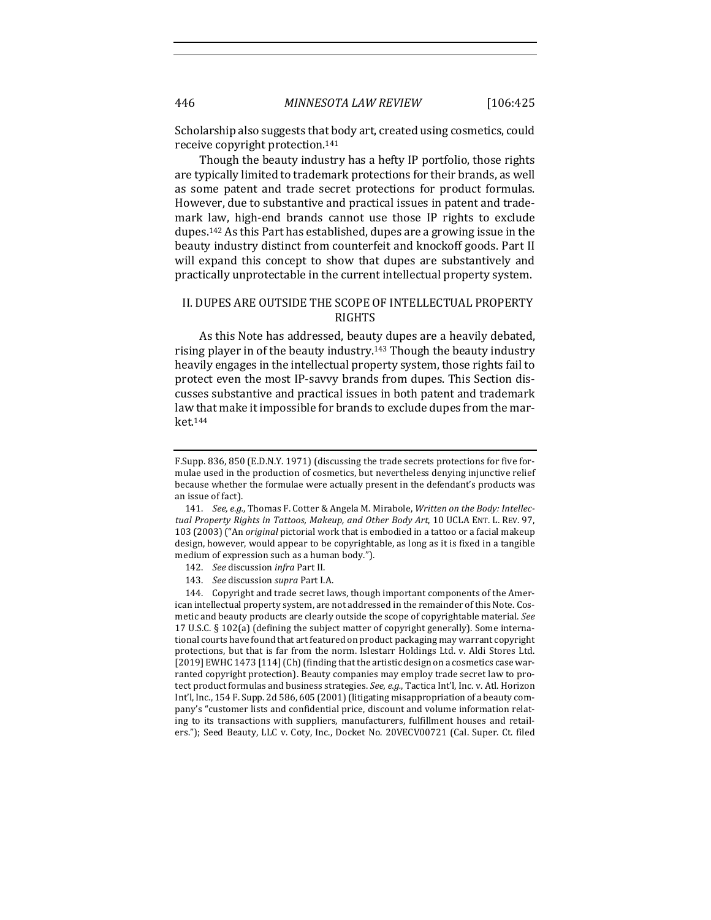Scholarship also suggests that body art, created using cosmetics, could receive copyright protection.[141]

Though the beauty industry has a hefty IP portfolio, those rights are typically limited to trademark protections for their brands, as well as some patent and trade secret protections for product formulas. However, due to substantive and practical issues in patent and trademark law, high-end brands cannot use those IP rights to exclude dupes.[142] As this Part has established, dupes are a growing issue in the beauty industry distinct from counterfeit and knockoff goods. Part II will expand this concept to show that dupes are substantively and practically unprotectable in the current intellectual property system.

## II. DUPES ARE OUTSIDE THE SCOPE OF INTELLECTUAL PROPERTY RIGHTS

As this Note has addressed, beauty dupes are a heavily debated, rising player in of the beauty industry.[143] Though the beauty industry heavily engages in the intellectual property system, those rights fail to protect even the most IP-savvy brands from dupes. This Section discusses substantive and practical issues in both patent and trademark law that make it impossible for brands to exclude dupes from the market.[144]

---

F.Supp. 836, 850 (E.D.N.Y. 1971) (discussing the trade secrets protections for five formulae used in the production of cosmetics, but nevertheless denying injunctive relief because whether the formulae were actually present in the defendant's products was an issue of fact).

141. *See, e.g.*, Thomas F. Cotter & Angela M. Mirabole, *Written on the Body: Intellectual Property Rights in Tattoos, Makeup, and Other Body Art*, 10 UCLA ENT. L. REV. 97, 103 (2003) ("An *original* pictorial work that is embodied in a tattoo or a facial makeup design, however, would appear to be copyrightable, as long as it is fixed in a tangible medium of expression such as a human body.").

142. *See* discussion *infra* Part II.

143. *See* discussion *supra* Part I.A.

144. Copyright and trade secret laws, though important components of the American intellectual property system, are not addressed in the remainder of this Note. Cosmetic and beauty products are clearly outside the scope of copyrightable material. *See* 17 U.S.C. § 102(a) (defining the subject matter of copyright generally). Some international courts have found that art featured on product packaging may warrant copyright protections, but that is far from the norm. Islestarr Holdings Ltd. v. Aldi Stores Ltd. [2019] EWHC 1473 [114] (Ch) (finding that the artistic design on a cosmetics case warranted copyright protection). Beauty companies may employ trade secret law to protect product formulas and business strategies. *See, e.g.*, Tactica Int'l, Inc. v. Atl. Horizon Int'l, Inc., 154 F. Supp. 2d 586, 605 (2001) (litigating misappropriation of a beauty company's "customer lists and confidential price, discount and volume information relating to its transactions with suppliers, manufacturers, fulfillment houses and retailers."); Seed Beauty, LLC v. Coty, Inc., Docket No. 20VECV00721 (Cal. Super. Ct. filed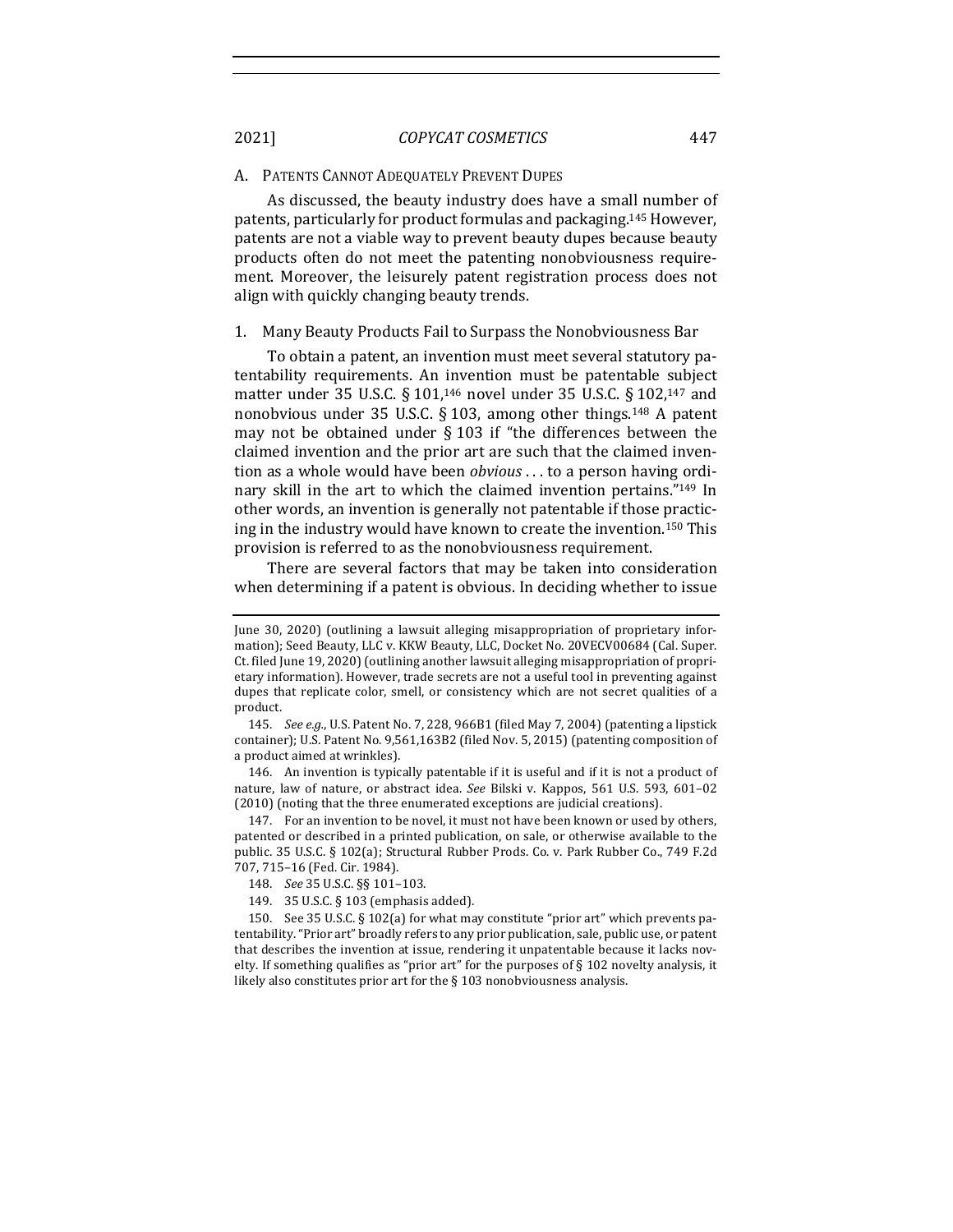## A. Patents Cannot Adequately Prevent Dupes

As discussed, the beauty industry does have a small number of patents, particularly for product formulas and packaging.[145] However, patents are not a viable way to prevent beauty dupes because beauty products often do not meet the patenting nonobviousness requirement. Moreover, the leisurely patent registration process does not align with quickly changing beauty trends.

### 1. Many Beauty Products Fail to Surpass the Nonobviousness Bar

To obtain a patent, an invention must meet several statutory patentability requirements. An invention must be patentable subject matter under 35 U.S.C. § 101,[146] novel under 35 U.S.C. § 102,[147] and nonobvious under 35 U.S.C. § 103, among other things.[148] A patent may not be obtained under § 103 if "the differences between the claimed invention and the prior art are such that the claimed invention as a whole would have been *obvious* . . . to a person having ordinary skill in the art to which the claimed invention pertains."[149] In other words, an invention is generally not patentable if those practicing in the industry would have known to create the invention.[150] This provision is referred to as the nonobviousness requirement.

There are several factors that may be taken into consideration when determining if a patent is obvious. In deciding whether to issue

---

June 30, 2020) (outlining a lawsuit alleging misappropriation of proprietary information); Seed Beauty, LLC v. KKW Beauty, LLC, Docket No. 20VECV00684 (Cal. Super. Ct. filed June 19, 2020) (outlining another lawsuit alleging misappropriation of proprietary information). However, trade secrets are not a useful tool in preventing against dupes that replicate color, smell, or consistency which are not secret qualities of a product.

145. *See e.g.*, U.S. Patent No. 7, 228, 966B1 (filed May 7, 2004) (patenting a lipstick container); U.S. Patent No. 9,561,163B2 (filed Nov. 5, 2015) (patenting composition of a product aimed at wrinkles).

146. An invention is typically patentable if it is useful and if it is not a product of nature, law of nature, or abstract idea. *See* Bilski v. Kappos, 561 U.S. 593, 601–02 (2010) (noting that the three enumerated exceptions are judicial creations).

147. For an invention to be novel, it must not have been known or used by others, patented or described in a printed publication, on sale, or otherwise available to the public. 35 U.S.C. § 102(a); Structural Rubber Prods. Co. v. Park Rubber Co., 749 F.2d 707, 715–16 (Fed. Cir. 1984).

148. *See* 35 U.S.C. §§ 101–103.

149. 35 U.S.C. § 103 (emphasis added).

150. See 35 U.S.C. § 102(a) for what may constitute "prior art" which prevents patentability. "Prior art" broadly refers to any prior publication, sale, public use, or patent that describes the invention at issue, rendering it unpatentable because it lacks novelty. If something qualifies as "prior art" for the purposes of § 102 novelty analysis, it likely also constitutes prior art for the § 103 nonobviousness analysis.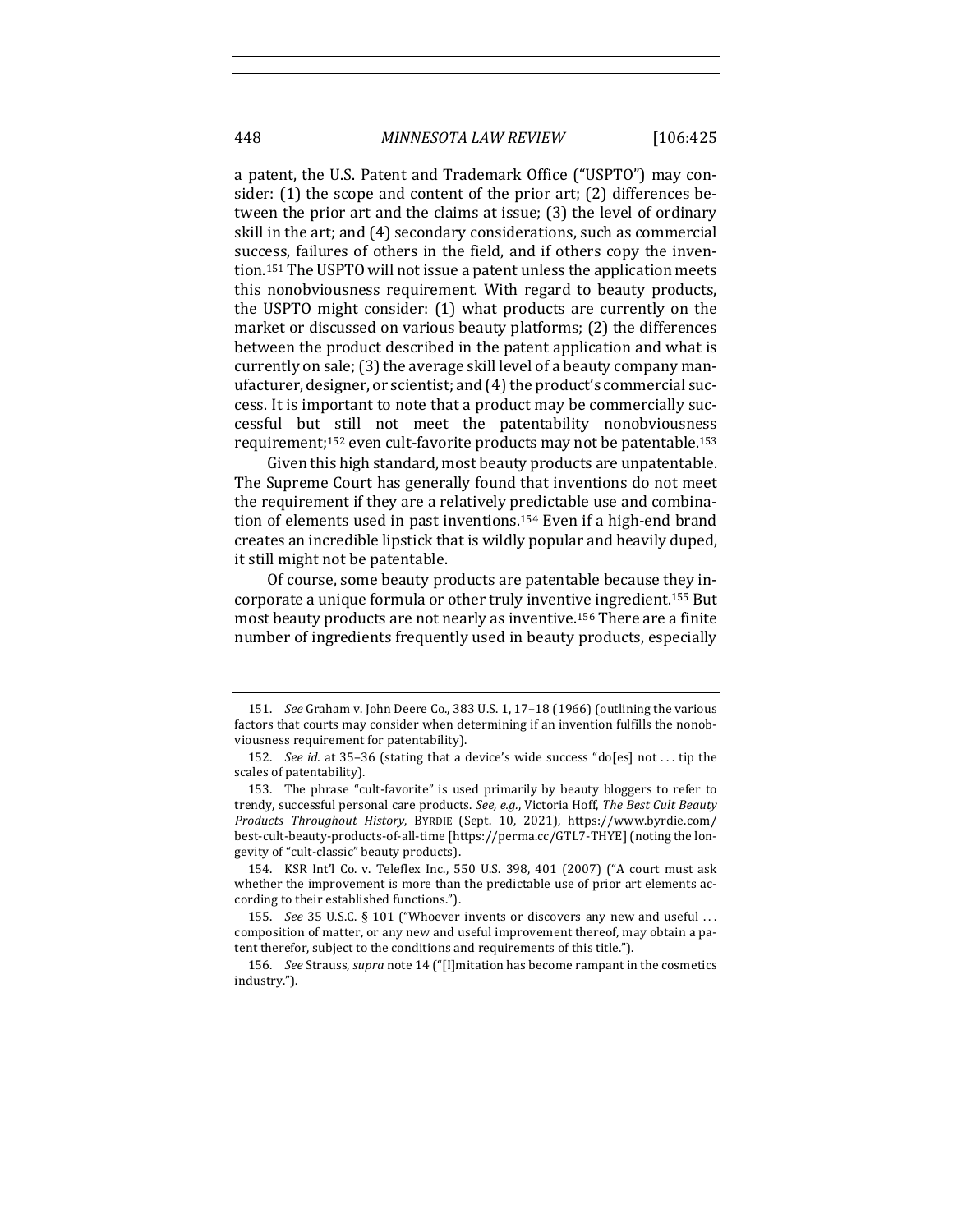a patent, the U.S. Patent and Trademark Office ("USPTO") may consider: (1) the scope and content of the prior art; (2) differences between the prior art and the claims at issue; (3) the level of ordinary skill in the art; and (4) secondary considerations, such as commercial success, failures of others in the field, and if others copy the invention.[151] The USPTO will not issue a patent unless the application meets this nonobviousness requirement. With regard to beauty products, the USPTO might consider: (1) what products are currently on the market or discussed on various beauty platforms; (2) the differences between the product described in the patent application and what is currently on sale; (3) the average skill level of a beauty company manufacturer, designer, or scientist; and (4) the product's commercial success. It is important to note that a product may be commercially successful but still not meet the patentability nonobviousness requirement;[152] even cult-favorite products may not be patentable.[153]

Given this high standard, most beauty products are unpatentable. The Supreme Court has generally found that inventions do not meet the requirement if they are a relatively predictable use and combination of elements used in past inventions.[154] Even if a high-end brand creates an incredible lipstick that is wildly popular and heavily duped, it still might not be patentable.

Of course, some beauty products are patentable because they incorporate a unique formula or other truly inventive ingredient.[155] But most beauty products are not nearly as inventive.[156] There are a finite number of ingredients frequently used in beauty products, especially

---

151. *See* Graham v. John Deere Co., 383 U.S. 1, 17–18 (1966) (outlining the various factors that courts may consider when determining if an invention fulfills the nonobviousness requirement for patentability).

152. *See id.* at 35–36 (stating that a device's wide success "do[es] not . . . tip the scales of patentability).

153. The phrase "cult-favorite" is used primarily by beauty bloggers to refer to trendy, successful personal care products. *See, e.g.*, Victoria Hoff, *The Best Cult Beauty Products Throughout History*, BYRDIE (Sept. 10, 2021), https://www.byrdie.com/best-cult-beauty-products-of-all-time [https://perma.cc/GTL7-THYE] (noting the longevity of "cult-classic" beauty products).

154. KSR Int'l Co. v. Teleflex Inc., 550 U.S. 398, 401 (2007) ("A court must ask whether the improvement is more than the predictable use of prior art elements according to their established functions.").

155. *See* 35 U.S.C. § 101 ("Whoever invents or discovers any new and useful . . . composition of matter, or any new and useful improvement thereof, may obtain a patent therefor, subject to the conditions and requirements of this title.").

156. *See* Strauss, *supra* note 14 ("[I]mitation has become rampant in the cosmetics industry.").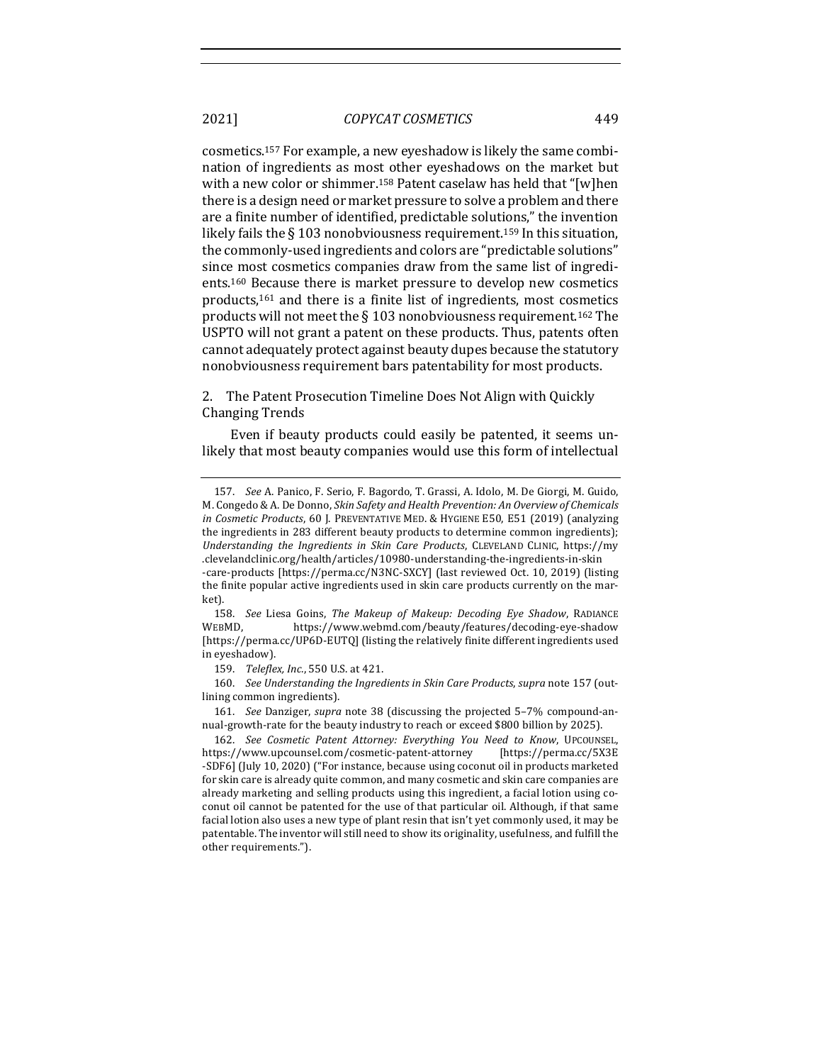cosmetics.[157] For example, a new eyeshadow is likely the same combination of ingredients as most other eyeshadows on the market but with a new color or shimmer.[158] Patent caselaw has held that "[w]hen there is a design need or market pressure to solve a problem and there are a finite number of identified, predictable solutions," the invention likely fails the § 103 nonobviousness requirement.[159] In this situation, the commonly-used ingredients and colors are "predictable solutions" since most cosmetics companies draw from the same list of ingredients.[160] Because there is market pressure to develop new cosmetics products,[161] and there is a finite list of ingredients, most cosmetics products will not meet the § 103 nonobviousness requirement.[162] The USPTO will not grant a patent on these products. Thus, patents often cannot adequately protect against beauty dupes because the statutory nonobviousness requirement bars patentability for most products.

### 2. The Patent Prosecution Timeline Does Not Align with Quickly Changing Trends

Even if beauty products could easily be patented, it seems unlikely that most beauty companies would use this form of intellectual

---

157. *See* A. Panico, F. Serio, F. Bagordo, T. Grassi, A. Idolo, M. De Giorgi, M. Guido, M. Congedo & A. De Donno, *Skin Safety and Health Prevention: An Overview of Chemicals in Cosmetic Products*, 60 J. PREVENTATIVE MED. & HYGIENE E50, E51 (2019) (analyzing the ingredients in 283 different beauty products to determine common ingredients); *Understanding the Ingredients in Skin Care Products*, CLEVELAND CLINIC, https://my.clevelandclinic.org/health/articles/10980-understanding-the-ingredients-in-skin-care-products [https://perma.cc/N3NC-SXCY] (last reviewed Oct. 10, 2019) (listing the finite popular active ingredients used in skin care products currently on the market).

158. *See* Liesa Goins, *The Makeup of Makeup: Decoding Eye Shadow*, RADIANCE WEBMD, https://www.webmd.com/beauty/features/decoding-eye-shadow [https://perma.cc/UP6D-EUTQ] (listing the relatively finite different ingredients used in eyeshadow).

159. *Teleflex, Inc.*, 550 U.S. at 421.

160. *See Understanding the Ingredients in Skin Care Products*, *supra* note 157 (outlining common ingredients).

161. *See* Danziger, *supra* note 38 (discussing the projected 5–7% compound-annual-growth-rate for the beauty industry to reach or exceed $800 billion by 2025).

162. *See Cosmetic Patent Attorney: Everything You Need to Know*, UPCOUNSEL, https://www.upcounsel.com/cosmetic-patent-attorney [https://perma.cc/5X3E-SDF6] (July 10, 2020) ("For instance, because using coconut oil in products marketed for skin care is already quite common, and many cosmetic and skin care companies are already marketing and selling products using this ingredient, a facial lotion using coconut oil cannot be patented for the use of that particular oil. Although, if that same facial lotion also uses a new type of plant resin that isn't yet commonly used, it may be patentable. The inventor will still need to show its originality, usefulness, and fulfill the other requirements.").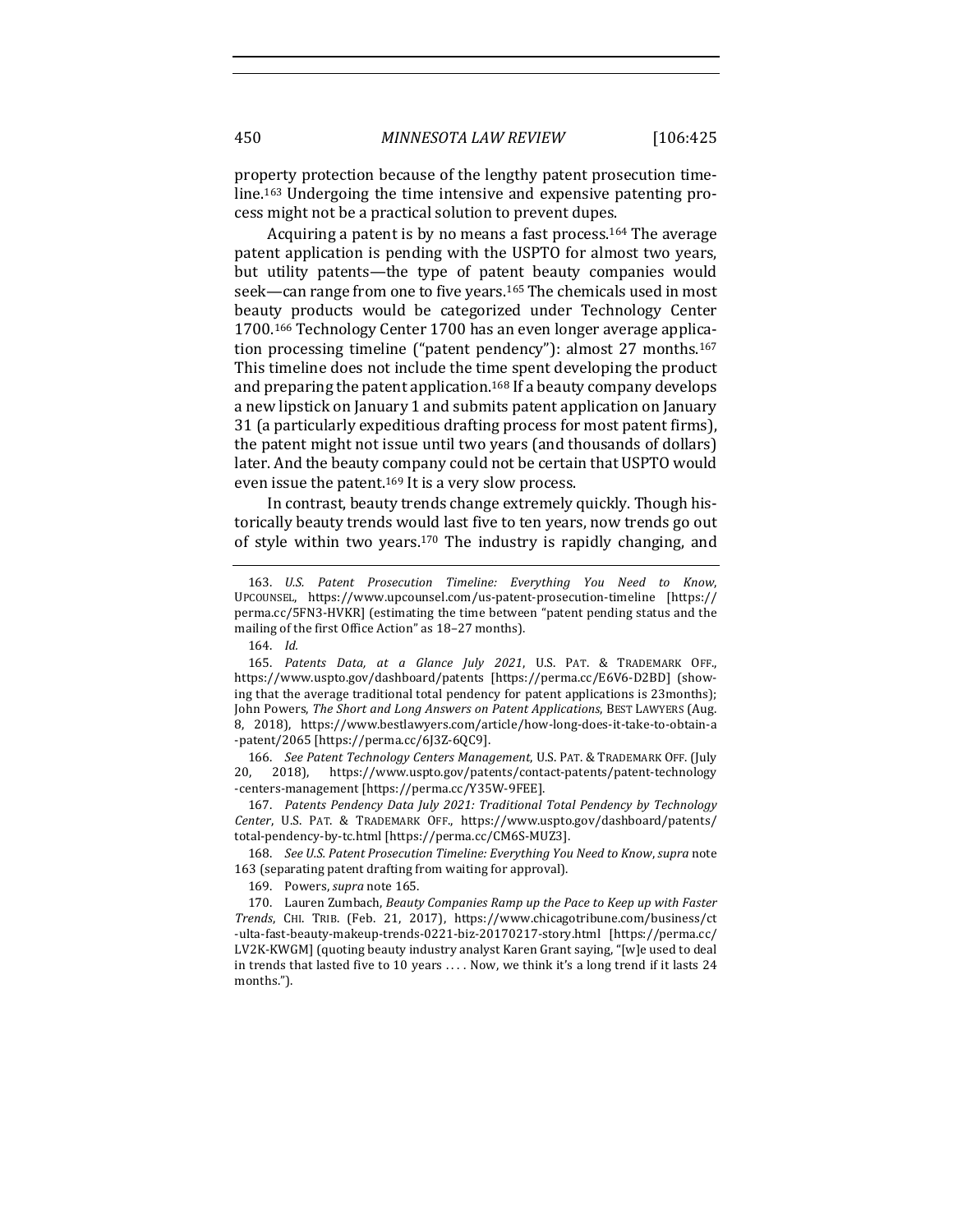property protection because of the lengthy patent prosecution timeline.[163] Undergoing the time intensive and expensive patenting process might not be a practical solution to prevent dupes.

Acquiring a patent is by no means a fast process.[164] The average patent application is pending with the USPTO for almost two years, but utility patents—the type of patent beauty companies would seek—can range from one to five years.[165] The chemicals used in most beauty products would be categorized under Technology Center 1700.[166] Technology Center 1700 has an even longer average application processing timeline ("patent pendency"): almost 27 months.[167] This timeline does not include the time spent developing the product and preparing the patent application.[168] If a beauty company develops a new lipstick on January 1 and submits patent application on January 31 (a particularly expeditious drafting process for most patent firms), the patent might not issue until two years (and thousands of dollars) later. And the beauty company could not be certain that USPTO would even issue the patent.[169] It is a very slow process.

In contrast, beauty trends change extremely quickly. Though historically beauty trends would last five to ten years, now trends go out of style within two years.[170] The industry is rapidly changing, and

---

163. *U.S. Patent Prosecution Timeline: Everything You Need to Know*, UPCOUNSEL, https://www.upcounsel.com/us-patent-prosecution-timeline [https://perma.cc/5FN3-HVKR] (estimating the time between "patent pending status and the mailing of the first Office Action" as 18–27 months).

164. *Id.*

165. *Patents Data, at a Glance July 2021*, U.S. PAT. & TRADEMARK OFF., https://www.uspto.gov/dashboard/patents [https://perma.cc/E6V6-D2BD] (showing that the average traditional total pendency for patent applications is 23months); John Powers, *The Short and Long Answers on Patent Applications*, BEST LAWYERS (Aug. 8, 2018), https://www.bestlawyers.com/article/how-long-does-it-take-to-obtain-a-patent/2065 [https://perma.cc/6J3Z-6QC9].

166. *See Patent Technology Centers Management*, U.S. PAT. & TRADEMARK OFF. (July 20, 2018), https://www.uspto.gov/patents/contact-patents/patent-technology-centers-management [https://perma.cc/Y35W-9FEE].

167. *Patents Pendency Data July 2021: Traditional Total Pendency by Technology Center*, U.S. PAT. & TRADEMARK OFF., https://www.uspto.gov/dashboard/patents/total-pendency-by-tc.html [https://perma.cc/CM6S-MUZ3].

168. *See U.S. Patent Prosecution Timeline: Everything You Need to Know*, *supra* note 163 (separating patent drafting from waiting for approval).

169. Powers, *supra* note 165.

170. Lauren Zumbach, *Beauty Companies Ramp up the Pace to Keep up with Faster Trends*, CHI. TRIB. (Feb. 21, 2017), https://www.chicagotribune.com/business/ct-ulta-fast-beauty-makeup-trends-0221-biz-20170217-story.html [https://perma.cc/LV2K-KWGM] (quoting beauty industry analyst Karen Grant saying, "[w]e used to deal in trends that lasted five to 10 years . . . . Now, we think it's a long trend if it lasts 24 months.").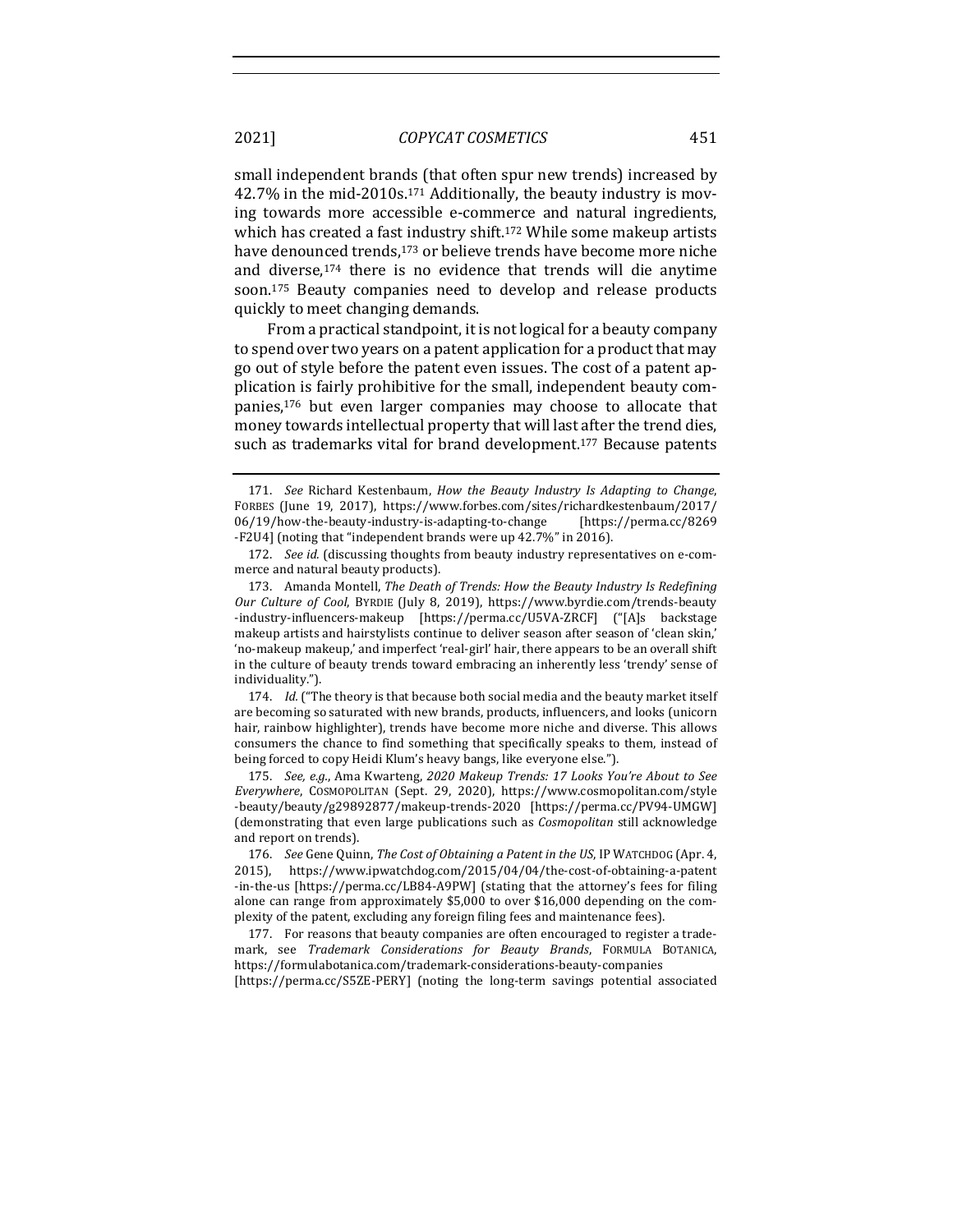small independent brands (that often spur new trends) increased by 42.7% in the mid-2010s.[171] Additionally, the beauty industry is moving towards more accessible e-commerce and natural ingredients, which has created a fast industry shift.[172] While some makeup artists have denounced trends,[173] or believe trends have become more niche and diverse,[174] there is no evidence that trends will die anytime soon.[175] Beauty companies need to develop and release products quickly to meet changing demands.

From a practical standpoint, it is not logical for a beauty company to spend over two years on a patent application for a product that may go out of style before the patent even issues. The cost of a patent application is fairly prohibitive for the small, independent beauty companies,[176] but even larger companies may choose to allocate that money towards intellectual property that will last after the trend dies, such as trademarks vital for brand development.[177] Because patents

---

171. *See* Richard Kestenbaum, *How the Beauty Industry Is Adapting to Change*, FORBES (June 19, 2017), https://www.forbes.com/sites/richardkestenbaum/2017/06/19/how-the-beauty-industry-is-adapting-to-change [https://perma.cc/8269-F2U4] (noting that "independent brands were up 42.7%" in 2016).

172. *See id.* (discussing thoughts from beauty industry representatives on e-commerce and natural beauty products).

173. Amanda Montell, *The Death of Trends: How the Beauty Industry Is Redefining Our Culture of Cool*, BYRDIE (July 8, 2019), https://www.byrdie.com/trends-beauty-industry-influencers-makeup [https://perma.cc/U5VA-ZRCF] ("[A]s backstage makeup artists and hairstylists continue to deliver season after season of 'clean skin,' 'no-makeup makeup,' and imperfect 'real-girl' hair, there appears to be an overall shift in the culture of beauty trends toward embracing an inherently less 'trendy' sense of individuality.").

174. *Id.* ("The theory is that because both social media and the beauty market itself are becoming so saturated with new brands, products, influencers, and looks (unicorn hair, rainbow highlighter), trends have become more niche and diverse. This allows consumers the chance to find something that specifically speaks to them, instead of being forced to copy Heidi Klum's heavy bangs, like everyone else.").

175. *See, e.g.*, Ama Kwarteng, *2020 Makeup Trends: 17 Looks You're About to See Everywhere*, COSMOPOLITAN (Sept. 29, 2020), https://www.cosmopolitan.com/style-beauty/beauty/g29892877/makeup-trends-2020 [https://perma.cc/PV94-UMGW] (demonstrating that even large publications such as *Cosmopolitan* still acknowledge and report on trends).

176. *See* Gene Quinn, *The Cost of Obtaining a Patent in the US*, IP WATCHDOG (Apr. 4, 2015), https://www.ipwatchdog.com/2015/04/04/the-cost-of-obtaining-a-patent-in-the-us [https://perma.cc/LB84-A9PW] (stating that the attorney's fees for filing alone can range from approximately $5,000 to over $16,000 depending on the complexity of the patent, excluding any foreign filing fees and maintenance fees).

177. For reasons that beauty companies are often encouraged to register a trademark, see *Trademark Considerations for Beauty Brands*, FORMULA BOTANICA, https://formulabotanica.com/trademark-considerations-beauty-companies [https://perma.cc/S5ZE-PERY] (noting the long-term savings potential associated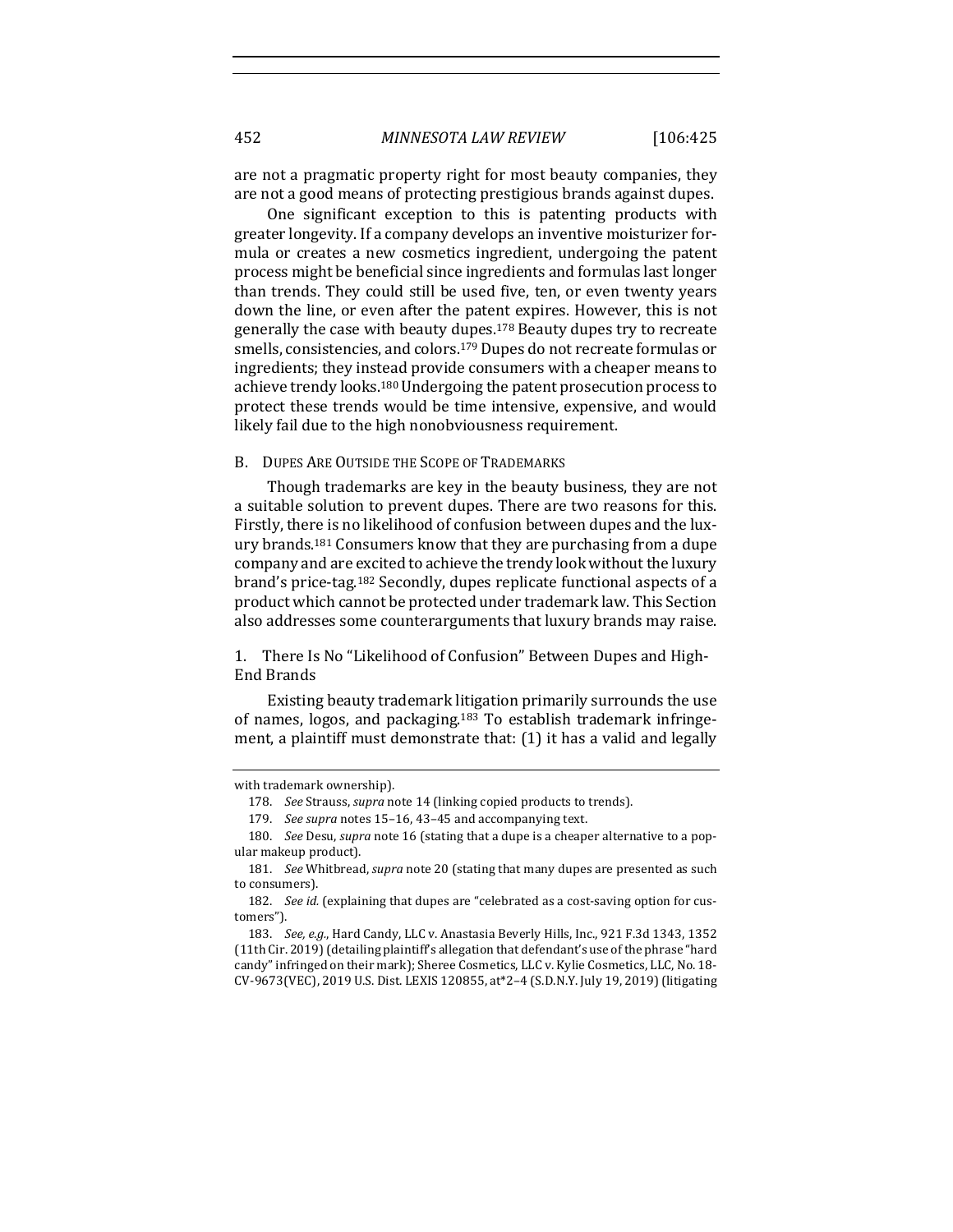are not a pragmatic property right for most beauty companies, they are not a good means of protecting prestigious brands against dupes.

One significant exception to this is patenting products with greater longevity. If a company develops an inventive moisturizer formula or creates a new cosmetics ingredient, undergoing the patent process might be beneficial since ingredients and formulas last longer than trends. They could still be used five, ten, or even twenty years down the line, or even after the patent expires. However, this is not generally the case with beauty dupes.[178] Beauty dupes try to recreate smells, consistencies, and colors.[179] Dupes do not recreate formulas or ingredients; they instead provide consumers with a cheaper means to achieve trendy looks.[180] Undergoing the patent prosecution process to protect these trends would be time intensive, expensive, and would likely fail due to the high nonobviousness requirement.

### B. Dupes Are Outside the Scope of Trademarks

Though trademarks are key in the beauty business, they are not a suitable solution to prevent dupes. There are two reasons for this. Firstly, there is no likelihood of confusion between dupes and the luxury brands.[181] Consumers know that they are purchasing from a dupe company and are excited to achieve the trendy look without the luxury brand's price-tag.[182] Secondly, dupes replicate functional aspects of a product which cannot be protected under trademark law. This Section also addresses some counterarguments that luxury brands may raise.

#### 1. There Is No "Likelihood of Confusion" Between Dupes and High-End Brands

Existing beauty trademark litigation primarily surrounds the use of names, logos, and packaging.[183] To establish trademark infringement, a plaintiff must demonstrate that: (1) it has a valid and legally

---

with trademark ownership).

178. *See* Strauss, *supra* note 14 (linking copied products to trends).

179. *See supra* notes 15–16, 43–45 and accompanying text.

180. *See* Desu, *supra* note 16 (stating that a dupe is a cheaper alternative to a popular makeup product).

181. *See* Whitbread, *supra* note 20 (stating that many dupes are presented as such to consumers).

182. *See id.* (explaining that dupes are "celebrated as a cost-saving option for customers").

183. *See, e.g.*, Hard Candy, LLC v. Anastasia Beverly Hills, Inc., 921 F.3d 1343, 1352 (11th Cir. 2019) (detailing plaintiff's allegation that defendant's use of the phrase "hard candy" infringed on their mark); Sheree Cosmetics, LLC v. Kylie Cosmetics, LLC, No. 18-CV-9673(VEC), 2019 U.S. Dist. LEXIS 120855, at*2–4 (S.D.N.Y. July 19, 2019) (litigating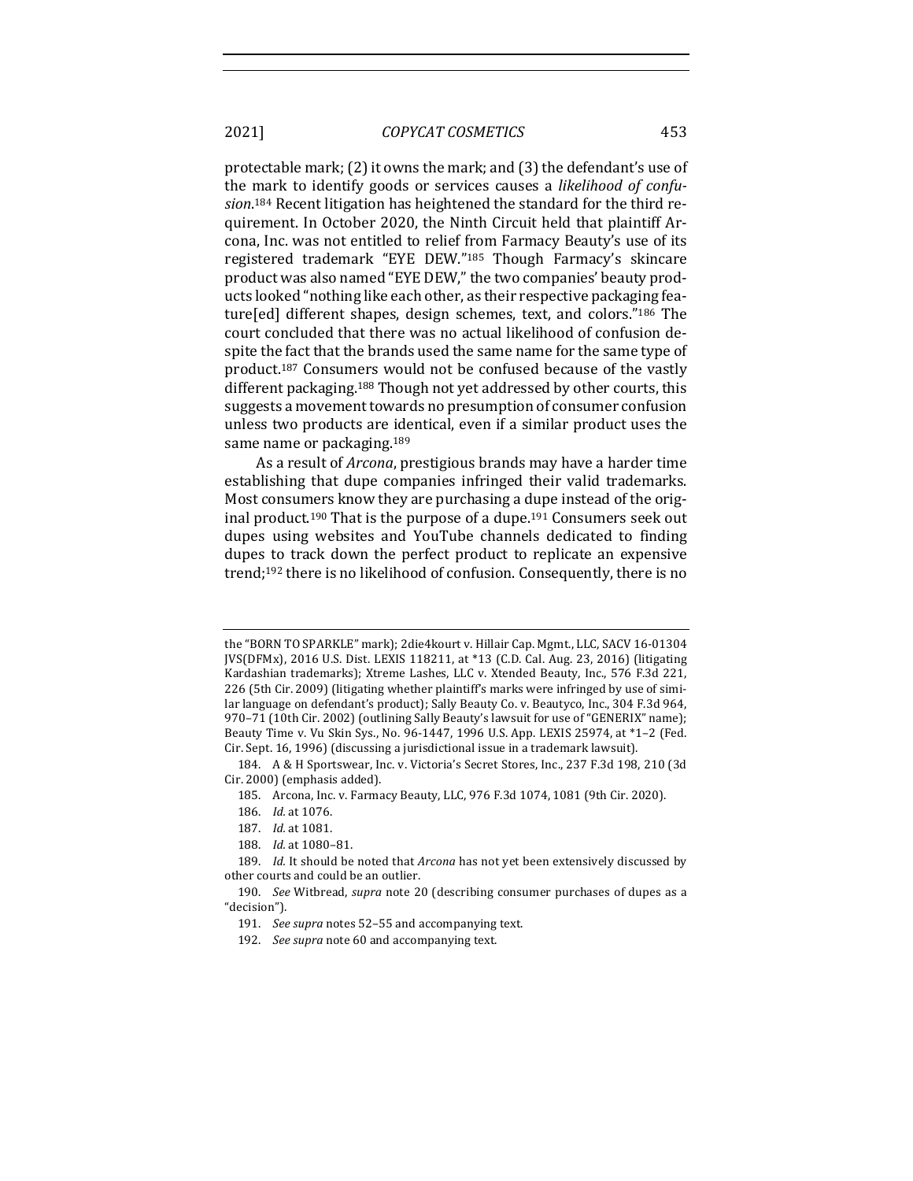protectable mark; (2) it owns the mark; and (3) the defendant's use of the mark to identify goods or services causes a *likelihood of confusion*.[184] Recent litigation has heightened the standard for the third requirement. In October 2020, the Ninth Circuit held that plaintiff Arcona, Inc. was not entitled to relief from Farmacy Beauty's use of its registered trademark "EYE DEW."[185] Though Farmacy's skincare product was also named "EYE DEW," the two companies' beauty products looked "nothing like each other, as their respective packaging feature[ed] different shapes, design schemes, text, and colors."[186] The court concluded that there was no actual likelihood of confusion despite the fact that the brands used the same name for the same type of product.[187] Consumers would not be confused because of the vastly different packaging.[188] Though not yet addressed by other courts, this suggests a movement towards no presumption of consumer confusion unless two products are identical, even if a similar product uses the same name or packaging.[189]

As a result of *Arcona*, prestigious brands may have a harder time establishing that dupe companies infringed their valid trademarks. Most consumers know they are purchasing a dupe instead of the original product.[190] That is the purpose of a dupe.[191] Consumers seek out dupes using websites and YouTube channels dedicated to finding dupes to track down the perfect product to replicate an expensive trend;[192] there is no likelihood of confusion. Consequently, there is no

---

the "BORN TO SPARKLE" mark); 2die4kourt v. Hillair Cap. Mgmt., LLC, SACV 16-01304 JVS(DFMx), 2016 U.S. Dist. LEXIS 118211, at *13 (C.D. Cal. Aug. 23, 2016) (litigating Kardashian trademarks); Xtreme Lashes, LLC v. Xtended Beauty, Inc., 576 F.3d 221, 226 (5th Cir. 2009) (litigating whether plaintiff's marks were infringed by use of similar language on defendant's product); Sally Beauty Co. v. Beautyco, Inc., 304 F.3d 964, 970–71 (10th Cir. 2002) (outlining Sally Beauty's lawsuit for use of "GENERIX" name); Beauty Time v. Vu Skin Sys., No. 96-1447, 1996 U.S. App. LEXIS 25974, at *1–2 (Fed. Cir. Sept. 16, 1996) (discussing a jurisdictional issue in a trademark lawsuit).

184. A & H Sportswear, Inc. v. Victoria's Secret Stores, Inc., 237 F.3d 198, 210 (3d Cir. 2000) (emphasis added).

185. Arcona, Inc. v. Farmacy Beauty, LLC, 976 F.3d 1074, 1081 (9th Cir. 2020).

186. *Id.* at 1076.

187. *Id.* at 1081.

188. *Id.* at 1080–81.

189. *Id.* It should be noted that *Arcona* has not yet been extensively discussed by other courts and could be an outlier.

190. *See* Witbread, *supra* note 20 (describing consumer purchases of dupes as a "decision").

191. *See supra* notes 52–55 and accompanying text.

192. *See supra* note 60 and accompanying text.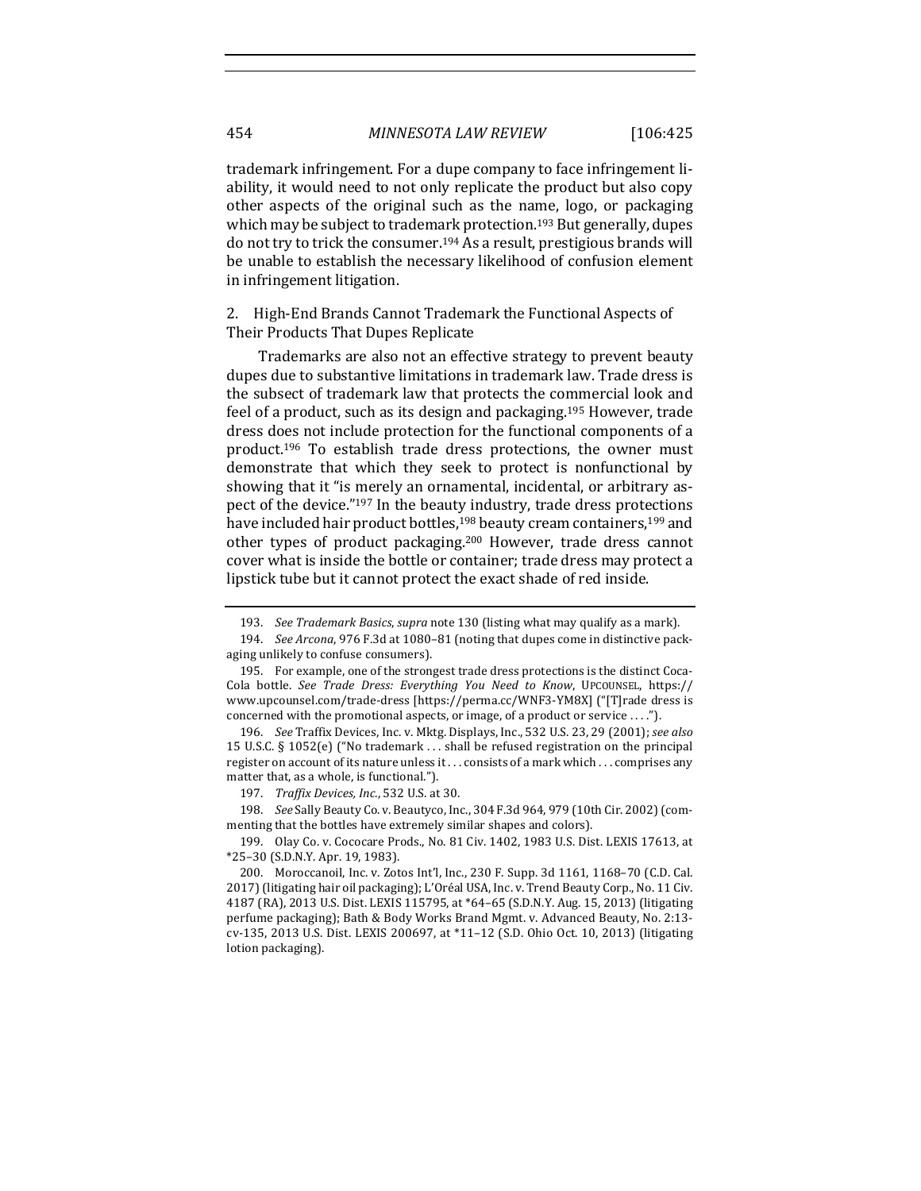trademark infringement. For a dupe company to face infringement liability, it would need to not only replicate the product but also copy other aspects of the original such as the name, logo, or packaging which may be subject to trademark protection.[193] But generally, dupes do not try to trick the consumer.[194] As a result, prestigious brands will be unable to establish the necessary likelihood of confusion element in infringement litigation.

### 2. High-End Brands Cannot Trademark the Functional Aspects of Their Products That Dupes Replicate

Trademarks are also not an effective strategy to prevent beauty dupes due to substantive limitations in trademark law. Trade dress is the subsect of trademark law that protects the commercial look and feel of a product, such as its design and packaging.[195] However, trade dress does not include protection for the functional components of a product.[196] To establish trade dress protections, the owner must demonstrate that which they seek to protect is nonfunctional by showing that it "is merely an ornamental, incidental, or arbitrary aspect of the device."[197] In the beauty industry, trade dress protections have included hair product bottles,[198] beauty cream containers,[199] and other types of product packaging.[200] However, trade dress cannot cover what is inside the bottle or container; trade dress may protect a lipstick tube but it cannot protect the exact shade of red inside.

---

193. *See Trademark Basics*, *supra* note 130 (listing what may qualify as a mark).

194. *See Arcona*, 976 F.3d at 1080–81 (noting that dupes come in distinctive packaging unlikely to confuse consumers).

195. For example, one of the strongest trade dress protections is the distinct Coca-Cola bottle. *See Trade Dress: Everything You Need to Know*, UPCOUNSEL, https://www.upcounsel.com/trade-dress [https://perma.cc/WNF3-YM8X] ("[T]rade dress is concerned with the promotional aspects, or image, of a product or service . . . .").

196. *See* Traffix Devices, Inc. v. Mktg. Displays, Inc., 532 U.S. 23, 29 (2001); *see also* 15 U.S.C. § 1052(e) ("No trademark . . . shall be refused registration on the principal register on account of its nature unless it . . . consists of a mark which . . . comprises any matter that, as a whole, is functional.").

197. *Traffix Devices, Inc.*, 532 U.S. at 30.

198. *See* Sally Beauty Co. v. Beautyco, Inc., 304 F.3d 964, 979 (10th Cir. 2002) (commenting that the bottles have extremely similar shapes and colors).

199. Olay Co. v. Cococare Prods., No. 81 Civ. 1402, 1983 U.S. Dist. LEXIS 17613, at *25–30 (S.D.N.Y. Apr. 19, 1983).

200. Moroccanoil, Inc. v. Zotos Int'l, Inc., 230 F. Supp. 3d 1161, 1168–70 (C.D. Cal. 2017) (litigating hair oil packaging); L'Oréal USA, Inc. v. Trend Beauty Corp., No. 11 Civ. 4187 (RA), 2013 U.S. Dist. LEXIS 115795, at *64–65 (S.D.N.Y. Aug. 15, 2013) (litigating perfume packaging); Bath & Body Works Brand Mgmt. v. Advanced Beauty, No. 2:13-cv-135, 2013 U.S. Dist. LEXIS 200697, at *11–12 (S.D. Ohio Oct. 10, 2013) (litigating lotion packaging).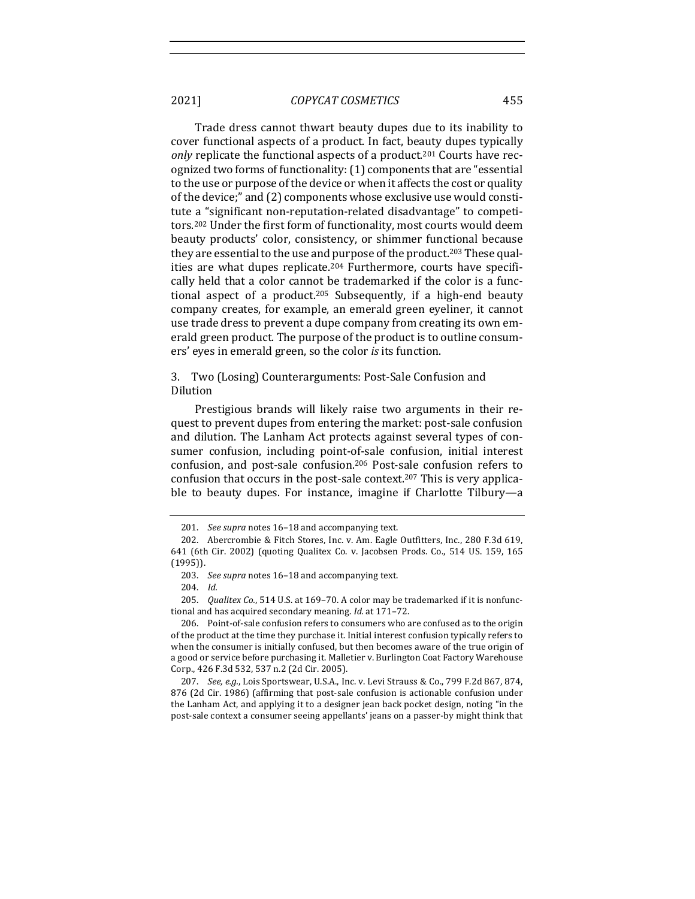Trade dress cannot thwart beauty dupes due to its inability to cover functional aspects of a product. In fact, beauty dupes typically *only* replicate the functional aspects of a product.[201] Courts have recognized two forms of functionality: (1) components that are "essential to the use or purpose of the device or when it affects the cost or quality of the device;" and (2) components whose exclusive use would constitute a "significant non-reputation-related disadvantage" to competitors.[202] Under the first form of functionality, most courts would deem beauty products' color, consistency, or shimmer functional because they are essential to the use and purpose of the product.[203] These qualities are what dupes replicate.[204] Furthermore, courts have specifically held that a color cannot be trademarked if the color is a functional aspect of a product.[205] Subsequently, if a high-end beauty company creates, for example, an emerald green eyeliner, it cannot use trade dress to prevent a dupe company from creating its own emerald green product. The purpose of the product is to outline consumers' eyes in emerald green, so the color *is* its function.

### 3. Two (Losing) Counterarguments: Post-Sale Confusion and Dilution

Prestigious brands will likely raise two arguments in their request to prevent dupes from entering the market: post-sale confusion and dilution. The Lanham Act protects against several types of consumer confusion, including point-of-sale confusion, initial interest confusion, and post-sale confusion.[206] Post-sale confusion refers to confusion that occurs in the post-sale context.[207] This is very applicable to beauty dupes. For instance, imagine if Charlotte Tilbury—a

---

201. *See supra* notes 16–18 and accompanying text.

202. Abercrombie & Fitch Stores, Inc. v. Am. Eagle Outfitters, Inc., 280 F.3d 619, 641 (6th Cir. 2002) (quoting Qualitex Co. v. Jacobsen Prods. Co., 514 US. 159, 165 (1995)).

203. *See supra* notes 16–18 and accompanying text.

204. *Id.*

205. *Qualitex Co.*, 514 U.S. at 169–70. A color may be trademarked if it is nonfunctional and has acquired secondary meaning. *Id.* at 171–72.

206. Point-of-sale confusion refers to consumers who are confused as to the origin of the product at the time they purchase it. Initial interest confusion typically refers to when the consumer is initially confused, but then becomes aware of the true origin of a good or service before purchasing it. Malletier v. Burlington Coat Factory Warehouse Corp., 426 F.3d 532, 537 n.2 (2d Cir. 2005).

207. *See, e.g.*, Lois Sportswear, U.S.A., Inc. v. Levi Strauss & Co., 799 F.2d 867, 874, 876 (2d Cir. 1986) (affirming that post-sale confusion is actionable confusion under the Lanham Act, and applying it to a designer jean back pocket design, noting "in the post-sale context a consumer seeing appellants' jeans on a passer-by might think that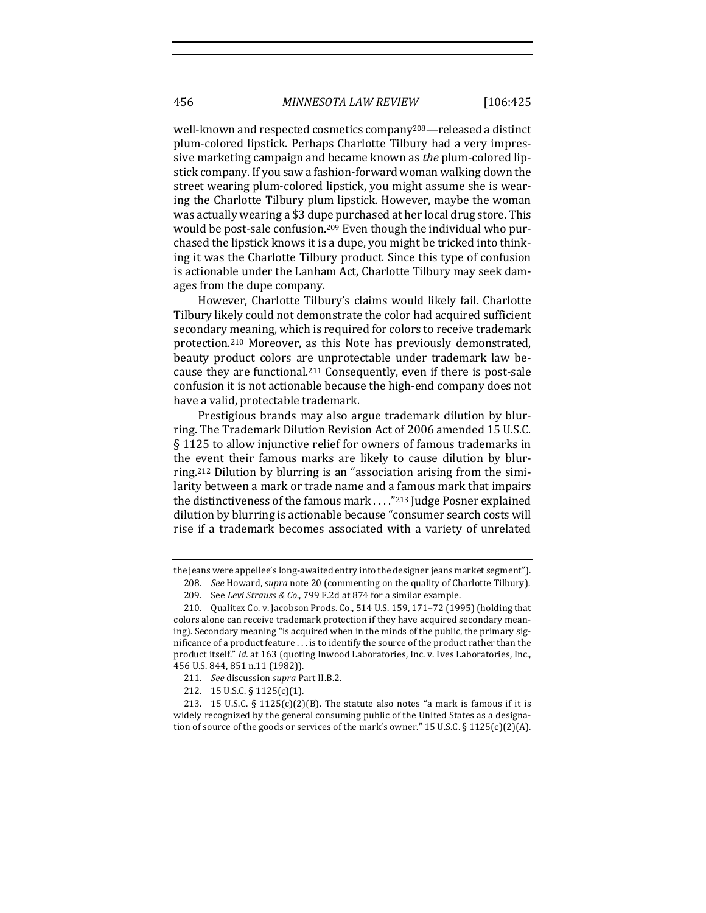well-known and respected cosmetics company[208]—released a distinct plum-colored lipstick. Perhaps Charlotte Tilbury had a very impressive marketing campaign and became known as *the* plum-colored lipstick company. If you saw a fashion-forward woman walking down the street wearing plum-colored lipstick, you might assume she is wearing the Charlotte Tilbury plum lipstick. However, maybe the woman was actually wearing a $3 dupe purchased at her local drug store. This would be post-sale confusion.[209] Even though the individual who purchased the lipstick knows it is a dupe, you might be tricked into thinking it was the Charlotte Tilbury product. Since this type of confusion is actionable under the Lanham Act, Charlotte Tilbury may seek damages from the dupe company.

However, Charlotte Tilbury's claims would likely fail. Charlotte Tilbury likely could not demonstrate the color had acquired sufficient secondary meaning, which is required for colors to receive trademark protection.[210] Moreover, as this Note has previously demonstrated, beauty product colors are unprotectable under trademark law because they are functional.[211] Consequently, even if there is post-sale confusion it is not actionable because the high-end company does not have a valid, protectable trademark.

Prestigious brands may also argue trademark dilution by blurring. The Trademark Dilution Revision Act of 2006 amended 15 U.S.C. § 1125 to allow injunctive relief for owners of famous trademarks in the event their famous marks are likely to cause dilution by blurring.[212] Dilution by blurring is an "association arising from the similarity between a mark or trade name and a famous mark that impairs the distinctiveness of the famous mark . . . ."[213] Judge Posner explained dilution by blurring is actionable because "consumer search costs will rise if a trademark becomes associated with a variety of unrelated

---

the jeans were appellee's long-awaited entry into the designer jeans market segment").

208. *See* Howard, *supra* note 20 (commenting on the quality of Charlotte Tilbury).

209. See *Levi Strauss & Co.*, 799 F.2d at 874 for a similar example.

210. Qualitex Co. v. Jacobson Prods. Co., 514 U.S. 159, 171–72 (1995) (holding that colors alone can receive trademark protection if they have acquired secondary meaning). Secondary meaning "is acquired when in the minds of the public, the primary significance of a product feature . . . is to identify the source of the product rather than the product itself." *Id.* at 163 (quoting Inwood Laboratories, Inc. v. Ives Laboratories, Inc., 456 U.S. 844, 851 n.11 (1982)).

211. *See* discussion *supra* Part II.B.2.

212. 15 U.S.C. § 1125(c)(1).

213. 15 U.S.C. § 1125(c)(2)(B). The statute also notes "a mark is famous if it is widely recognized by the general consuming public of the United States as a designation of source of the goods or services of the mark's owner." 15 U.S.C. § 1125(c)(2)(A).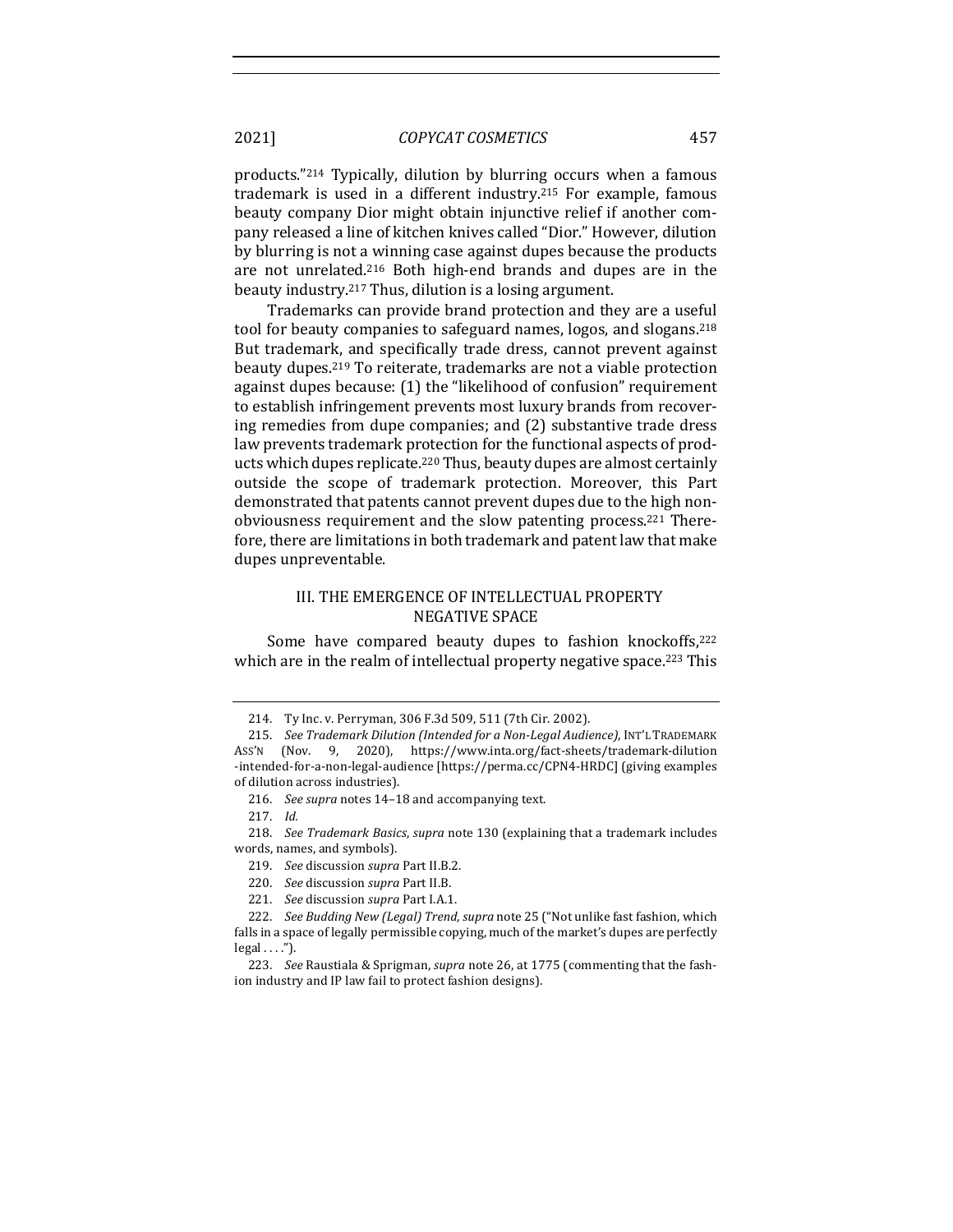products."[214] Typically, dilution by blurring occurs when a famous trademark is used in a different industry.[215] For example, famous beauty company Dior might obtain injunctive relief if another company released a line of kitchen knives called "Dior." However, dilution by blurring is not a winning case against dupes because the products are not unrelated.[216] Both high-end brands and dupes are in the beauty industry.[217] Thus, dilution is a losing argument.

Trademarks can provide brand protection and they are a useful tool for beauty companies to safeguard names, logos, and slogans.[218] But trademark, and specifically trade dress, cannot prevent against beauty dupes.[219] To reiterate, trademarks are not a viable protection against dupes because: (1) the "likelihood of confusion" requirement to establish infringement prevents most luxury brands from recovering remedies from dupe companies; and (2) substantive trade dress law prevents trademark protection for the functional aspects of products which dupes replicate.[220] Thus, beauty dupes are almost certainly outside the scope of trademark protection. Moreover, this Part demonstrated that patents cannot prevent dupes due to the high nonobviousness requirement and the slow patenting process.[221] Therefore, there are limitations in both trademark and patent law that make dupes unpreventable.

## III. THE EMERGENCE OF INTELLECTUAL PROPERTY NEGATIVE SPACE

Some have compared beauty dupes to fashion knockoffs,[222] which are in the realm of intellectual property negative space.[223] This

---

214. Ty Inc. v. Perryman, 306 F.3d 509, 511 (7th Cir. 2002).

215. *See Trademark Dilution (Intended for a Non-Legal Audience)*, INT'L TRADEMARK ASS'N (Nov. 9, 2020), https://www.inta.org/fact-sheets/trademark-dilution-intended-for-a-non-legal-audience [https://perma.cc/CPN4-HRDC] (giving examples of dilution across industries).

216. *See supra* notes 14–18 and accompanying text.

217. *Id.*

218. *See Trademark Basics*, *supra* note 130 (explaining that a trademark includes words, names, and symbols).

219. *See* discussion *supra* Part II.B.2.

220. *See* discussion *supra* Part II.B.

221. *See* discussion *supra* Part I.A.1.

222. *See Budding New (Legal) Trend*, *supra* note 25 ("Not unlike fast fashion, which falls in a space of legally permissible copying, much of the market's dupes are perfectly legal . . . .").

223. *See* Raustiala & Sprigman, *supra* note 26, at 1775 (commenting that the fashion industry and IP law fail to protect fashion designs).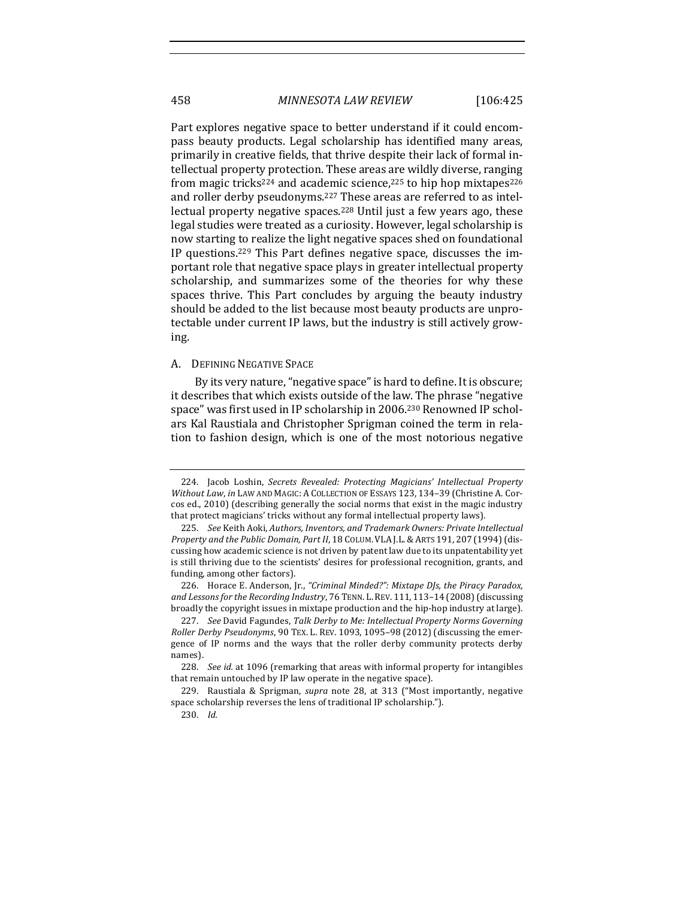Part explores negative space to better understand if it could encompass beauty products. Legal scholarship has identified many areas, primarily in creative fields, that thrive despite their lack of formal intellectual property protection. These areas are wildly diverse, ranging from magic tricks[224] and academic science,[225] to hip hop mixtapes[226] and roller derby pseudonyms.[227] These areas are referred to as intellectual property negative spaces.[228] Until just a few years ago, these legal studies were treated as a curiosity. However, legal scholarship is now starting to realize the light negative spaces shed on foundational IP questions.[229] This Part defines negative space, discusses the important role that negative space plays in greater intellectual property scholarship, and summarizes some of the theories for why these spaces thrive. This Part concludes by arguing the beauty industry should be added to the list because most beauty products are unprotectable under current IP laws, but the industry is still actively growing.

### A. Defining Negative Space

By its very nature, "negative space" is hard to define. It is obscure; it describes that which exists outside of the law. The phrase "negative space" was first used in IP scholarship in 2006.[230] Renowned IP scholars Kal Raustiala and Christopher Sprigman coined the term in relation to fashion design, which is one of the most notorious negative

---

224. Jacob Loshin, *Secrets Revealed: Protecting Magicians' Intellectual Property Without Law*, *in* LAW AND MAGIC: A COLLECTION OF ESSAYS 123, 134–39 (Christine A. Corcos ed., 2010) (describing generally the social norms that exist in the magic industry that protect magicians' tricks without any formal intellectual property laws).

225. *See* Keith Aoki, *Authors, Inventors, and Trademark Owners: Private Intellectual Property and the Public Domain, Part II*, 18 COLUM. VLA J.L. & ARTS 191, 207 (1994) (discussing how academic science is not driven by patent law due to its unpatentability yet is still thriving due to the scientists' desires for professional recognition, grants, and funding, among other factors).

226. Horace E. Anderson, Jr., *"Criminal Minded?": Mixtape DJs, the Piracy Paradox, and Lessons for the Recording Industry*, 76 TENN. L. REV. 111, 113–14 (2008) (discussing broadly the copyright issues in mixtape production and the hip-hop industry at large).

227. *See* David Fagundes, *Talk Derby to Me: Intellectual Property Norms Governing Roller Derby Pseudonyms*, 90 TEX. L. REV. 1093, 1095–98 (2012) (discussing the emergence of IP norms and the ways that the roller derby community protects derby names).

228. *See id.* at 1096 (remarking that areas with informal property for intangibles that remain untouched by IP law operate in the negative space).

229. Raustiala & Sprigman, *supra* note 28, at 313 ("Most importantly, negative space scholarship reverses the lens of traditional IP scholarship.").

230. *Id.*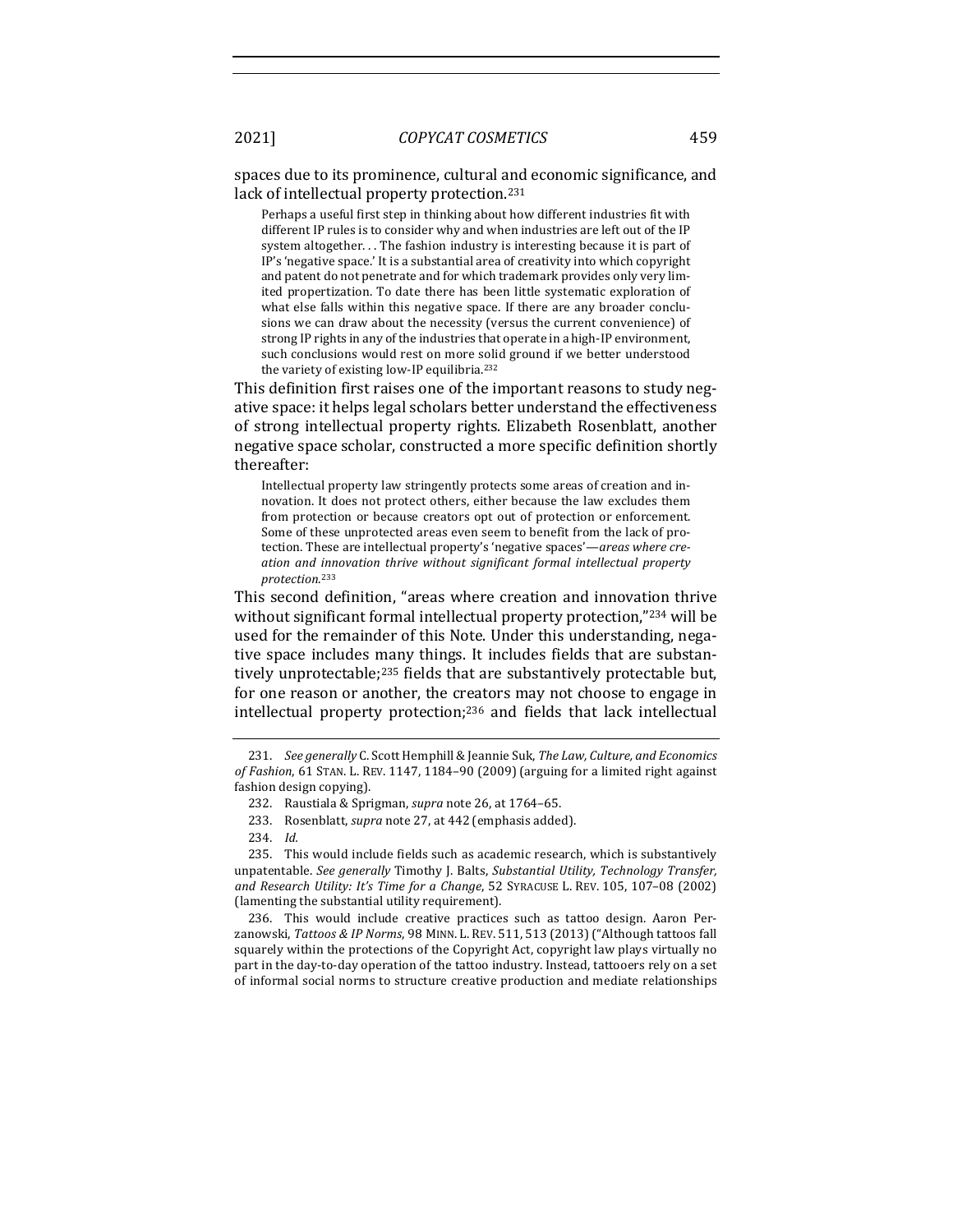spaces due to its prominence, cultural and economic significance, and lack of intellectual property protection.[231]

> Perhaps a useful first step in thinking about how different industries fit with different IP rules is to consider why and when industries are left out of the IP system altogether. . . The fashion industry is interesting because it is part of IP's 'negative space.' It is a substantial area of creativity into which copyright and patent do not penetrate and for which trademark provides only very limited propertization. To date there has been little systematic exploration of what else falls within this negative space. If there are any broader conclusions we can draw about the necessity (versus the current convenience) of strong IP rights in any of the industries that operate in a high-IP environment, such conclusions would rest on more solid ground if we better understood the variety of existing low-IP equilibria.[232]

This definition first raises one of the important reasons to study negative space: it helps legal scholars better understand the effectiveness of strong intellectual property rights. Elizabeth Rosenblatt, another negative space scholar, constructed a more specific definition shortly thereafter:

> Intellectual property law stringently protects some areas of creation and innovation. It does not protect others, either because the law excludes them from protection or because creators opt out of protection or enforcement. Some of these unprotected areas even seem to benefit from the lack of protection. These are intellectual property's 'negative spaces'—*areas where creation and innovation thrive without significant formal intellectual property protection*.[233]

This second definition, "areas where creation and innovation thrive without significant formal intellectual property protection,"[234] will be used for the remainder of this Note. Under this understanding, negative space includes many things. It includes fields that are substantively unprotectable;[235] fields that are substantively protectable but, for one reason or another, the creators may not choose to engage in intellectual property protection;[236] and fields that lack intellectual

---

231. *See generally* C. Scott Hemphill & Jeannie Suk, *The Law, Culture, and Economics of Fashion*, 61 STAN. L. REV. 1147, 1184–90 (2009) (arguing for a limited right against fashion design copying).

232. Raustiala & Sprigman, *supra* note 26, at 1764–65.

233. Rosenblatt, *supra* note 27, at 442 (emphasis added).

234. *Id.*

235. This would include fields such as academic research, which is substantively unpatentable. *See generally* Timothy J. Balts, *Substantial Utility, Technology Transfer, and Research Utility: It's Time for a Change*, 52 SYRACUSE L. REV. 105, 107–08 (2002) (lamenting the substantial utility requirement).

236. This would include creative practices such as tattoo design. Aaron Perzanowski, *Tattoos & IP Norms*, 98 MINN. L. REV. 511, 513 (2013) ("Although tattoos fall squarely within the protections of the Copyright Act, copyright law plays virtually no part in the day-to-day operation of the tattoo industry. Instead, tattooers rely on a set of informal social norms to structure creative production and mediate relationships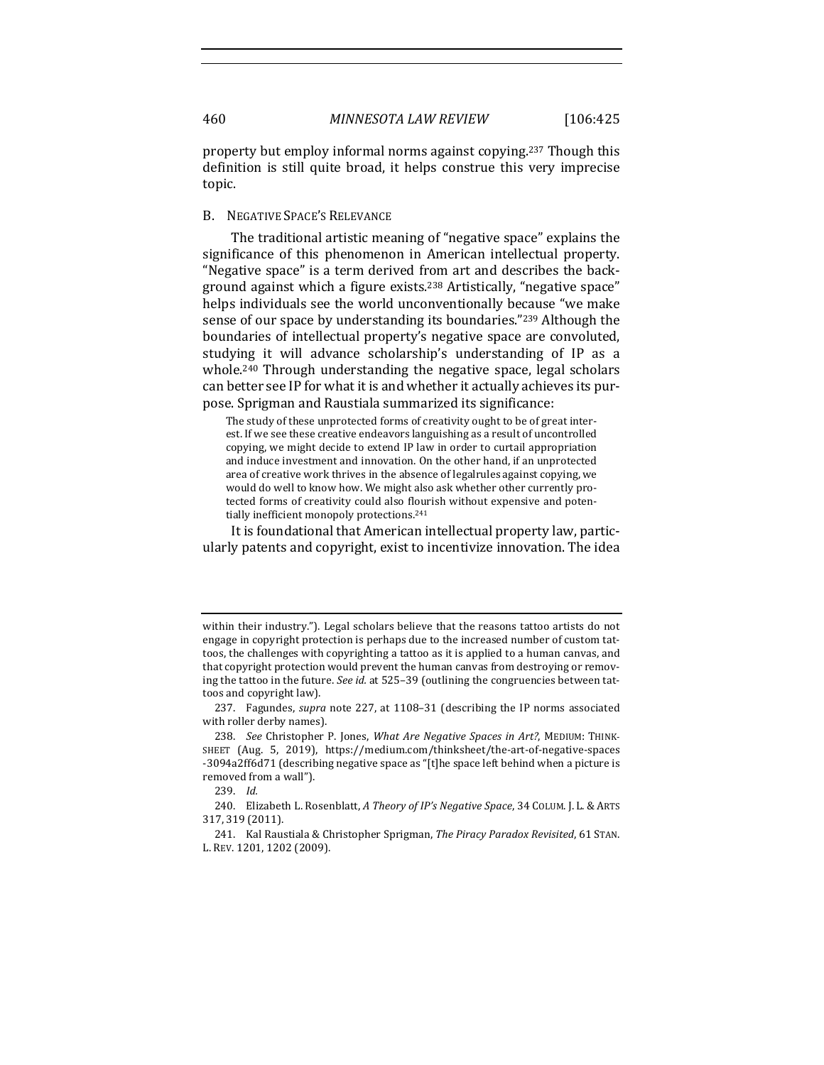property but employ informal norms against copying.[237] Though this definition is still quite broad, it helps construe this very imprecise topic.

### B. Negative Space's Relevance

The traditional artistic meaning of "negative space" explains the significance of this phenomenon in American intellectual property. "Negative space" is a term derived from art and describes the background against which a figure exists.[238] Artistically, "negative space" helps individuals see the world unconventionally because "we make sense of our space by understanding its boundaries."[239] Although the boundaries of intellectual property's negative space are convoluted, studying it will advance scholarship's understanding of IP as a whole.[240] Through understanding the negative space, legal scholars can better see IP for what it is and whether it actually achieves its purpose. Sprigman and Raustiala summarized its significance:

> The study of these unprotected forms of creativity ought to be of great interest. If we see these creative endeavors languishing as a result of uncontrolled copying, we might decide to extend IP law in order to curtail appropriation and induce investment and innovation. On the other hand, if an unprotected area of creative work thrives in the absence of legalrules against copying, we would do well to know how. We might also ask whether other currently protected forms of creativity could also flourish without expensive and potentially inefficient monopoly protections.[241]

It is foundational that American intellectual property law, particularly patents and copyright, exist to incentivize innovation. The idea

---

within their industry."). Legal scholars believe that the reasons tattoo artists do not engage in copyright protection is perhaps due to the increased number of custom tattoos, the challenges with copyrighting a tattoo as it is applied to a human canvas, and that copyright protection would prevent the human canvas from destroying or removing the tattoo in the future. *See id.* at 525–39 (outlining the congruencies between tattoos and copyright law).

237. Fagundes, *supra* note 227, at 1108–31 (describing the IP norms associated with roller derby names).

238. *See* Christopher P. Jones, *What Are Negative Spaces in Art?*, MEDIUM: THINKSHEET (Aug. 5, 2019), https://medium.com/thinksheet/the-art-of-negative-spaces-3094a2ff6d71 (describing negative space as "[t]he space left behind when a picture is removed from a wall").

239. *Id.*

240. Elizabeth L. Rosenblatt, *A Theory of IP's Negative Space*, 34 COLUM. J. L. & ARTS 317, 319 (2011).

241. Kal Raustiala & Christopher Sprigman, *The Piracy Paradox Revisited*, 61 STAN. L. REV. 1201, 1202 (2009).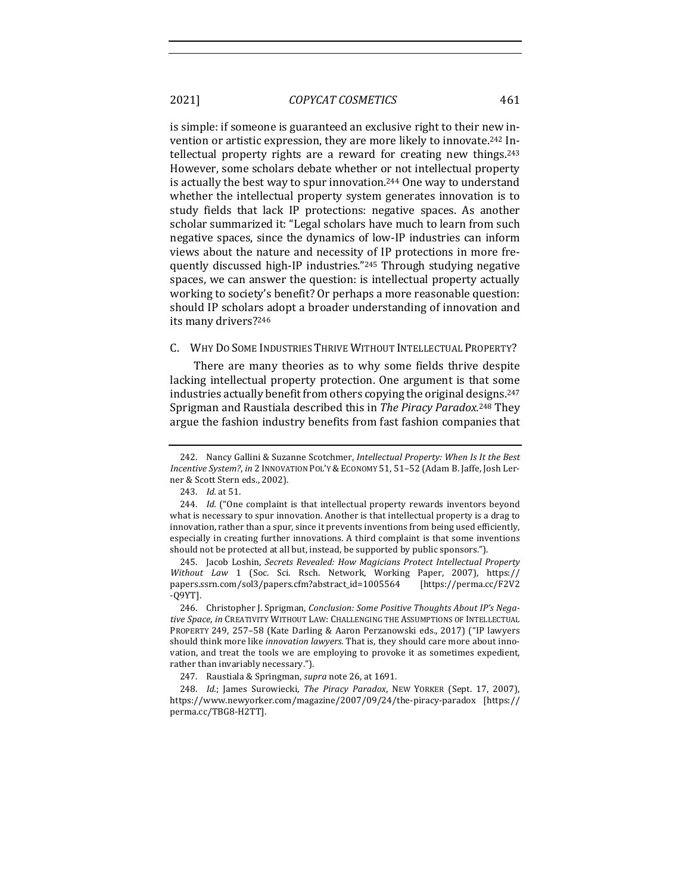is simple: if someone is guaranteed an exclusive right to their new invention or artistic expression, they are more likely to innovate.[242] Intellectual property rights are a reward for creating new things.[243] However, some scholars debate whether or not intellectual property is actually the best way to spur innovation.[244] One way to understand whether the intellectual property system generates innovation is to study fields that lack IP protections: negative spaces. As another scholar summarized it: "Legal scholars have much to learn from such negative spaces, since the dynamics of low-IP industries can inform views about the nature and necessity of IP protections in more frequently discussed high-IP industries."[245] Through studying negative spaces, we can answer the question: is intellectual property actually working to society's benefit? Or perhaps a more reasonable question: should IP scholars adopt a broader understanding of innovation and its many drivers?[246]

### C. Why Do Some Industries Thrive Without Intellectual Property?

There are many theories as to why some fields thrive despite lacking intellectual property protection. One argument is that some industries actually benefit from others copying the original designs.[247] Sprigman and Raustiala described this in *The Piracy Paradox*.[248] They argue the fashion industry benefits from fast fashion companies that

---

242. Nancy Gallini & Suzanne Scotchmer, *Intellectual Property: When Is It the Best Incentive System?*, *in* 2 Innovation Pol'y & Economy 51, 51–52 (Adam B. Jaffe, Josh Lerner & Scott Stern eds., 2002).

243. *Id.* at 51.

244. *Id.* ("One complaint is that intellectual property rewards inventors beyond what is necessary to spur innovation. Another is that intellectual property is a drag to innovation, rather than a spur, since it prevents inventions from being used efficiently, especially in creating further innovations. A third complaint is that some inventions should not be protected at all but, instead, be supported by public sponsors.").

245. Jacob Loshin, *Secrets Revealed: How Magicians Protect Intellectual Property Without Law* 1 (Soc. Sci. Rsch. Network, Working Paper, 2007), https://papers.ssrn.com/sol3/papers.cfm?abstract_id=1005564 [https://perma.cc/F2V2-Q9YT].

246. Christopher J. Sprigman, *Conclusion: Some Positive Thoughts About IP's Negative Space*, *in* Creativity Without Law: Challenging the Assumptions of Intellectual Property 249, 257–58 (Kate Darling & Aaron Perzanowski eds., 2017) ("IP lawyers should think more like *innovation lawyers.* That is, they should care more about innovation, and treat the tools we are employing to provoke it as sometimes expedient, rather than invariably necessary.").

247. Raustiala & Springman, *supra* note 26, at 1691.

248. *Id.*; James Surowiecki, *The Piracy Paradox*, New Yorker (Sept. 17, 2007), https://www.newyorker.com/magazine/2007/09/24/the-piracy-paradox [https://perma.cc/TBG8-H2TT].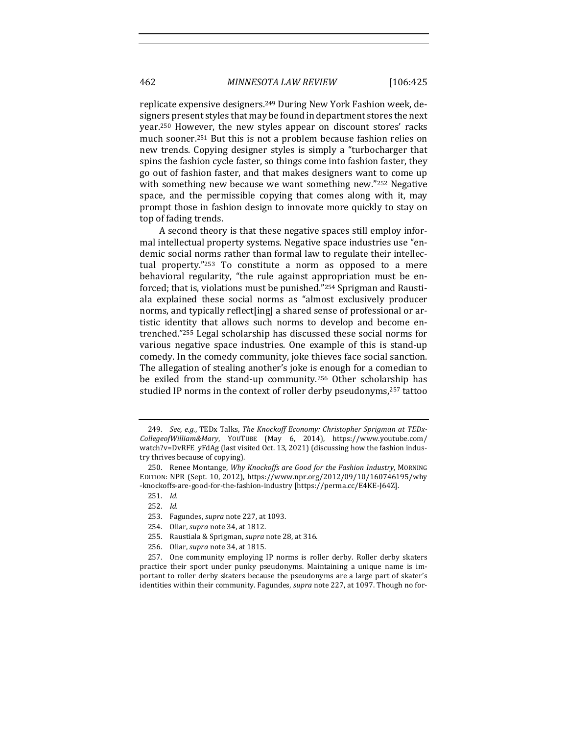replicate expensive designers.[249] During New York Fashion week, designers present styles that may be found in department stores the next year.[250] However, the new styles appear on discount stores' racks much sooner.[251] But this is not a problem because fashion relies on new trends. Copying designer styles is simply a "turbocharger that spins the fashion cycle faster, so things come into fashion faster, they go out of fashion faster, and that makes designers want to come up with something new because we want something new."[252] Negative space, and the permissible copying that comes along with it, may prompt those in fashion design to innovate more quickly to stay on top of fading trends.

A second theory is that these negative spaces still employ informal intellectual property systems. Negative space industries use "endemic social norms rather than formal law to regulate their intellectual property."[253] To constitute a norm as opposed to a mere behavioral regularity, "the rule against appropriation must be enforced; that is, violations must be punished."[254] Sprigman and Raustiala explained these social norms as "almost exclusively producer norms, and typically reflect[ing] a shared sense of professional or artistic identity that allows such norms to develop and become entrenched."[255] Legal scholarship has discussed these social norms for various negative space industries. One example of this is stand-up comedy. In the comedy community, joke thieves face social sanction. The allegation of stealing another's joke is enough for a comedian to be exiled from the stand-up community.[256] Other scholarship has studied IP norms in the context of roller derby pseudonyms,[257] tattoo

---

249. *See, e.g.*, TEDx Talks, *The Knockoff Economy: Christopher Sprigman at TEDx-CollegeofWilliam&Mary*, YOUTUBE (May 6, 2014), https://www.youtube.com/watch?v=DvRFE_yFdAg (last visited Oct. 13, 2021) (discussing how the fashion industry thrives because of copying).

250. Renee Montange, *Why Knockoffs are Good for the Fashion Industry*, MORNING EDITION: NPR (Sept. 10, 2012), https://www.npr.org/2012/09/10/160746195/why-knockoffs-are-good-for-the-fashion-industry [https://perma.cc/E4KE-J64Z].

251. *Id.*

252. *Id.*

253. Fagundes, *supra* note 227, at 1093.

254. Oliar, *supra* note 34, at 1812.

255. Raustiala & Sprigman, *supra* note 28, at 316.

256. Oliar, *supra* note 34, at 1815.

257. One community employing IP norms is roller derby. Roller derby skaters practice their sport under punky pseudonyms. Maintaining a unique name is important to roller derby skaters because the pseudonyms are a large part of skater's identities within their community. Fagundes, *supra* note 227, at 1097. Though no for-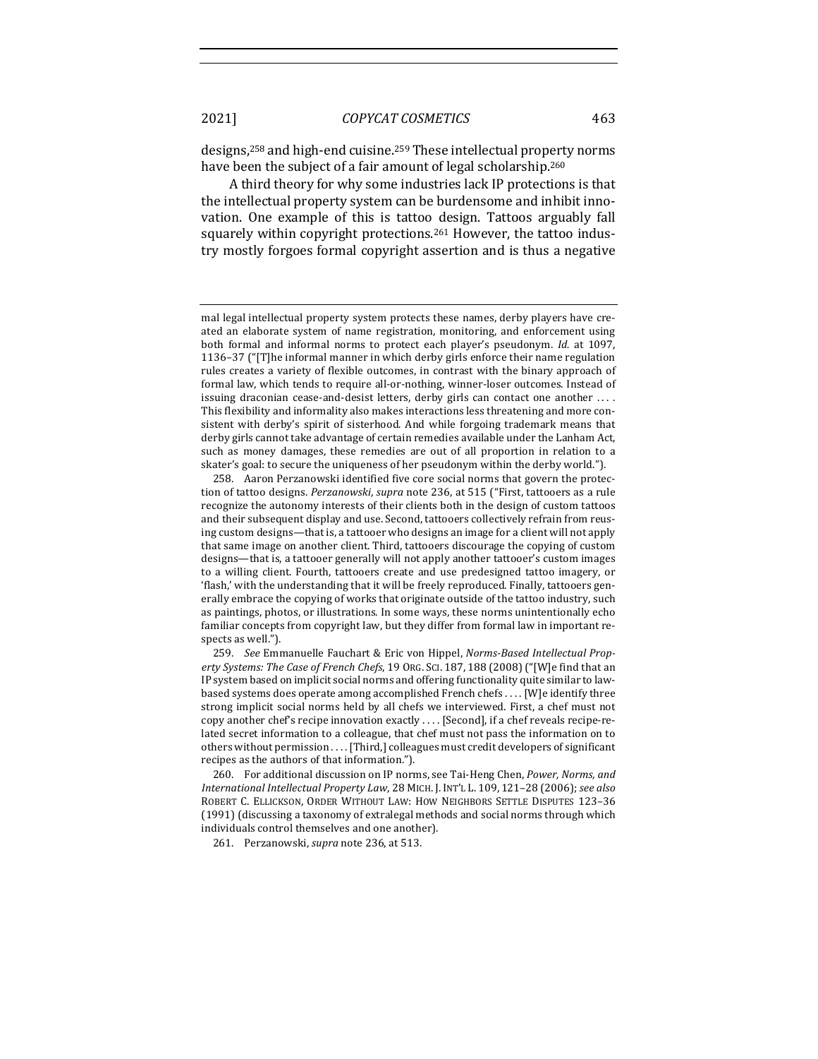designs,[258] and high-end cuisine.[259] These intellectual property norms have been the subject of a fair amount of legal scholarship.[260]

A third theory for why some industries lack IP protections is that the intellectual property system can be burdensome and inhibit innovation. One example of this is tattoo design. Tattoos arguably fall squarely within copyright protections.[261] However, the tattoo industry mostly forgoes formal copyright assertion and is thus a negative

---

mal legal intellectual property system protects these names, derby players have created an elaborate system of name registration, monitoring, and enforcement using both formal and informal norms to protect each player's pseudonym. *Id.* at 1097, 1136–37 ("[T]he informal manner in which derby girls enforce their name regulation rules creates a variety of flexible outcomes, in contrast with the binary approach of formal law, which tends to require all-or-nothing, winner-loser outcomes. Instead of issuing draconian cease-and-desist letters, derby girls can contact one another . . . . This flexibility and informality also makes interactions less threatening and more consistent with derby's spirit of sisterhood. And while forgoing trademark means that derby girls cannot take advantage of certain remedies available under the Lanham Act, such as money damages, these remedies are out of all proportion in relation to a skater's goal: to secure the uniqueness of her pseudonym within the derby world.").

258. Aaron Perzanowski identified five core social norms that govern the protection of tattoo designs. *Perzanowski*, *supra* note 236, at 515 ("First, tattooers as a rule recognize the autonomy interests of their clients both in the design of custom tattoos and their subsequent display and use. Second, tattooers collectively refrain from reusing custom designs—that is, a tattooer who designs an image for a client will not apply that same image on another client. Third, tattooers discourage the copying of custom designs—that is, a tattooer generally will not apply another tattooer's custom images to a willing client. Fourth, tattooers create and use predesigned tattoo imagery, or 'flash,' with the understanding that it will be freely reproduced. Finally, tattooers generally embrace the copying of works that originate outside of the tattoo industry, such as paintings, photos, or illustrations. In some ways, these norms unintentionally echo familiar concepts from copyright law, but they differ from formal law in important respects as well.").

259. *See* Emmanuelle Fauchart & Eric von Hippel, *Norms-Based Intellectual Property Systems: The Case of French Chefs*, 19 ORG. SCI. 187, 188 (2008) ("[W]e find that an IP system based on implicit social norms and offering functionality quite similar to law-based systems does operate among accomplished French chefs . . . . [W]e identify three strong implicit social norms held by all chefs we interviewed. First, a chef must not copy another chef's recipe innovation exactly . . . . [Second], if a chef reveals recipe-related secret information to a colleague, that chef must not pass the information on to others without permission . . . . [Third,] colleagues must credit developers of significant recipes as the authors of that information.").

260. For additional discussion on IP norms, see Tai-Heng Chen, *Power, Norms, and International Intellectual Property Law*, 28 MICH. J. INT'L L. 109, 121–28 (2006); *see also* ROBERT C. ELLICKSON, ORDER WITHOUT LAW: HOW NEIGHBORS SETTLE DISPUTES 123–36 (1991) (discussing a taxonomy of extralegal methods and social norms through which individuals control themselves and one another).

261. Perzanowski, *supra* note 236, at 513.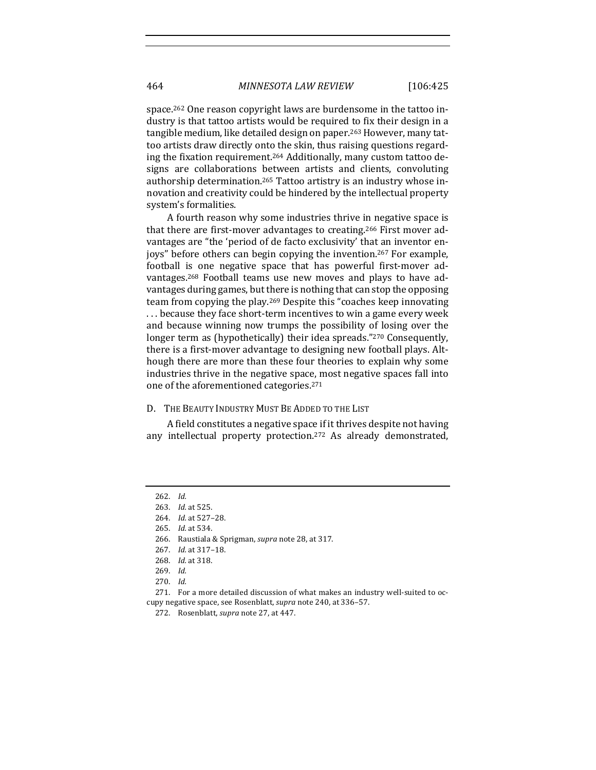space.[262] One reason copyright laws are burdensome in the tattoo industry is that tattoo artists would be required to fix their design in a tangible medium, like detailed design on paper.[263] However, many tattoo artists draw directly onto the skin, thus raising questions regarding the fixation requirement.[264] Additionally, many custom tattoo designs are collaborations between artists and clients, convoluting authorship determination.[265] Tattoo artistry is an industry whose innovation and creativity could be hindered by the intellectual property system's formalities.

A fourth reason why some industries thrive in negative space is that there are first-mover advantages to creating.[266] First mover advantages are "the 'period of de facto exclusivity' that an inventor enjoys" before others can begin copying the invention.[267] For example, football is one negative space that has powerful first-mover advantages.[268] Football teams use new moves and plays to have advantages during games, but there is nothing that can stop the opposing team from copying the play.[269] Despite this "coaches keep innovating . . . because they face short-term incentives to win a game every week and because winning now trumps the possibility of losing over the longer term as (hypothetically) their idea spreads."[270] Consequently, there is a first-mover advantage to designing new football plays. Although there are more than these four theories to explain why some industries thrive in the negative space, most negative spaces fall into one of the aforementioned categories.[271]

### D. The Beauty Industry Must Be Added to the List

A field constitutes a negative space if it thrives despite not having any intellectual property protection.[272] As already demonstrated,

---

262. *Id.*

263. *Id.* at 525.

264. *Id.* at 527–28.

265. *Id.* at 534.

266. Raustiala & Sprigman, *supra* note 28, at 317.

267. *Id.* at 317–18.

268. *Id.* at 318.

269. *Id.*

270. *Id.*

271. For a more detailed discussion of what makes an industry well-suited to occupy negative space, see Rosenblatt, *supra* note 240, at 336–57.

272. Rosenblatt, *supra* note 27, at 447.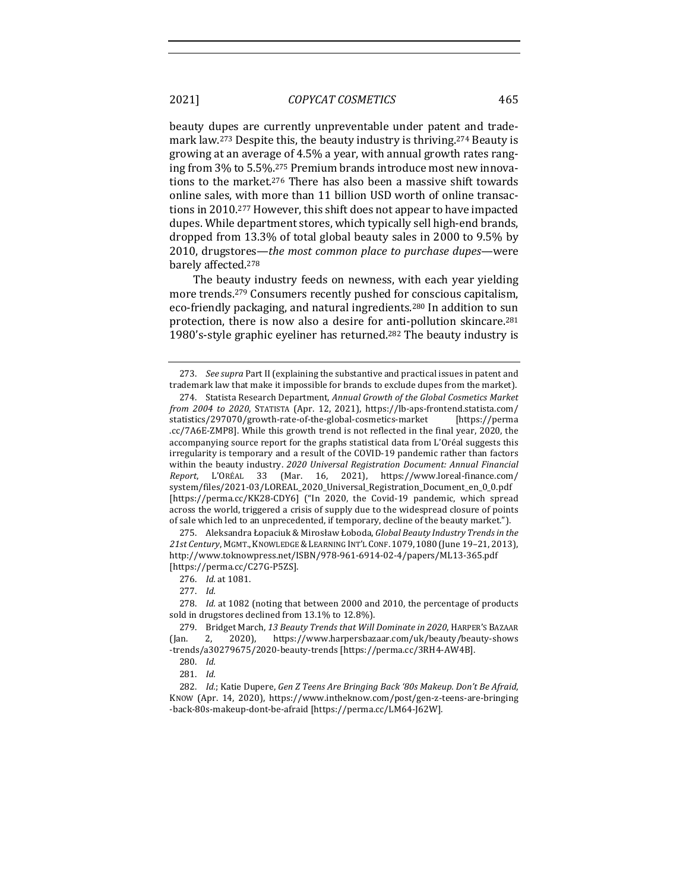beauty dupes are currently unpreventable under patent and trademark law.[273] Despite this, the beauty industry is thriving.[274] Beauty is growing at an average of 4.5% a year, with annual growth rates ranging from 3% to 5.5%.[275] Premium brands introduce most new innovations to the market.[276] There has also been a massive shift towards online sales, with more than 11 billion USD worth of online transactions in 2010.[277] However, this shift does not appear to have impacted dupes. While department stores, which typically sell high-end brands, dropped from 13.3% of total global beauty sales in 2000 to 9.5% by 2010, drugstores—*the most common place to purchase dupes*—were barely affected.[278]

The beauty industry feeds on newness, with each year yielding more trends.[279] Consumers recently pushed for conscious capitalism, eco-friendly packaging, and natural ingredients.[280] In addition to sun protection, there is now also a desire for anti-pollution skincare.[281] 1980's-style graphic eyeliner has returned.[282] The beauty industry is

---

273. *See supra* Part II (explaining the substantive and practical issues in patent and trademark law that make it impossible for brands to exclude dupes from the market).

274. Statista Research Department, *Annual Growth of the Global Cosmetics Market from 2004 to 2020*, STATISTA (Apr. 12, 2021), https://lb-aps-frontend.statista.com/statistics/297070/growth-rate-of-the-global-cosmetics-market [https://perma.cc/7A6E-ZMP8]. While this growth trend is not reflected in the final year, 2020, the accompanying source report for the graphs statistical data from L'Oréal suggests this irregularity is temporary and a result of the COVID-19 pandemic rather than factors within the beauty industry. *2020 Universal Registration Document: Annual Financial Report*, L'ORÉAL 33 (Mar. 16, 2021), https://www.loreal-finance.com/system/files/2021-03/LOREAL_2020_Universal_Registration_Document_en_0_0.pdf [https://perma.cc/KK28-CDY6] ("In 2020, the Covid-19 pandemic, which spread across the world, triggered a crisis of supply due to the widespread closure of points of sale which led to an unprecedented, if temporary, decline of the beauty market.").

275. Aleksandra Łopaciuk & Mirosław Łoboda, *Global Beauty Industry Trends in the 21st Century*, MGMT., KNOWLEDGE & LEARNING INT'L CONF. 1079, 1080 (June 19–21, 2013), http://www.toknowpress.net/ISBN/978-961-6914-02-4/papers/ML13-365.pdf [https://perma.cc/C27G-P5ZS].

276. *Id.* at 1081.

277. *Id.*

278. *Id.* at 1082 (noting that between 2000 and 2010, the percentage of products sold in drugstores declined from 13.1% to 12.8%).

279. Bridget March, *13 Beauty Trends that Will Dominate in 2020*, HARPER'S BAZAAR (Jan. 2, 2020), https://www.harpersbazaar.com/uk/beauty/beauty-shows-trends/a30279675/2020-beauty-trends [https://perma.cc/3RH4-AW4B].

280. *Id.*

281. *Id.*

282. *Id.*; Katie Dupere, *Gen Z Teens Are Bringing Back '80s Makeup. Don't Be Afraid*, KNOW (Apr. 14, 2020), https://www.intheknow.com/post/gen-z-teens-are-bringing-back-80s-makeup-dont-be-afraid [https://perma.cc/LM64-J62W].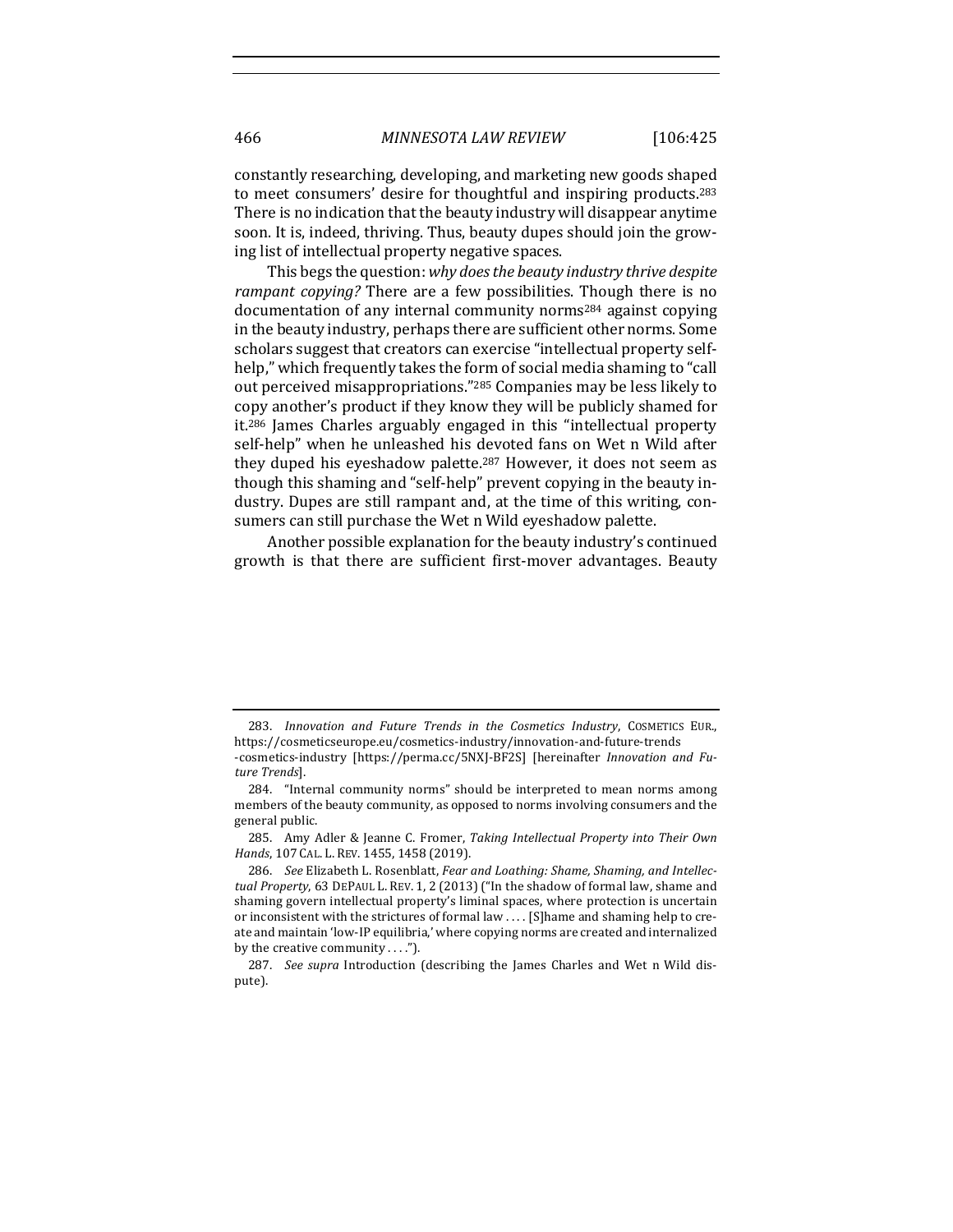constantly researching, developing, and marketing new goods shaped to meet consumers' desire for thoughtful and inspiring products.[283] There is no indication that the beauty industry will disappear anytime soon. It is, indeed, thriving. Thus, beauty dupes should join the growing list of intellectual property negative spaces.

This begs the question: *why does the beauty industry thrive despite rampant copying?* There are a few possibilities. Though there is no documentation of any internal community norms[284] against copying in the beauty industry, perhaps there are sufficient other norms. Some scholars suggest that creators can exercise "intellectual property self-help," which frequently takes the form of social media shaming to "call out perceived misappropriations."[285] Companies may be less likely to copy another's product if they know they will be publicly shamed for it.[286] James Charles arguably engaged in this "intellectual property self-help" when he unleashed his devoted fans on Wet n Wild after they duped his eyeshadow palette.[287] However, it does not seem as though this shaming and "self-help" prevent copying in the beauty industry. Dupes are still rampant and, at the time of this writing, consumers can still purchase the Wet n Wild eyeshadow palette.

Another possible explanation for the beauty industry's continued growth is that there are sufficient first-mover advantages. Beauty

---

283. *Innovation and Future Trends in the Cosmetics Industry*, COSMETICS EUR., https://cosmeticseurope.eu/cosmetics-industry/innovation-and-future-trends-cosmetics-industry [https://perma.cc/5NXJ-BF2S] [hereinafter *Innovation and Future Trends*].

284. "Internal community norms" should be interpreted to mean norms among members of the beauty community, as opposed to norms involving consumers and the general public.

285. Amy Adler & Jeanne C. Fromer, *Taking Intellectual Property into Their Own Hands*, 107 CAL. L. REV. 1455, 1458 (2019).

286. *See* Elizabeth L. Rosenblatt, *Fear and Loathing: Shame, Shaming, and Intellectual Property*, 63 DEPAUL L. REV. 1, 2 (2013) ("In the shadow of formal law, shame and shaming govern intellectual property's liminal spaces, where protection is uncertain or inconsistent with the strictures of formal law . . . . [S]hame and shaming help to create and maintain 'low-IP equilibria,' where copying norms are created and internalized by the creative community . . . .").

287. *See supra* Introduction (describing the James Charles and Wet n Wild dispute).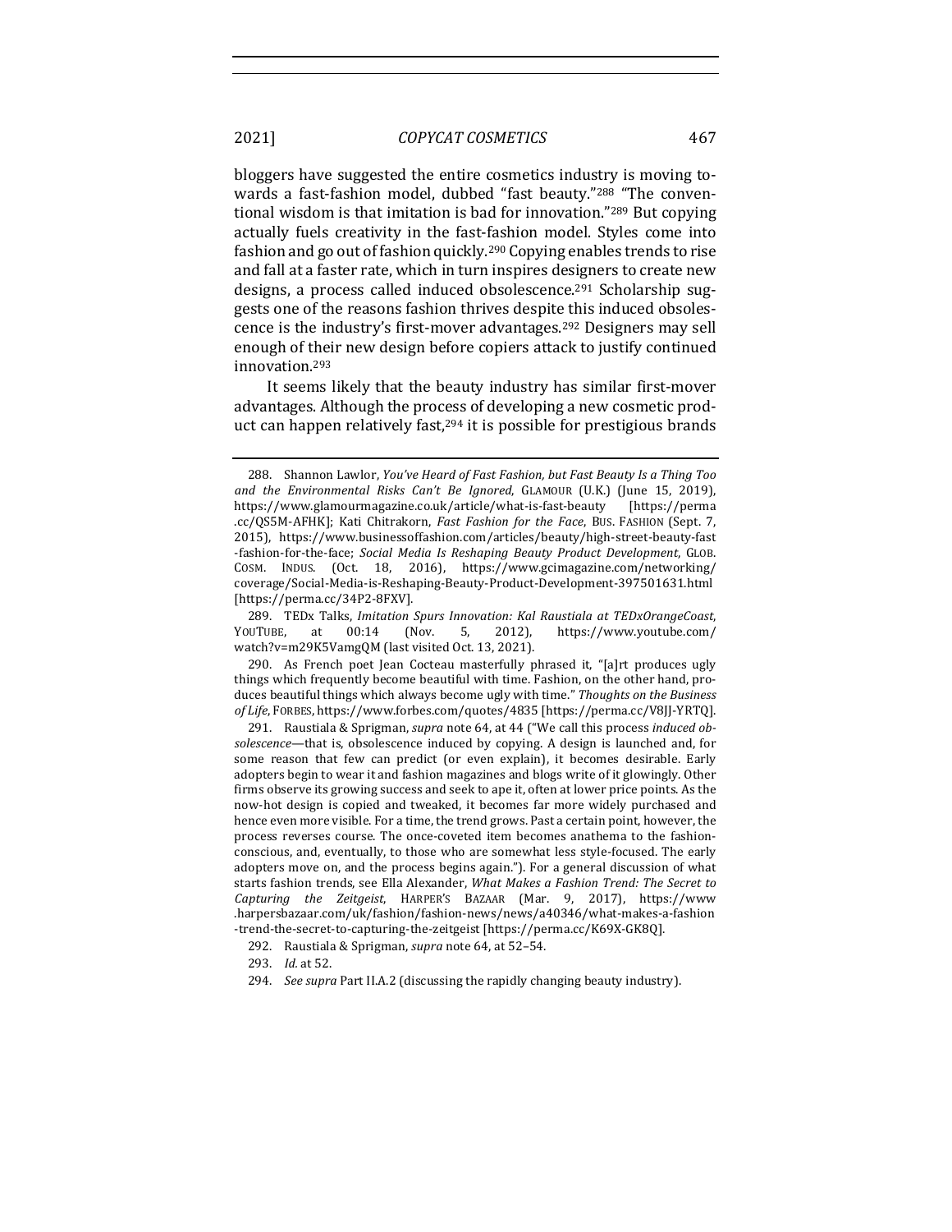bloggers have suggested the entire cosmetics industry is moving towards a fast-fashion model, dubbed "fast beauty."[288] "The conventional wisdom is that imitation is bad for innovation."[289] But copying actually fuels creativity in the fast-fashion model. Styles come into fashion and go out of fashion quickly.[290] Copying enables trends to rise and fall at a faster rate, which in turn inspires designers to create new designs, a process called induced obsolescence.[291] Scholarship suggests one of the reasons fashion thrives despite this induced obsolescence is the industry's first-mover advantages.[292] Designers may sell enough of their new design before copiers attack to justify continued innovation.[293]

It seems likely that the beauty industry has similar first-mover advantages. Although the process of developing a new cosmetic product can happen relatively fast,[294] it is possible for prestigious brands

---

288. Shannon Lawlor, *You've Heard of Fast Fashion, but Fast Beauty Is a Thing Too and the Environmental Risks Can't Be Ignored*, GLAMOUR (U.K.) (June 15, 2019), https://www.glamourmagazine.co.uk/article/what-is-fast-beauty [https://perma.cc/QS5M-AFHK]; Kati Chitrakorn, *Fast Fashion for the Face*, BUS. FASHION (Sept. 7, 2015), https://www.businessoffashion.com/articles/beauty/high-street-beauty-fast-fashion-for-the-face; *Social Media Is Reshaping Beauty Product Development*, GLOB. COSM. INDUS. (Oct. 18, 2016), https://www.gcimagazine.com/networking/coverage/Social-Media-is-Reshaping-Beauty-Product-Development-397501631.html [https://perma.cc/34P2-8FXV].

289. TEDx Talks, *Imitation Spurs Innovation: Kal Raustiala at TEDxOrangeCoast*, YOUTUBE, at 00:14 (Nov. 5, 2012), https://www.youtube.com/watch?v=m29K5VamgQM (last visited Oct. 13, 2021).

290. As French poet Jean Cocteau masterfully phrased it, "[a]rt produces ugly things which frequently become beautiful with time. Fashion, on the other hand, produces beautiful things which always become ugly with time." *Thoughts on the Business of Life*, FORBES, https://www.forbes.com/quotes/4835 [https://perma.cc/V8JJ-YRTQ].

291. Raustiala & Sprigman, *supra* note 64, at 44 ("We call this process *induced obsolescence*—that is, obsolescence induced by copying. A design is launched and, for some reason that few can predict (or even explain), it becomes desirable. Early adopters begin to wear it and fashion magazines and blogs write of it glowingly. Other firms observe its growing success and seek to ape it, often at lower price points. As the now-hot design is copied and tweaked, it becomes far more widely purchased and hence even more visible. For a time, the trend grows. Past a certain point, however, the process reverses course. The once-coveted item becomes anathema to the fashion-conscious, and, eventually, to those who are somewhat less style-focused. The early adopters move on, and the process begins again."). For a general discussion of what starts fashion trends, see Ella Alexander, *What Makes a Fashion Trend: The Secret to Capturing the Zeitgeist*, HARPER'S BAZAAR (Mar. 9, 2017), https://www.harpersbazaar.com/uk/fashion/fashion-news/news/a40346/what-makes-a-fashion-trend-the-secret-to-capturing-the-zeitgeist [https://perma.cc/K69X-GK8Q].

292. Raustiala & Sprigman, *supra* note 64, at 52–54.

293. *Id.* at 52.

294. *See supra* Part II.A.2 (discussing the rapidly changing beauty industry).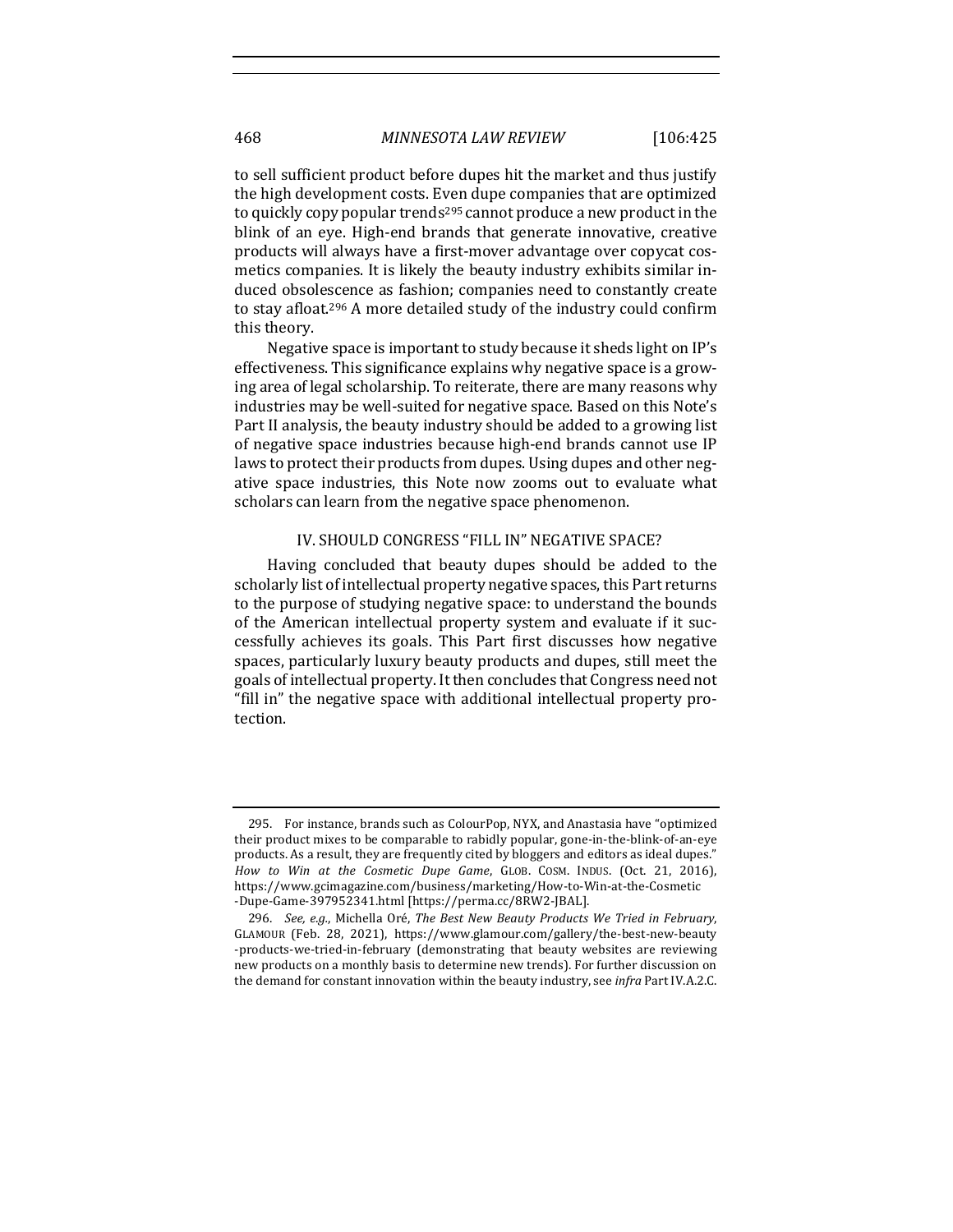to sell sufficient product before dupes hit the market and thus justify the high development costs. Even dupe companies that are optimized to quickly copy popular trends[295] cannot produce a new product in the blink of an eye. High-end brands that generate innovative, creative products will always have a first-mover advantage over copycat cosmetics companies. It is likely the beauty industry exhibits similar induced obsolescence as fashion; companies need to constantly create to stay afloat.[296] A more detailed study of the industry could confirm this theory.

Negative space is important to study because it sheds light on IP's effectiveness. This significance explains why negative space is a growing area of legal scholarship. To reiterate, there are many reasons why industries may be well-suited for negative space. Based on this Note's Part II analysis, the beauty industry should be added to a growing list of negative space industries because high-end brands cannot use IP laws to protect their products from dupes. Using dupes and other negative space industries, this Note now zooms out to evaluate what scholars can learn from the negative space phenomenon.

## IV. SHOULD CONGRESS "FILL IN" NEGATIVE SPACE?

Having concluded that beauty dupes should be added to the scholarly list of intellectual property negative spaces, this Part returns to the purpose of studying negative space: to understand the bounds of the American intellectual property system and evaluate if it successfully achieves its goals. This Part first discusses how negative spaces, particularly luxury beauty products and dupes, still meet the goals of intellectual property. It then concludes that Congress need not "fill in" the negative space with additional intellectual property protection.

---

295. For instance, brands such as ColourPop, NYX, and Anastasia have "optimized their product mixes to be comparable to rabidly popular, gone-in-the-blink-of-an-eye products. As a result, they are frequently cited by bloggers and editors as ideal dupes." *How to Win at the Cosmetic Dupe Game*, GLOB. COSM. INDUS. (Oct. 21, 2016), https://www.gcimagazine.com/business/marketing/How-to-Win-at-the-Cosmetic-Dupe-Game-397952341.html [https://perma.cc/8RW2-JBAL].

296. *See, e.g.*, Michella Oré, *The Best New Beauty Products We Tried in February*, GLAMOUR (Feb. 28, 2021), https://www.glamour.com/gallery/the-best-new-beauty-products-we-tried-in-february (demonstrating that beauty websites are reviewing new products on a monthly basis to determine new trends). For further discussion on the demand for constant innovation within the beauty industry, see *infra* Part IV.A.2.C.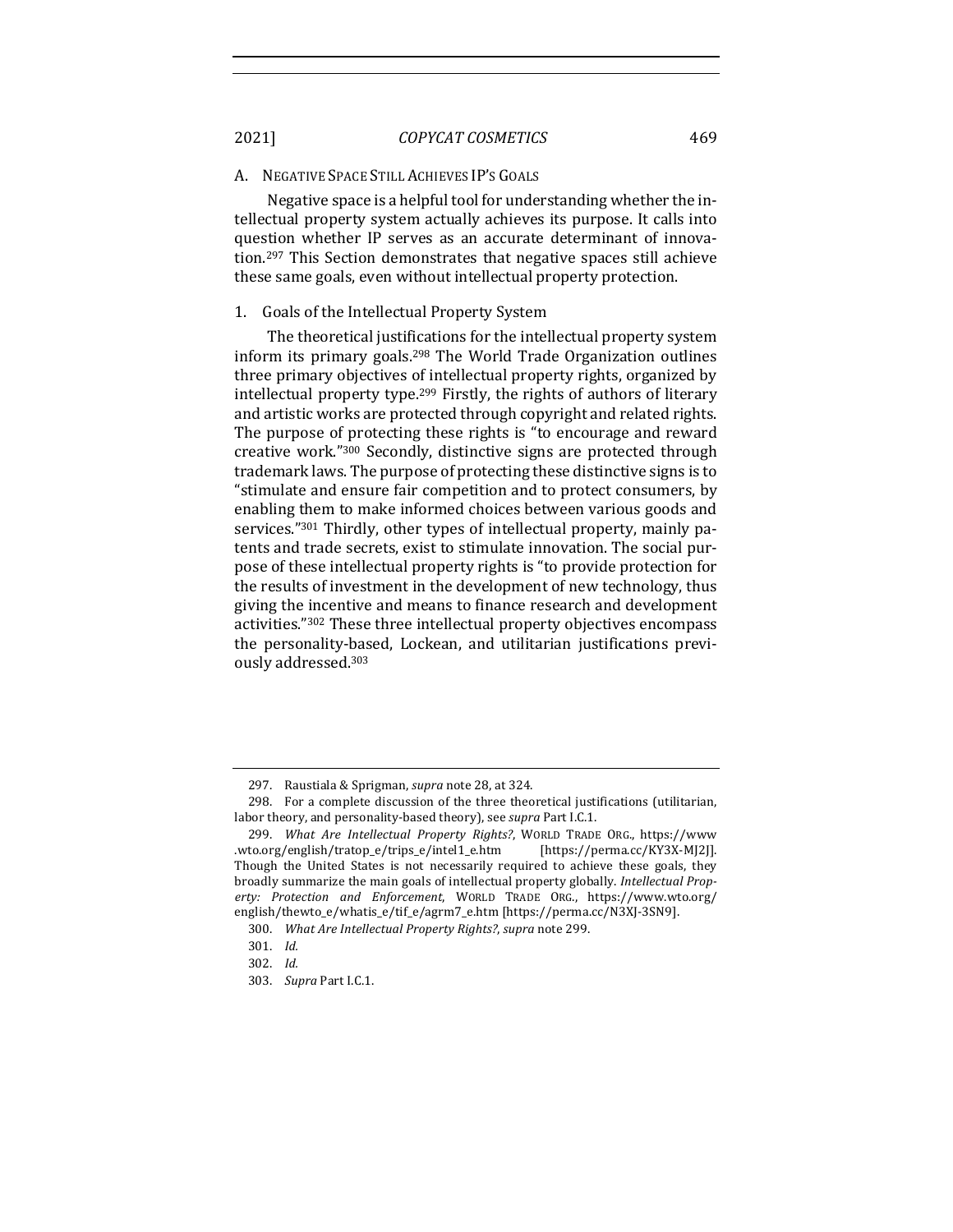### A. NEGATIVE SPACE STILL ACHIEVES IP'S GOALS

Negative space is a helpful tool for understanding whether the intellectual property system actually achieves its purpose. It calls into question whether IP serves as an accurate determinant of innovation.[297] This Section demonstrates that negative spaces still achieve these same goals, even without intellectual property protection.

#### 1. Goals of the Intellectual Property System

The theoretical justifications for the intellectual property system inform its primary goals.[298] The World Trade Organization outlines three primary objectives of intellectual property rights, organized by intellectual property type.[299] Firstly, the rights of authors of literary and artistic works are protected through copyright and related rights. The purpose of protecting these rights is "to encourage and reward creative work."[300] Secondly, distinctive signs are protected through trademark laws. The purpose of protecting these distinctive signs is to "stimulate and ensure fair competition and to protect consumers, by enabling them to make informed choices between various goods and services."[301] Thirdly, other types of intellectual property, mainly patents and trade secrets, exist to stimulate innovation. The social purpose of these intellectual property rights is "to provide protection for the results of investment in the development of new technology, thus giving the incentive and means to finance research and development activities."[302] These three intellectual property objectives encompass the personality-based, Lockean, and utilitarian justifications previously addressed.[303]

---

297. Raustiala & Sprigman, *supra* note 28, at 324.

298. For a complete discussion of the three theoretical justifications (utilitarian, labor theory, and personality-based theory), see *supra* Part I.C.1.

299. *What Are Intellectual Property Rights?*, WORLD TRADE ORG., https://www.wto.org/english/tratop_e/trips_e/intel1_e.htm [https://perma.cc/KY3X-MJ2J]. Though the United States is not necessarily required to achieve these goals, they broadly summarize the main goals of intellectual property globally. *Intellectual Property: Protection and Enforcement*, WORLD TRADE ORG., https://www.wto.org/english/thewto_e/whatis_e/tif_e/agrm7_e.htm [https://perma.cc/N3XJ-3SN9].

300. *What Are Intellectual Property Rights?*, *supra* note 299.

301. *Id.*

302. *Id.*

303. *Supra* Part I.C.1.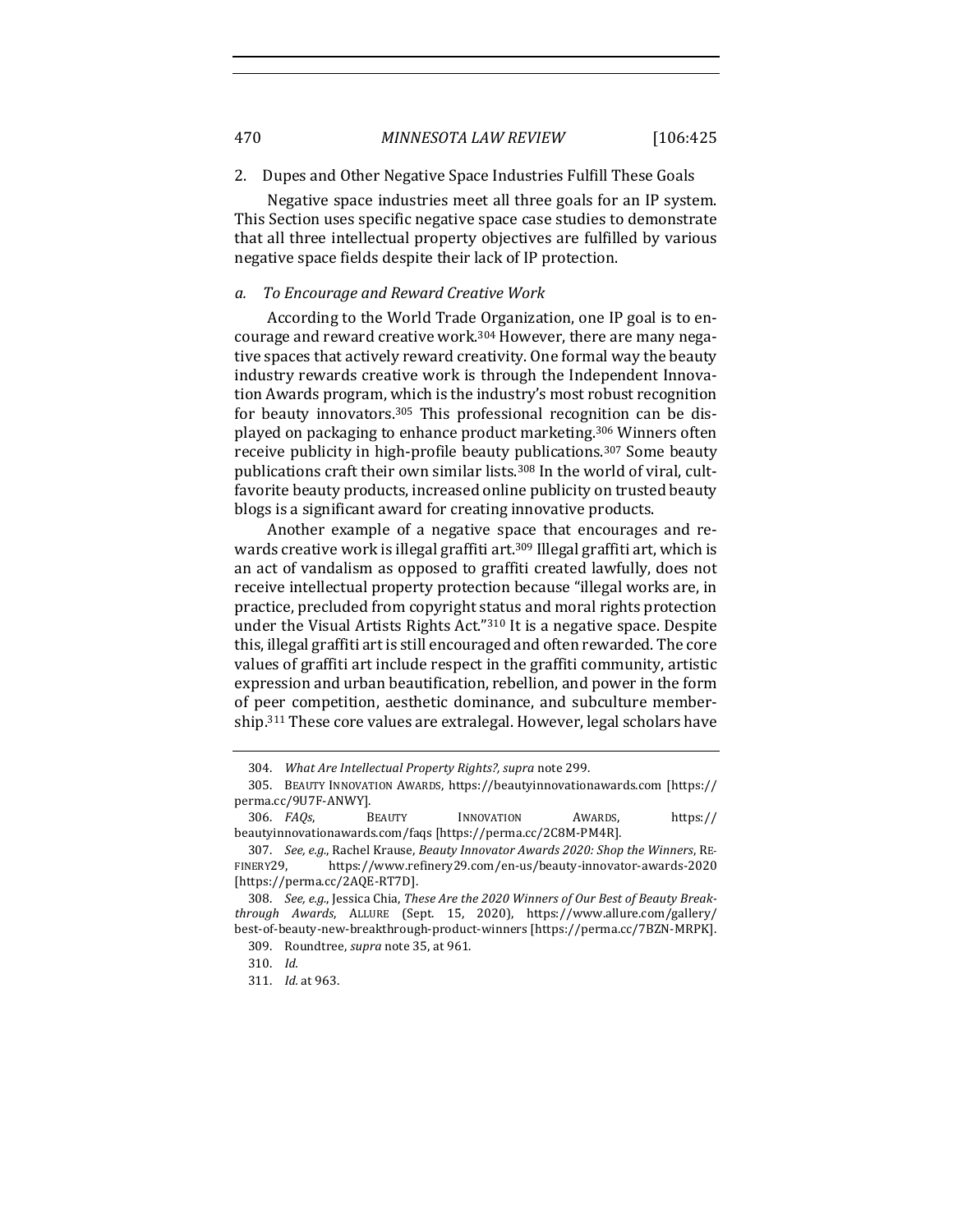2. Dupes and Other Negative Space Industries Fulfill These Goals

Negative space industries meet all three goals for an IP system. This Section uses specific negative space case studies to demonstrate that all three intellectual property objectives are fulfilled by various negative space fields despite their lack of IP protection.

*a. To Encourage and Reward Creative Work*

According to the World Trade Organization, one IP goal is to encourage and reward creative work.[304] However, there are many negative spaces that actively reward creativity. One formal way the beauty industry rewards creative work is through the Independent Innovation Awards program, which is the industry's most robust recognition for beauty innovators.[305] This professional recognition can be displayed on packaging to enhance product marketing.[306] Winners often receive publicity in high-profile beauty publications.[307] Some beauty publications craft their own similar lists.[308] In the world of viral, cult-favorite beauty products, increased online publicity on trusted beauty blogs is a significant award for creating innovative products.

Another example of a negative space that encourages and rewards creative work is illegal graffiti art.[309] Illegal graffiti art, which is an act of vandalism as opposed to graffiti created lawfully, does not receive intellectual property protection because "illegal works are, in practice, precluded from copyright status and moral rights protection under the Visual Artists Rights Act."[310] It is a negative space. Despite this, illegal graffiti art is still encouraged and often rewarded. The core values of graffiti art include respect in the graffiti community, artistic expression and urban beautification, rebellion, and power in the form of peer competition, aesthetic dominance, and subculture membership.[311] These core values are extralegal. However, legal scholars have

---

304. *What Are Intellectual Property Rights?*, *supra* note 299.

305. BEAUTY INNOVATION AWARDS, https://beautyinnovationawards.com [https://perma.cc/9U7F-ANWY].

306. *FAQs*, BEAUTY INNOVATION AWARDS, https://beautyinnovationawards.com/faqs [https://perma.cc/2C8M-PM4R].

307. *See, e.g.*, Rachel Krause, *Beauty Innovator Awards 2020: Shop the Winners*, REFINERY29, https://www.refinery29.com/en-us/beauty-innovator-awards-2020 [https://perma.cc/2AQE-RT7D].

308. *See, e.g.*, Jessica Chia, *These Are the 2020 Winners of Our Best of Beauty Breakthrough Awards*, ALLURE (Sept. 15, 2020), https://www.allure.com/gallery/best-of-beauty-new-breakthrough-product-winners [https://perma.cc/7BZN-MRPK].

309. Roundtree, *supra* note 35, at 961.

310. *Id.*

311. *Id.* at 963.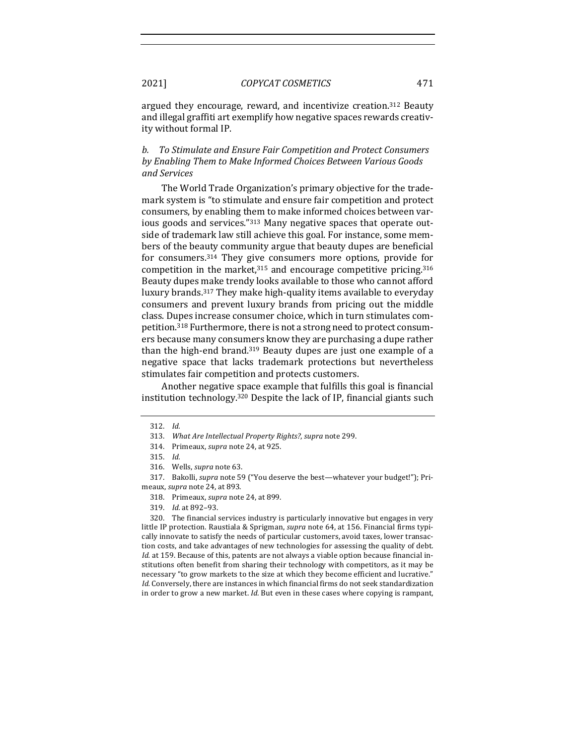argued they encourage, reward, and incentivize creation.[312] Beauty and illegal graffiti art exemplify how negative spaces rewards creativity without formal IP.

### *b. To Stimulate and Ensure Fair Competition and Protect Consumers by Enabling Them to Make Informed Choices Between Various Goods and Services*

The World Trade Organization's primary objective for the trademark system is "to stimulate and ensure fair competition and protect consumers, by enabling them to make informed choices between various goods and services."[313] Many negative spaces that operate outside of trademark law still achieve this goal. For instance, some members of the beauty community argue that beauty dupes are beneficial for consumers.[314] They give consumers more options, provide for competition in the market,[315] and encourage competitive pricing.[316] Beauty dupes make trendy looks available to those who cannot afford luxury brands.[317] They make high-quality items available to everyday consumers and prevent luxury brands from pricing out the middle class. Dupes increase consumer choice, which in turn stimulates competition.[318] Furthermore, there is not a strong need to protect consumers because many consumers know they are purchasing a dupe rather than the high-end brand.[319] Beauty dupes are just one example of a negative space that lacks trademark protections but nevertheless stimulates fair competition and protects customers.

Another negative space example that fulfills this goal is financial institution technology.[320] Despite the lack of IP, financial giants such

---

312. *Id.*

313. *What Are Intellectual Property Rights?*, *supra* note 299.

314. Primeaux, *supra* note 24, at 925.

315. *Id.*

316. Wells, *supra* note 63.

317. Bakolli, *supra* note 59 ("You deserve the best—whatever your budget!"); Primeaux, *supra* note 24, at 893.

318. Primeaux, *supra* note 24, at 899.

319. *Id.* at 892–93.

320. The financial services industry is particularly innovative but engages in very little IP protection. Raustiala & Sprigman, *supra* note 64, at 156. Financial firms typically innovate to satisfy the needs of particular customers, avoid taxes, lower transaction costs, and take advantages of new technologies for assessing the quality of debt. *Id.* at 159. Because of this, patents are not always a viable option because financial institutions often benefit from sharing their technology with competitors, as it may be necessary "to grow markets to the size at which they become efficient and lucrative." *Id.* Conversely, there are instances in which financial firms do not seek standardization in order to grow a new market. *Id.* But even in these cases where copying is rampant,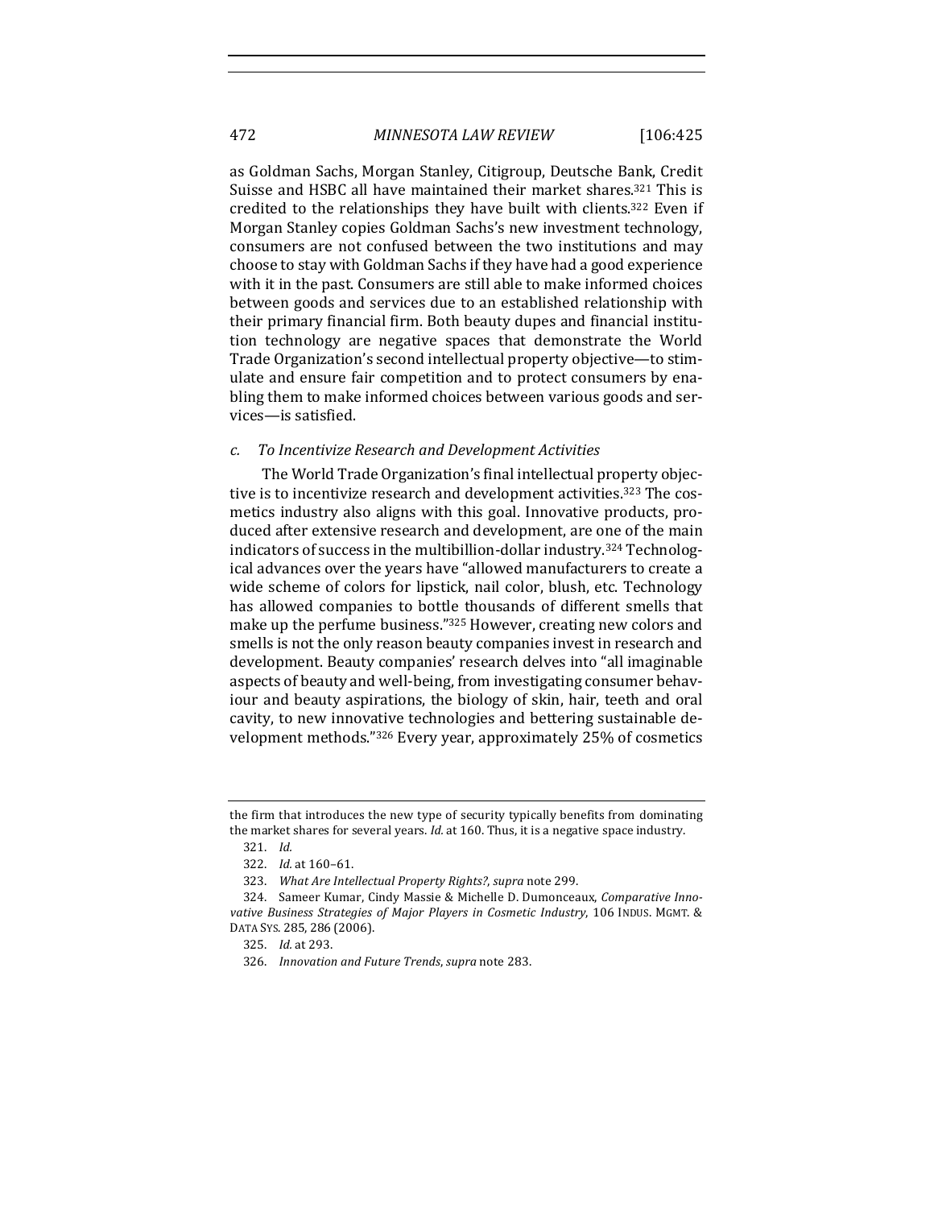as Goldman Sachs, Morgan Stanley, Citigroup, Deutsche Bank, Credit Suisse and HSBC all have maintained their market shares.[321] This is credited to the relationships they have built with clients.[322] Even if Morgan Stanley copies Goldman Sachs's new investment technology, consumers are not confused between the two institutions and may choose to stay with Goldman Sachs if they have had a good experience with it in the past. Consumers are still able to make informed choices between goods and services due to an established relationship with their primary financial firm. Both beauty dupes and financial institution technology are negative spaces that demonstrate the World Trade Organization's second intellectual property objective—to stimulate and ensure fair competition and to protect consumers by enabling them to make informed choices between various goods and services—is satisfied.

### *c. To Incentivize Research and Development Activities*

The World Trade Organization's final intellectual property objective is to incentivize research and development activities.[323] The cosmetics industry also aligns with this goal. Innovative products, produced after extensive research and development, are one of the main indicators of success in the multibillion-dollar industry.[324] Technological advances over the years have "allowed manufacturers to create a wide scheme of colors for lipstick, nail color, blush, etc. Technology has allowed companies to bottle thousands of different smells that make up the perfume business."[325] However, creating new colors and smells is not the only reason beauty companies invest in research and development. Beauty companies' research delves into "all imaginable aspects of beauty and well-being, from investigating consumer behaviour and beauty aspirations, the biology of skin, hair, teeth and oral cavity, to new innovative technologies and bettering sustainable development methods."[326] Every year, approximately 25% of cosmetics

---

the firm that introduces the new type of security typically benefits from dominating the market shares for several years. *Id.* at 160. Thus, it is a negative space industry.

321. *Id.*

322. *Id.* at 160–61.

323. *What Are Intellectual Property Rights?*, *supra* note 299.

324. Sameer Kumar, Cindy Massie & Michelle D. Dumonceaux, *Comparative Innovative Business Strategies of Major Players in Cosmetic Industry*, 106 INDUS. MGMT. & DATA SYS. 285, 286 (2006).

325. *Id.* at 293.

326. *Innovation and Future Trends*, *supra* note 283.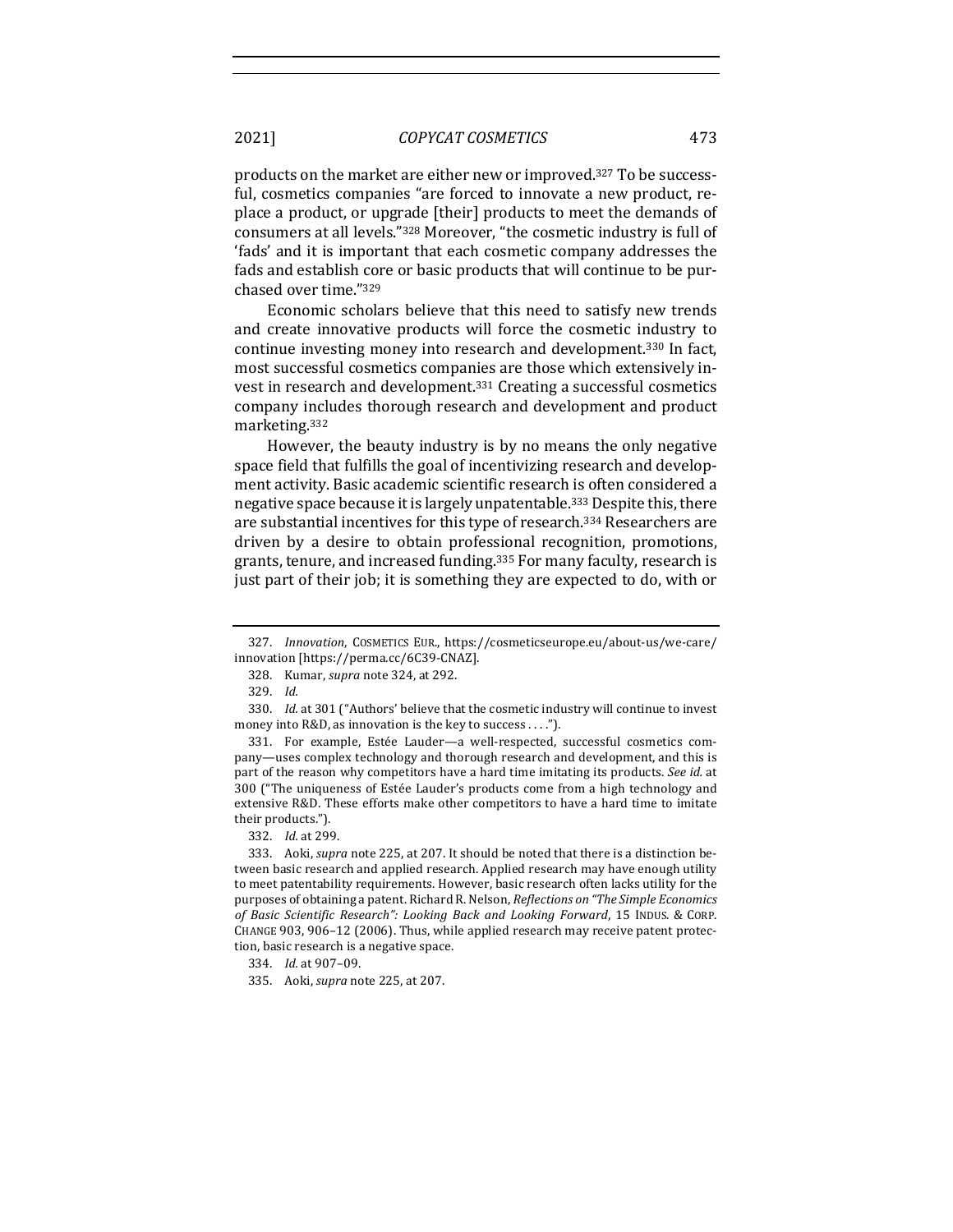products on the market are either new or improved.[327] To be successful, cosmetics companies "are forced to innovate a new product, replace a product, or upgrade [their] products to meet the demands of consumers at all levels."[328] Moreover, "the cosmetic industry is full of 'fads' and it is important that each cosmetic company addresses the fads and establish core or basic products that will continue to be purchased over time."[329]

Economic scholars believe that this need to satisfy new trends and create innovative products will force the cosmetic industry to continue investing money into research and development.[330] In fact, most successful cosmetics companies are those which extensively invest in research and development.[331] Creating a successful cosmetics company includes thorough research and development and product marketing.[332]

However, the beauty industry is by no means the only negative space field that fulfills the goal of incentivizing research and development activity. Basic academic scientific research is often considered a negative space because it is largely unpatentable.[333] Despite this, there are substantial incentives for this type of research.[334] Researchers are driven by a desire to obtain professional recognition, promotions, grants, tenure, and increased funding.[335] For many faculty, research is just part of their job; it is something they are expected to do, with or

---

327. *Innovation*, COSMETICS EUR., https://cosmeticseurope.eu/about-us/we-care/innovation [https://perma.cc/6C39-CNAZ].

328. Kumar, *supra* note 324, at 292.

329. *Id.*

330. *Id.* at 301 ("Authors' believe that the cosmetic industry will continue to invest money into R&D, as innovation is the key to success . . . .").

331. For example, Estée Lauder—a well-respected, successful cosmetics company—uses complex technology and thorough research and development, and this is part of the reason why competitors have a hard time imitating its products. *See id.* at 300 ("The uniqueness of Estée Lauder's products come from a high technology and extensive R&D. These efforts make other competitors to have a hard time to imitate their products.").

332. *Id.* at 299.

333. Aoki, *supra* note 225, at 207. It should be noted that there is a distinction between basic research and applied research. Applied research may have enough utility to meet patentability requirements. However, basic research often lacks utility for the purposes of obtaining a patent. Richard R. Nelson, *Reflections on "The Simple Economics of Basic Scientific Research": Looking Back and Looking Forward*, 15 INDUS. & CORP. CHANGE 903, 906–12 (2006). Thus, while applied research may receive patent protection, basic research is a negative space.

334. *Id.* at 907–09.

335. Aoki, *supra* note 225, at 207.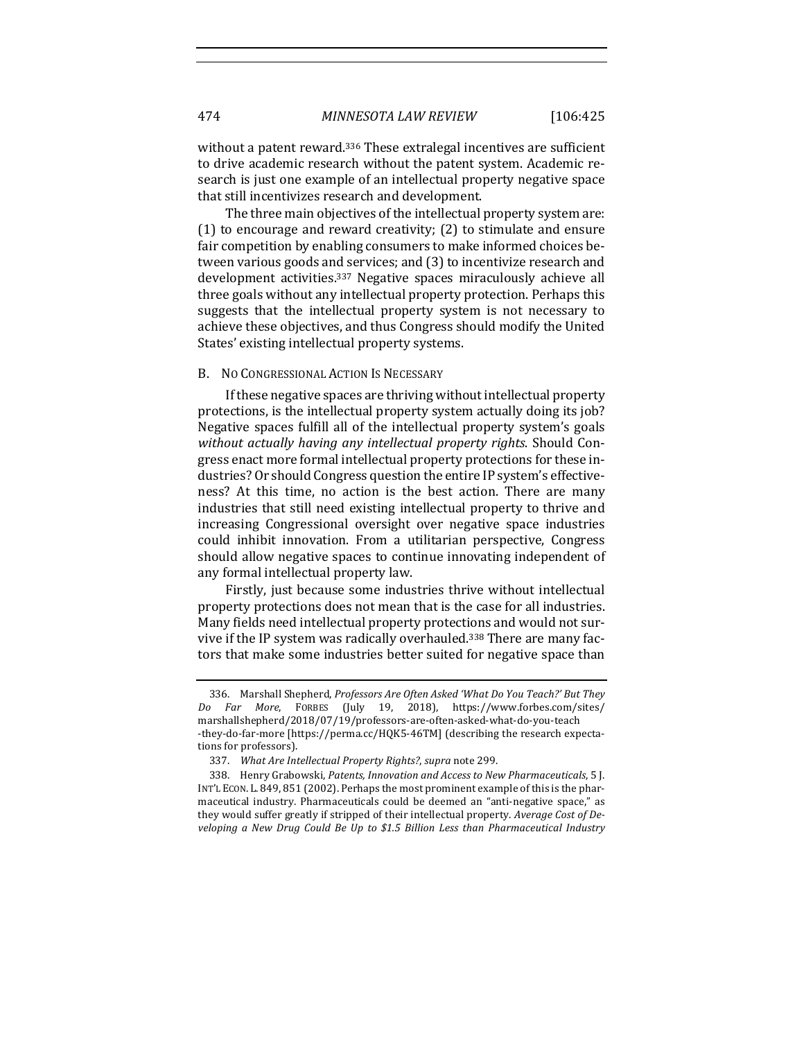without a patent reward.[336] These extralegal incentives are sufficient to drive academic research without the patent system. Academic research is just one example of an intellectual property negative space that still incentivizes research and development.

The three main objectives of the intellectual property system are: (1) to encourage and reward creativity; (2) to stimulate and ensure fair competition by enabling consumers to make informed choices between various goods and services; and (3) to incentivize research and development activities.[337] Negative spaces miraculously achieve all three goals without any intellectual property protection. Perhaps this suggests that the intellectual property system is not necessary to achieve these objectives, and thus Congress should modify the United States' existing intellectual property systems.

## B. No Congressional Action Is Necessary

If these negative spaces are thriving without intellectual property protections, is the intellectual property system actually doing its job? Negative spaces fulfill all of the intellectual property system's goals *without actually having any intellectual property rights*. Should Congress enact more formal intellectual property protections for these industries? Or should Congress question the entire IP system's effectiveness? At this time, no action is the best action. There are many industries that still need existing intellectual property to thrive and increasing Congressional oversight over negative space industries could inhibit innovation. From a utilitarian perspective, Congress should allow negative spaces to continue innovating independent of any formal intellectual property law.

Firstly, just because some industries thrive without intellectual property protections does not mean that is the case for all industries. Many fields need intellectual property protections and would not survive if the IP system was radically overhauled.[338] There are many factors that make some industries better suited for negative space than

---

336. Marshall Shepherd, *Professors Are Often Asked 'What Do You Teach?' But They Do Far More*, FORBES (July 19, 2018), https://www.forbes.com/sites/marshallshepherd/2018/07/19/professors-are-often-asked-what-do-you-teach-they-do-far-more [https://perma.cc/HQK5-46TM] (describing the research expectations for professors).

337. *What Are Intellectual Property Rights?*, *supra* note 299.

338. Henry Grabowski, *Patents, Innovation and Access to New Pharmaceuticals*, 5 J. INT'L ECON. L. 849, 851 (2002). Perhaps the most prominent example of this is the pharmaceutical industry. Pharmaceuticals could be deemed an "anti-negative space," as they would suffer greatly if stripped of their intellectual property. *Average Cost of Developing a New Drug Could Be Up to $1.5 Billion Less than Pharmaceutical Industry*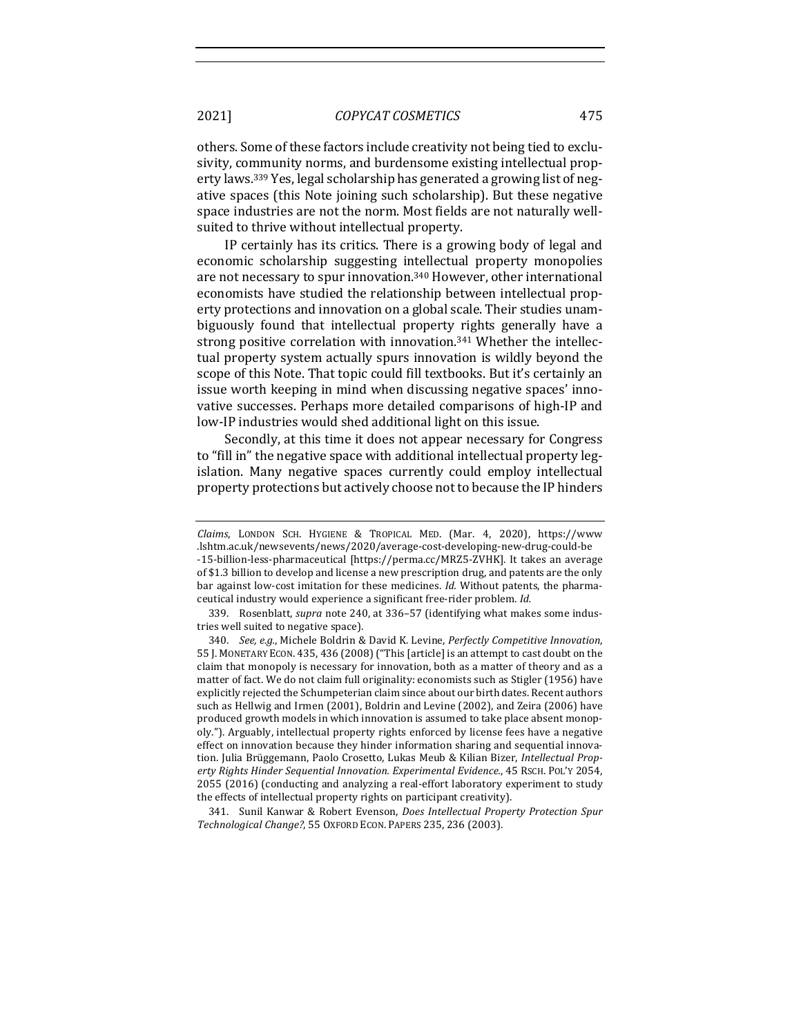others. Some of these factors include creativity not being tied to exclusivity, community norms, and burdensome existing intellectual property laws.[339] Yes, legal scholarship has generated a growing list of negative spaces (this Note joining such scholarship). But these negative space industries are not the norm. Most fields are not naturally well-suited to thrive without intellectual property.

IP certainly has its critics. There is a growing body of legal and economic scholarship suggesting intellectual property monopolies are not necessary to spur innovation.[340] However, other international economists have studied the relationship between intellectual property protections and innovation on a global scale. Their studies unambiguously found that intellectual property rights generally have a strong positive correlation with innovation.[341] Whether the intellectual property system actually spurs innovation is wildly beyond the scope of this Note. That topic could fill textbooks. But it's certainly an issue worth keeping in mind when discussing negative spaces' innovative successes. Perhaps more detailed comparisons of high-IP and low-IP industries would shed additional light on this issue.

Secondly, at this time it does not appear necessary for Congress to "fill in" the negative space with additional intellectual property legislation. Many negative spaces currently could employ intellectual property protections but actively choose not to because the IP hinders

---

*Claims*, LONDON SCH. HYGIENE & TROPICAL MED. (Mar. 4, 2020), https://www.lshtm.ac.uk/newsevents/news/2020/average-cost-developing-new-drug-could-be-15-billion-less-pharmaceutical [https://perma.cc/MRZ5-ZVHK]. It takes an average of $1.3 billion to develop and license a new prescription drug, and patents are the only bar against low-cost imitation for these medicines. *Id.* Without patents, the pharmaceutical industry would experience a significant free-rider problem. *Id.*

339. Rosenblatt, *supra* note 240, at 336–57 (identifying what makes some industries well suited to negative space).

340. *See, e.g.*, Michele Boldrin & David K. Levine, *Perfectly Competitive Innovation*, 55 J. MONETARY ECON. 435, 436 (2008) ("This [article] is an attempt to cast doubt on the claim that monopoly is necessary for innovation, both as a matter of theory and as a matter of fact. We do not claim full originality: economists such as Stigler (1956) have explicitly rejected the Schumpeterian claim since about our birth dates. Recent authors such as Hellwig and Irmen (2001), Boldrin and Levine (2002), and Zeira (2006) have produced growth models in which innovation is assumed to take place absent monopoly."). Arguably, intellectual property rights enforced by license fees have a negative effect on innovation because they hinder information sharing and sequential innovation. Julia Brüggemann, Paolo Crosetto, Lukas Meub & Kilian Bizer, *Intellectual Property Rights Hinder Sequential Innovation. Experimental Evidence.*, 45 RSCH. POL'Y 2054, 2055 (2016) (conducting and analyzing a real-effort laboratory experiment to study the effects of intellectual property rights on participant creativity).

341. Sunil Kanwar & Robert Evenson, *Does Intellectual Property Protection Spur Technological Change?*, 55 OXFORD ECON. PAPERS 235, 236 (2003).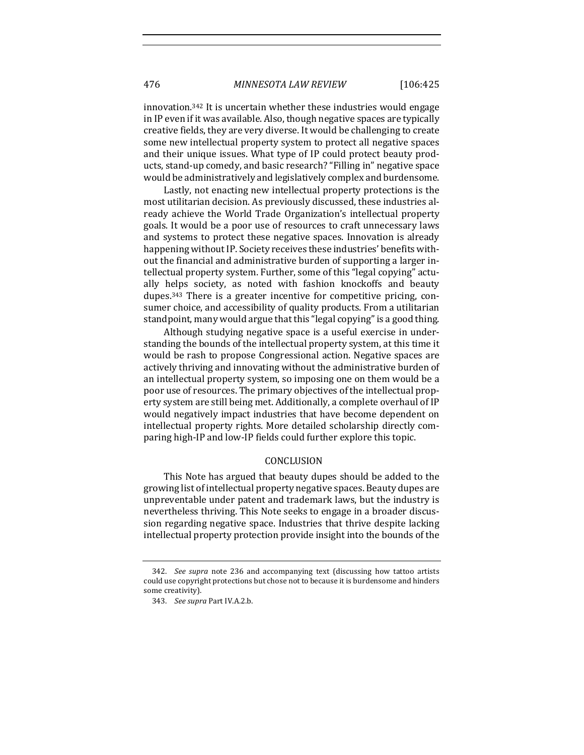innovation.[342] It is uncertain whether these industries would engage in IP even if it was available. Also, though negative spaces are typically creative fields, they are very diverse. It would be challenging to create some new intellectual property system to protect all negative spaces and their unique issues. What type of IP could protect beauty products, stand-up comedy, and basic research? "Filling in" negative space would be administratively and legislatively complex and burdensome.

Lastly, not enacting new intellectual property protections is the most utilitarian decision. As previously discussed, these industries already achieve the World Trade Organization's intellectual property goals. It would be a poor use of resources to craft unnecessary laws and systems to protect these negative spaces. Innovation is already happening without IP. Society receives these industries' benefits without the financial and administrative burden of supporting a larger intellectual property system. Further, some of this "legal copying" actually helps society, as noted with fashion knockoffs and beauty dupes.[343] There is a greater incentive for competitive pricing, consumer choice, and accessibility of quality products. From a utilitarian standpoint, many would argue that this "legal copying" is a good thing.

Although studying negative space is a useful exercise in understanding the bounds of the intellectual property system, at this time it would be rash to propose Congressional action. Negative spaces are actively thriving and innovating without the administrative burden of an intellectual property system, so imposing one on them would be a poor use of resources. The primary objectives of the intellectual property system are still being met. Additionally, a complete overhaul of IP would negatively impact industries that have become dependent on intellectual property rights. More detailed scholarship directly comparing high-IP and low-IP fields could further explore this topic.

## CONCLUSION

This Note has argued that beauty dupes should be added to the growing list of intellectual property negative spaces. Beauty dupes are unpreventable under patent and trademark laws, but the industry is nevertheless thriving. This Note seeks to engage in a broader discussion regarding negative space. Industries that thrive despite lacking intellectual property protection provide insight into the bounds of the

---

342. *See supra* note 236 and accompanying text (discussing how tattoo artists could use copyright protections but chose not to because it is burdensome and hinders some creativity).

343. *See supra* Part IV.A.2.b.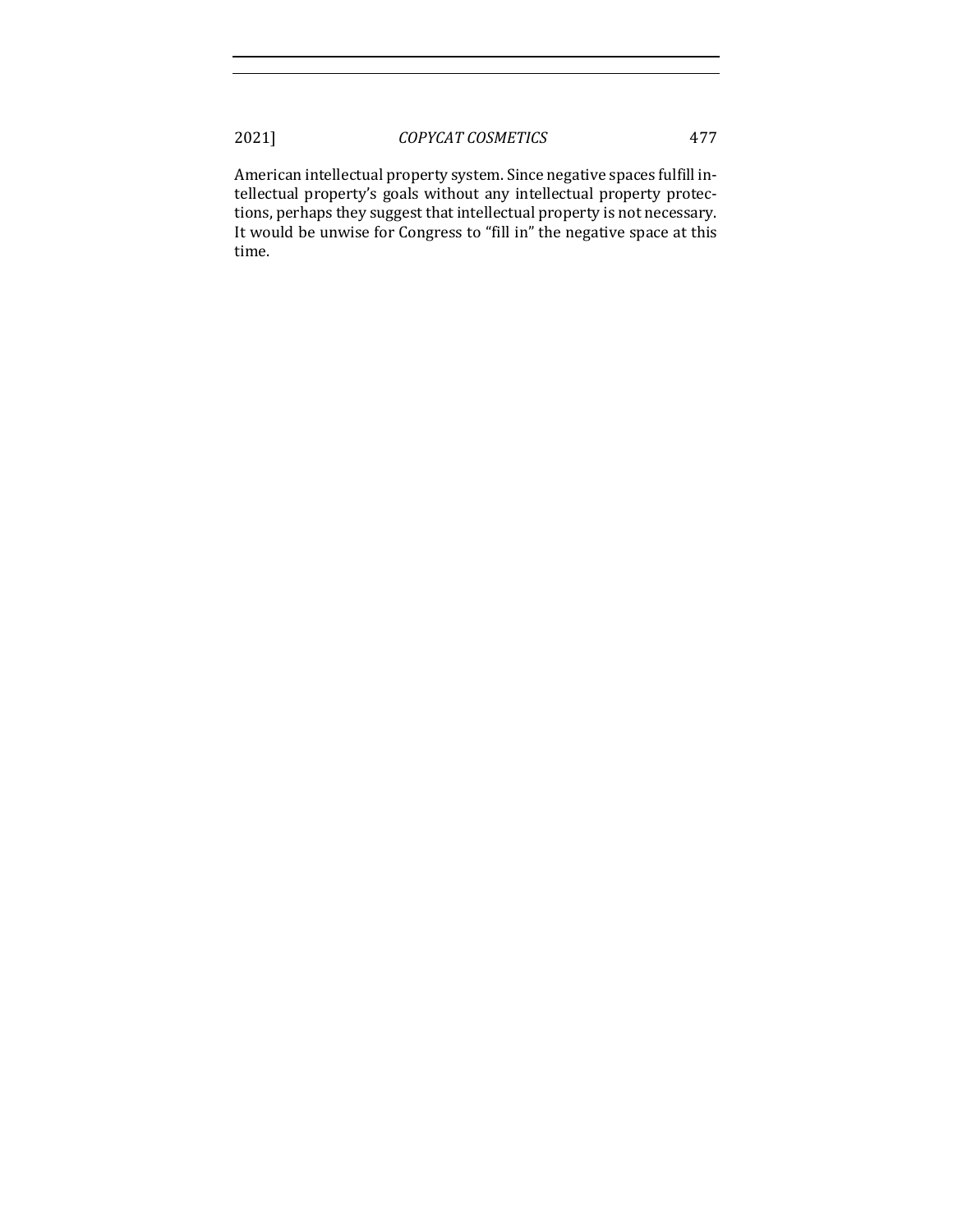American intellectual property system. Since negative spaces fulfill intellectual property's goals without any intellectual property protections, perhaps they suggest that intellectual property is not necessary. It would be unwise for Congress to "fill in" the negative space at this time.